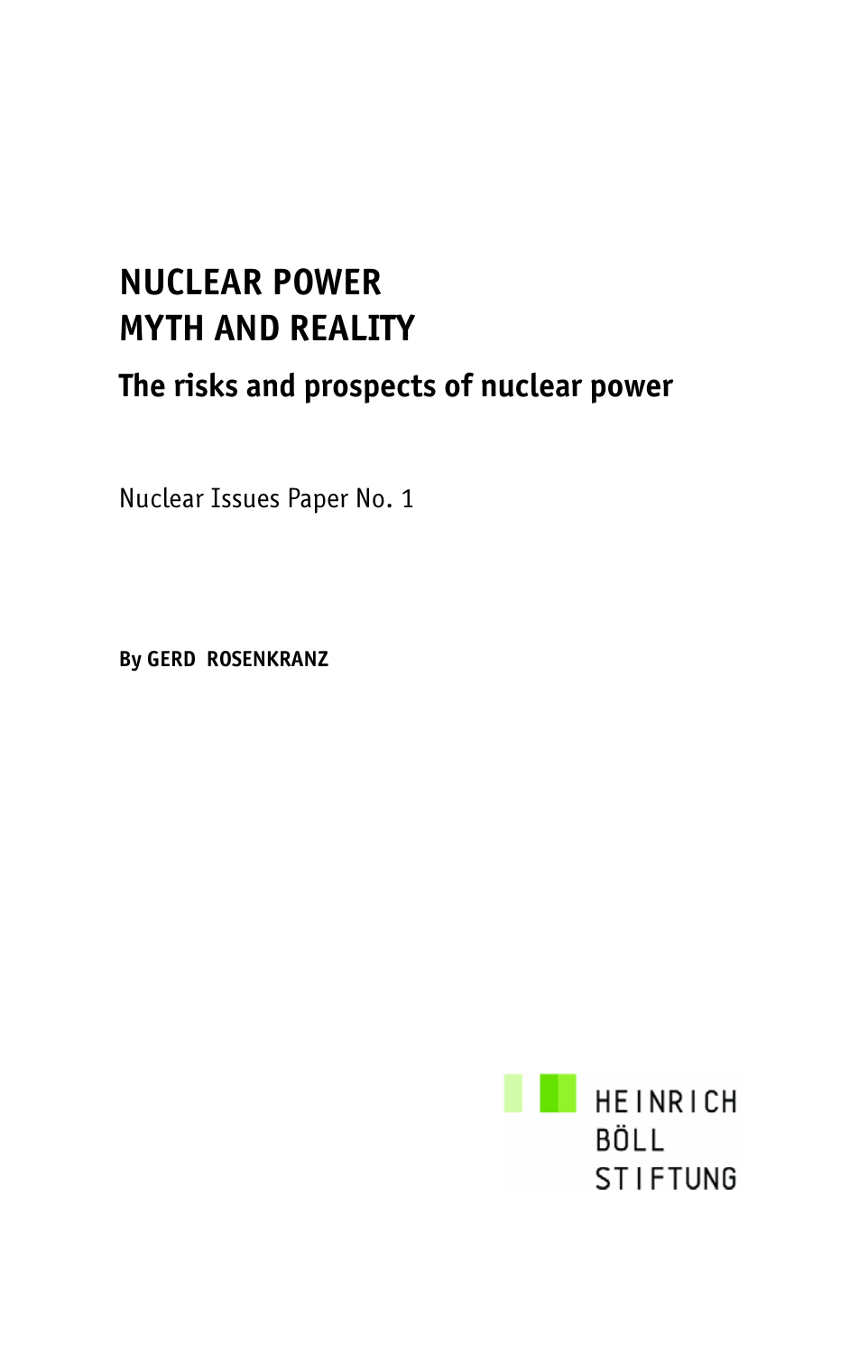# NUCLEAR POWER
# MYTH AND REALITY

## The risks and prospects of nuclear power

Nuclear Issues Paper No. 1

**By GERD ROSENKRANZ**

HEINRICH
BÖLL
STIFTUNG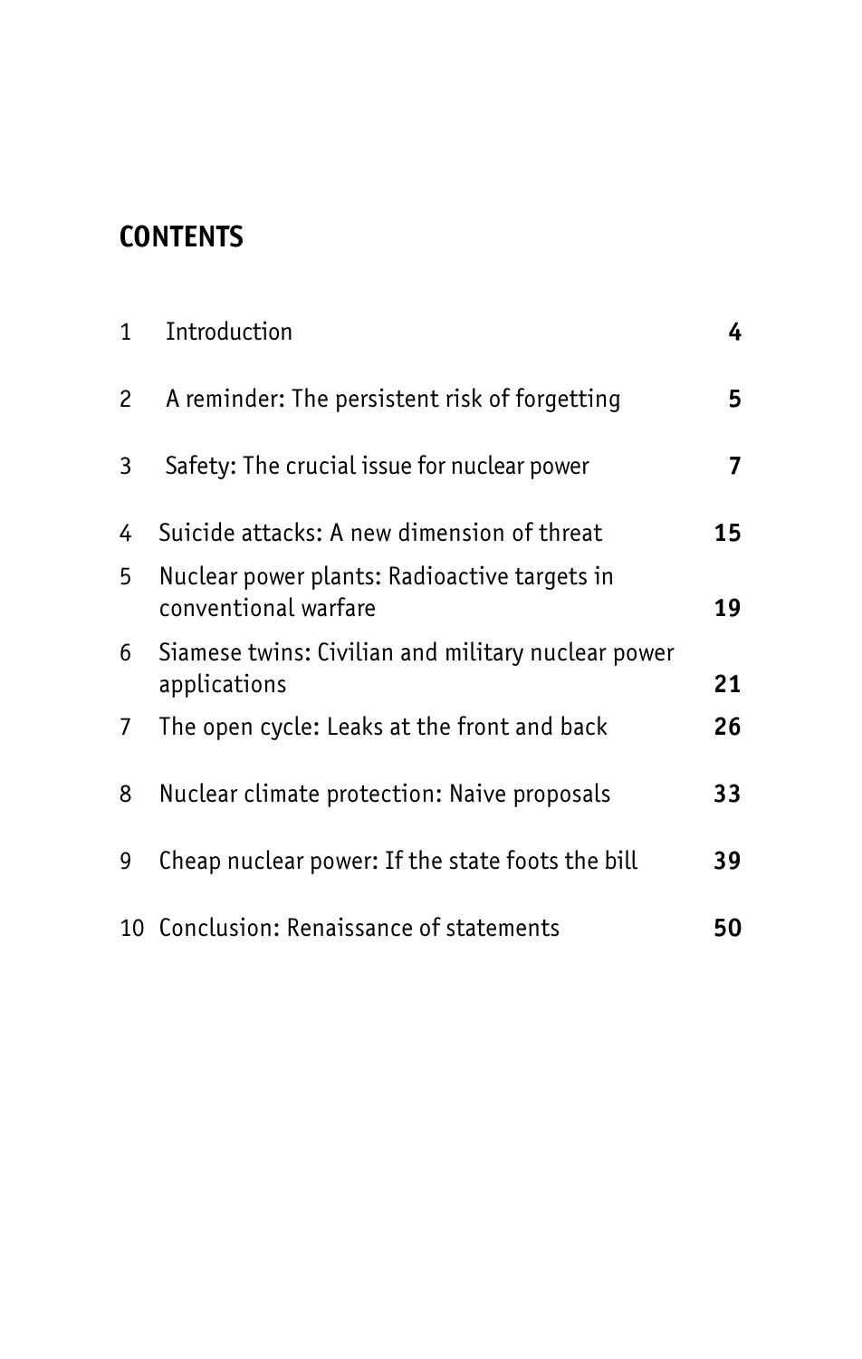## CONTENTS

| | | |
|---|---|---|
| 1 | Introduction | **4** |
| 2 | A reminder: The persistent risk of forgetting | **5** |
| 3 | Safety: The crucial issue for nuclear power | **7** |
| 4 | Suicide attacks: A new dimension of threat | **15** |
| 5 | Nuclear power plants: Radioactive targets in conventional warfare | **19** |
| 6 | Siamese twins: Civilian and military nuclear power applications | **21** |
| 7 | The open cycle: Leaks at the front and back | **26** |
| 8 | Nuclear climate protection: Naive proposals | **33** |
| 9 | Cheap nuclear power: If the state foots the bill | **39** |
| 10 | Conclusion: Renaissance of statements | **50** |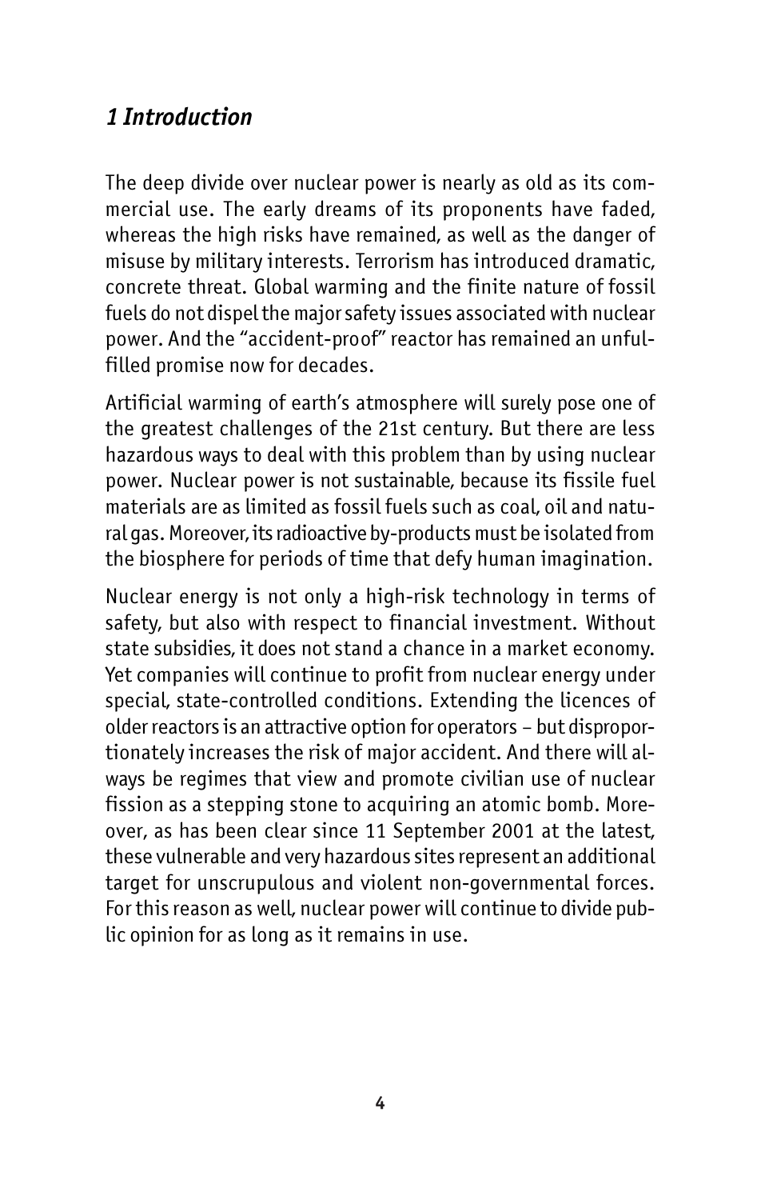## *1 Introduction*

The deep divide over nuclear power is nearly as old as its commercial use. The early dreams of its proponents have faded, whereas the high risks have remained, as well as the danger of misuse by military interests. Terrorism has introduced dramatic, concrete threat. Global warming and the finite nature of fossil fuels do not dispel the major safety issues associated with nuclear power. And the "accident-proof" reactor has remained an unfulfilled promise now for decades.

Artificial warming of earth's atmosphere will surely pose one of the greatest challenges of the 21st century. But there are less hazardous ways to deal with this problem than by using nuclear power. Nuclear power is not sustainable, because its fissile fuel materials are as limited as fossil fuels such as coal, oil and natural gas. Moreover, its radioactive by-products must be isolated from the biosphere for periods of time that defy human imagination.

Nuclear energy is not only a high-risk technology in terms of safety, but also with respect to financial investment. Without state subsidies, it does not stand a chance in a market economy. Yet companies will continue to profit from nuclear energy under special, state-controlled conditions. Extending the licences of older reactors is an attractive option for operators – but disproportionately increases the risk of major accident. And there will always be regimes that view and promote civilian use of nuclear fission as a stepping stone to acquiring an atomic bomb. Moreover, as has been clear since 11 September 2001 at the latest, these vulnerable and very hazardous sites represent an additional target for unscrupulous and violent non-governmental forces. For this reason as well, nuclear power will continue to divide public opinion for as long as it remains in use.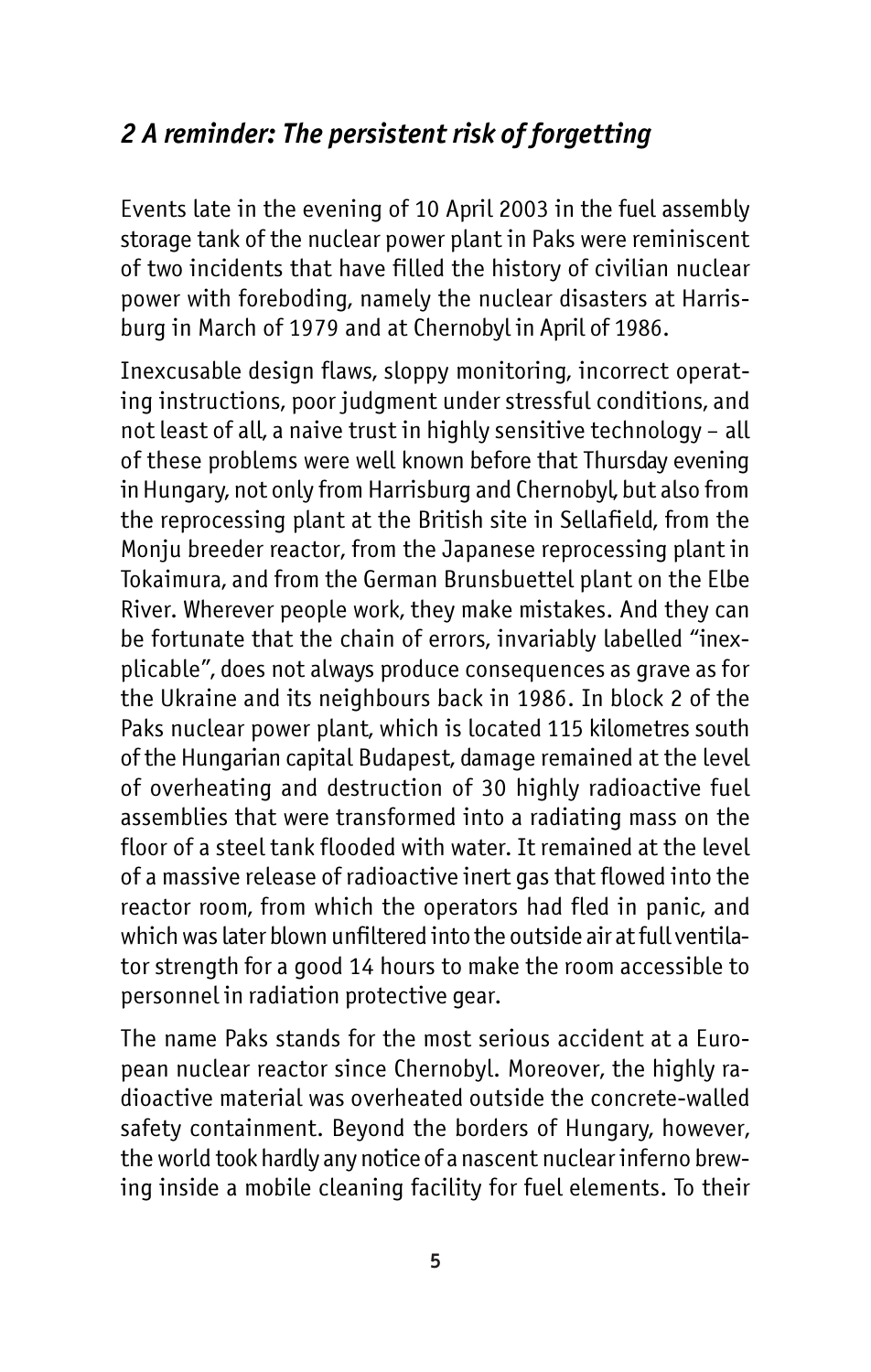## *2 A reminder: The persistent risk of forgetting*

Events late in the evening of 10 April 2003 in the fuel assembly storage tank of the nuclear power plant in Paks were reminiscent of two incidents that have filled the history of civilian nuclear power with foreboding, namely the nuclear disasters at Harrisburg in March of 1979 and at Chernobyl in April of 1986.

Inexcusable design flaws, sloppy monitoring, incorrect operating instructions, poor judgment under stressful conditions, and not least of all, a naive trust in highly sensitive technology – all of these problems were well known before that Thursday evening in Hungary, not only from Harrisburg and Chernobyl, but also from the reprocessing plant at the British site in Sellafield, from the Monju breeder reactor, from the Japanese reprocessing plant in Tokaimura, and from the German Brunsbuettel plant on the Elbe River. Wherever people work, they make mistakes. And they can be fortunate that the chain of errors, invariably labelled "inexplicable", does not always produce consequences as grave as for the Ukraine and its neighbours back in 1986. In block 2 of the Paks nuclear power plant, which is located 115 kilometres south of the Hungarian capital Budapest, damage remained at the level of overheating and destruction of 30 highly radioactive fuel assemblies that were transformed into a radiating mass on the floor of a steel tank flooded with water. It remained at the level of a massive release of radioactive inert gas that flowed into the reactor room, from which the operators had fled in panic, and which was later blown unfiltered into the outside air at full ventilator strength for a good 14 hours to make the room accessible to personnel in radiation protective gear.

The name Paks stands for the most serious accident at a European nuclear reactor since Chernobyl. Moreover, the highly radioactive material was overheated outside the concrete-walled safety containment. Beyond the borders of Hungary, however, the world took hardly any notice of a nascent nuclear inferno brewing inside a mobile cleaning facility for fuel elements. To their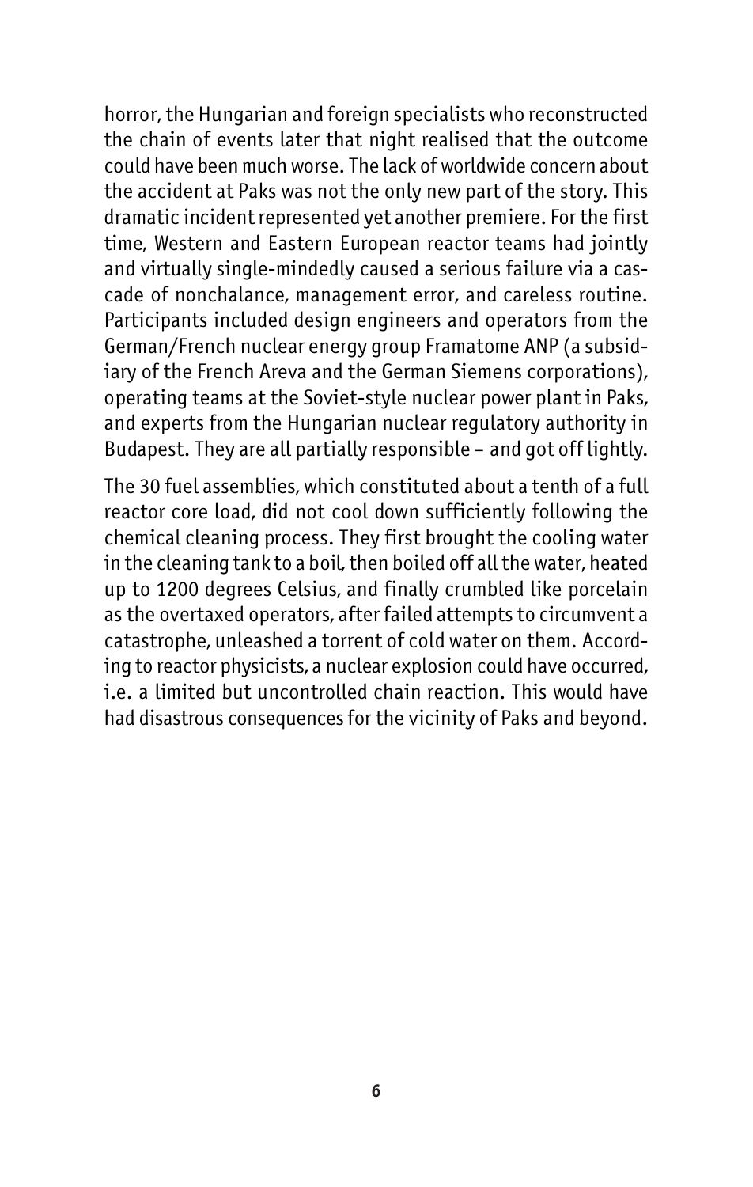horror, the Hungarian and foreign specialists who reconstructed the chain of events later that night realised that the outcome could have been much worse. The lack of worldwide concern about the accident at Paks was not the only new part of the story. This dramatic incident represented yet another premiere. For the first time, Western and Eastern European reactor teams had jointly and virtually single-mindedly caused a serious failure via a cascade of nonchalance, management error, and careless routine. Participants included design engineers and operators from the German/French nuclear energy group Framatome ANP (a subsidiary of the French Areva and the German Siemens corporations), operating teams at the Soviet-style nuclear power plant in Paks, and experts from the Hungarian nuclear regulatory authority in Budapest. They are all partially responsible – and got off lightly.

The 30 fuel assemblies, which constituted about a tenth of a full reactor core load, did not cool down sufficiently following the chemical cleaning process. They first brought the cooling water in the cleaning tank to a boil, then boiled off all the water, heated up to 1200 degrees Celsius, and finally crumbled like porcelain as the overtaxed operators, after failed attempts to circumvent a catastrophe, unleashed a torrent of cold water on them. According to reactor physicists, a nuclear explosion could have occurred, i.e. a limited but uncontrolled chain reaction. This would have had disastrous consequences for the vicinity of Paks and beyond.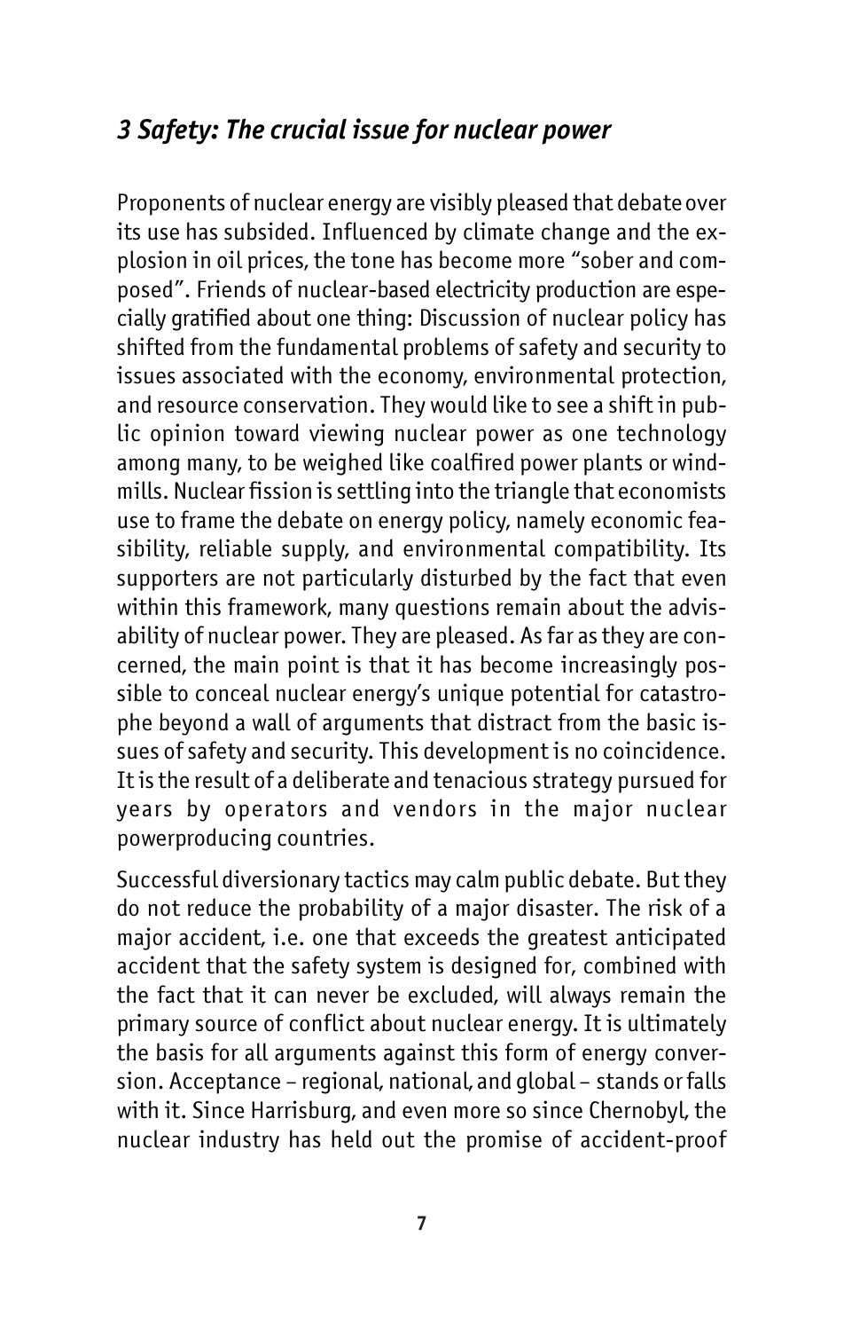## *3 Safety: The crucial issue for nuclear power*

Proponents of nuclear energy are visibly pleased that debate over its use has subsided. Influenced by climate change and the explosion in oil prices, the tone has become more "sober and composed". Friends of nuclear-based electricity production are especially gratified about one thing: Discussion of nuclear policy has shifted from the fundamental problems of safety and security to issues associated with the economy, environmental protection, and resource conservation. They would like to see a shift in public opinion toward viewing nuclear power as one technology among many, to be weighed like coalfired power plants or windmills. Nuclear fission is settling into the triangle that economists use to frame the debate on energy policy, namely economic feasibility, reliable supply, and environmental compatibility. Its supporters are not particularly disturbed by the fact that even within this framework, many questions remain about the advisability of nuclear power. They are pleased. As far as they are concerned, the main point is that it has become increasingly possible to conceal nuclear energy's unique potential for catastrophe beyond a wall of arguments that distract from the basic issues of safety and security. This development is no coincidence. It is the result of a deliberate and tenacious strategy pursued for years by operators and vendors in the major nuclear powerproducing countries.

Successful diversionary tactics may calm public debate. But they do not reduce the probability of a major disaster. The risk of a major accident, i.e. one that exceeds the greatest anticipated accident that the safety system is designed for, combined with the fact that it can never be excluded, will always remain the primary source of conflict about nuclear energy. It is ultimately the basis for all arguments against this form of energy conversion. Acceptance – regional, national, and global – stands or falls with it. Since Harrisburg, and even more so since Chernobyl, the nuclear industry has held out the promise of accident-proof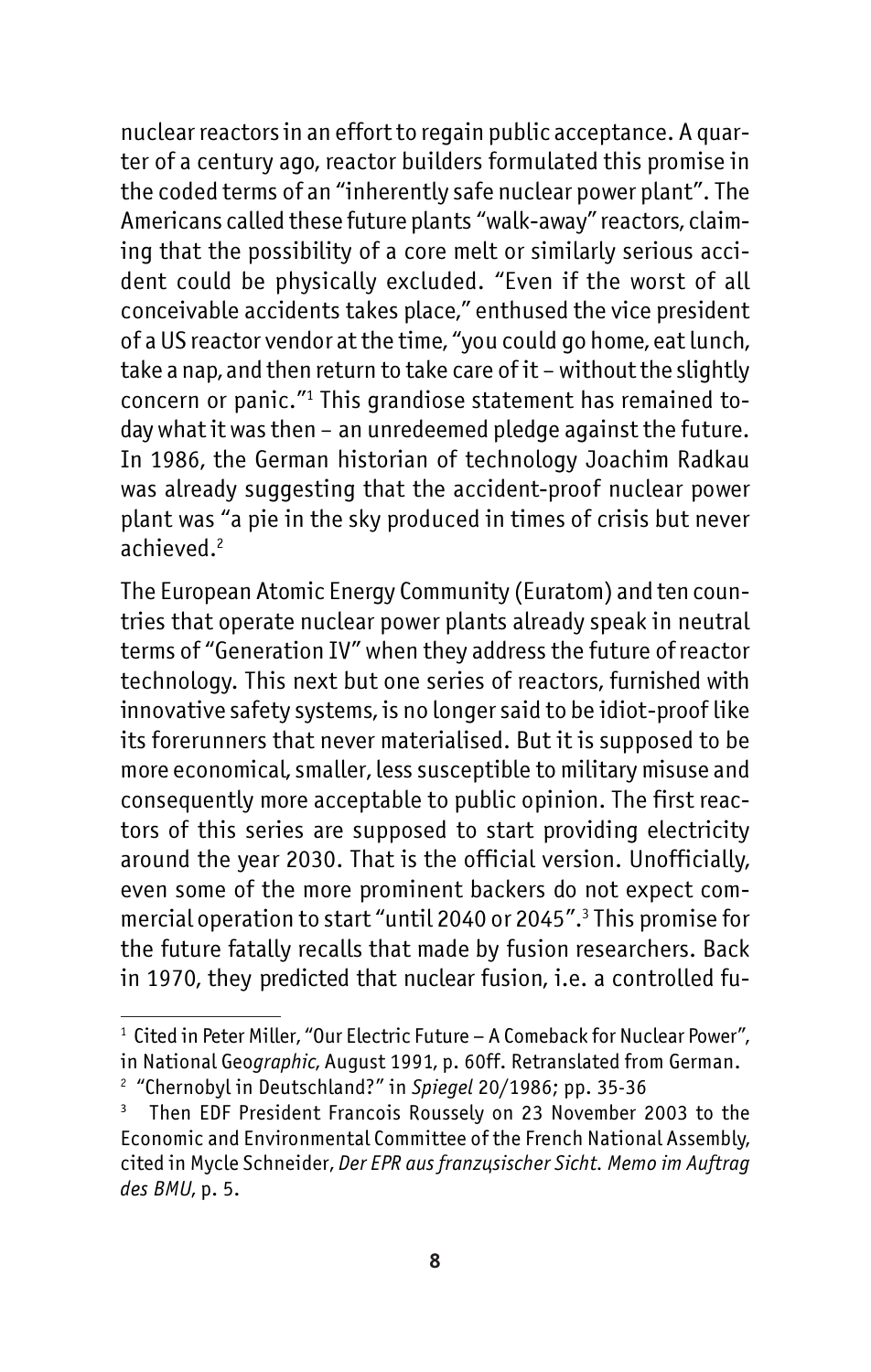nuclear reactors in an effort to regain public acceptance. A quarter of a century ago, reactor builders formulated this promise in the coded terms of an "inherently safe nuclear power plant". The Americans called these future plants "walk-away" reactors, claiming that the possibility of a core melt or similarly serious accident could be physically excluded. "Even if the worst of all conceivable accidents takes place," enthused the vice president of a US reactor vendor at the time, "you could go home, eat lunch, take a nap, and then return to take care of it – without the slightly concern or panic."[1] This grandiose statement has remained today what it was then – an unredeemed pledge against the future. In 1986, the German historian of technology Joachim Radkau was already suggesting that the accident-proof nuclear power plant was "a pie in the sky produced in times of crisis but never achieved.[2]

The European Atomic Energy Community (Euratom) and ten countries that operate nuclear power plants already speak in neutral terms of "Generation IV" when they address the future of reactor technology. This next but one series of reactors, furnished with innovative safety systems, is no longer said to be idiot-proof like its forerunners that never materialised. But it is supposed to be more economical, smaller, less susceptible to military misuse and consequently more acceptable to public opinion. The first reactors of this series are supposed to start providing electricity around the year 2030. That is the official version. Unofficially, even some of the more prominent backers do not expect commercial operation to start "until 2040 or 2045".[3] This promise for the future fatally recalls that made by fusion researchers. Back in 1970, they predicted that nuclear fusion, i.e. a controlled fu-

---

[1] Cited in Peter Miller, "Our Electric Future – A Comeback for Nuclear Power", in National Geo*graphic*, August 1991, p. 60ff. Retranslated from German.

[2] "Chernobyl in Deutschland?" in *Spiegel* 20/1986; pp. 35-36

[3] Then EDF President Francois Roussely on 23 November 2003 to the Economic and Environmental Committee of the French National Assembly, cited in Mycle Schneider, *Der EPR aus französischer Sicht. Memo im Auftrag des BMU*, p. 5.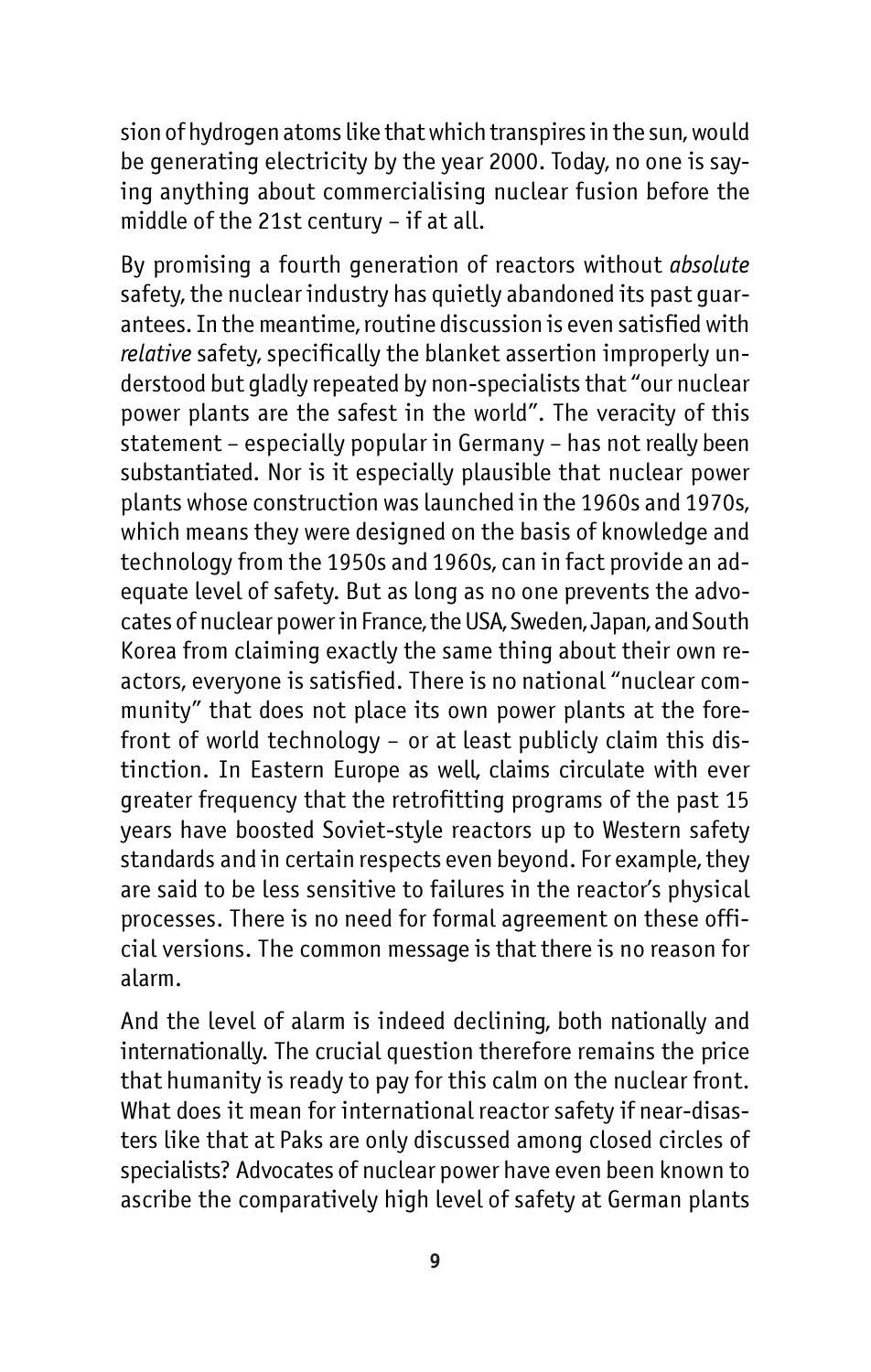sion of hydrogen atoms like that which transpires in the sun, would be generating electricity by the year 2000. Today, no one is saying anything about commercialising nuclear fusion before the middle of the 21st century – if at all.

By promising a fourth generation of reactors without *absolute* safety, the nuclear industry has quietly abandoned its past guarantees. In the meantime, routine discussion is even satisfied with *relative* safety, specifically the blanket assertion improperly understood but gladly repeated by non-specialists that "our nuclear power plants are the safest in the world". The veracity of this statement – especially popular in Germany – has not really been substantiated. Nor is it especially plausible that nuclear power plants whose construction was launched in the 1960s and 1970s, which means they were designed on the basis of knowledge and technology from the 1950s and 1960s, can in fact provide an adequate level of safety. But as long as no one prevents the advocates of nuclear power in France, the USA, Sweden, Japan, and South Korea from claiming exactly the same thing about their own reactors, everyone is satisfied. There is no national "nuclear community" that does not place its own power plants at the forefront of world technology – or at least publicly claim this distinction. In Eastern Europe as well, claims circulate with ever greater frequency that the retrofitting programs of the past 15 years have boosted Soviet-style reactors up to Western safety standards and in certain respects even beyond. For example, they are said to be less sensitive to failures in the reactor's physical processes. There is no need for formal agreement on these official versions. The common message is that there is no reason for alarm.

And the level of alarm is indeed declining, both nationally and internationally. The crucial question therefore remains the price that humanity is ready to pay for this calm on the nuclear front. What does it mean for international reactor safety if near-disasters like that at Paks are only discussed among closed circles of specialists? Advocates of nuclear power have even been known to ascribe the comparatively high level of safety at German plants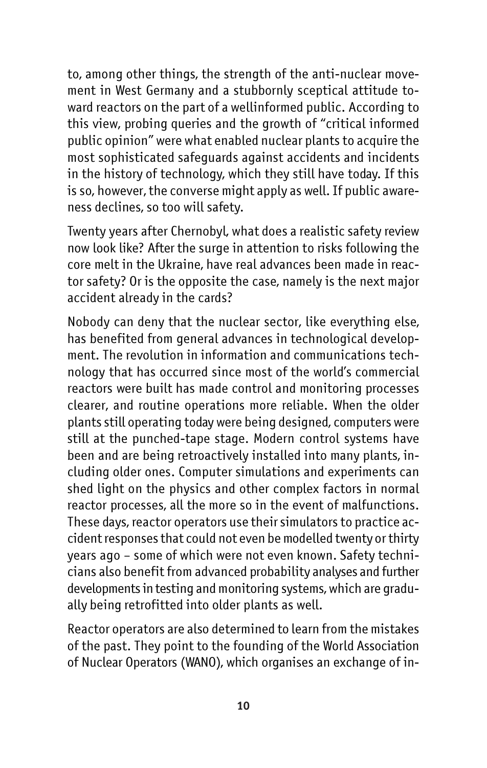to, among other things, the strength of the anti-nuclear movement in West Germany and a stubbornly sceptical attitude toward reactors on the part of a wellinformed public. According to this view, probing queries and the growth of "critical informed public opinion" were what enabled nuclear plants to acquire the most sophisticated safeguards against accidents and incidents in the history of technology, which they still have today. If this is so, however, the converse might apply as well. If public awareness declines, so too will safety.

Twenty years after Chernobyl, what does a realistic safety review now look like? After the surge in attention to risks following the core melt in the Ukraine, have real advances been made in reactor safety? Or is the opposite the case, namely is the next major accident already in the cards?

Nobody can deny that the nuclear sector, like everything else, has benefited from general advances in technological development. The revolution in information and communications technology that has occurred since most of the world's commercial reactors were built has made control and monitoring processes clearer, and routine operations more reliable. When the older plants still operating today were being designed, computers were still at the punched-tape stage. Modern control systems have been and are being retroactively installed into many plants, including older ones. Computer simulations and experiments can shed light on the physics and other complex factors in normal reactor processes, all the more so in the event of malfunctions. These days, reactor operators use their simulators to practice accident responses that could not even be modelled twenty or thirty years ago – some of which were not even known. Safety technicians also benefit from advanced probability analyses and further developments in testing and monitoring systems, which are gradually being retrofitted into older plants as well.

Reactor operators are also determined to learn from the mistakes of the past. They point to the founding of the World Association of Nuclear Operators (WANO), which organises an exchange of in-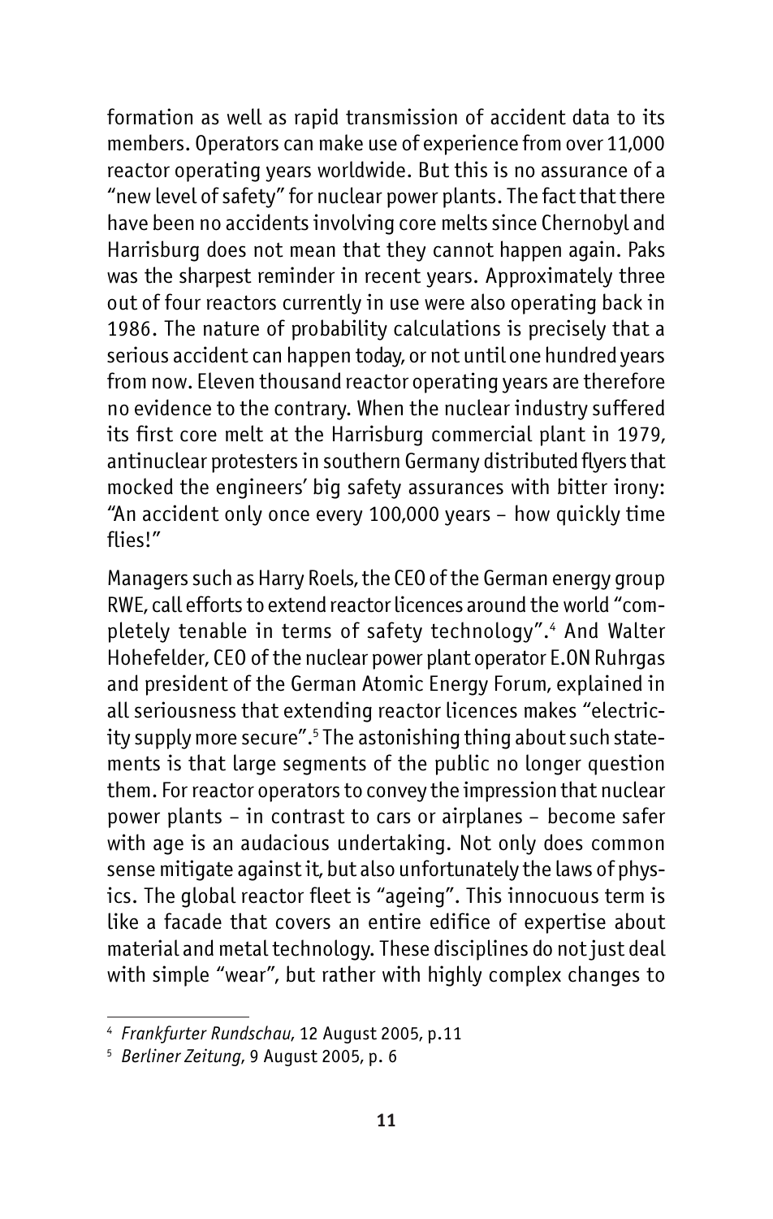formation as well as rapid transmission of accident data to its members. Operators can make use of experience from over 11,000 reactor operating years worldwide. But this is no assurance of a "new level of safety" for nuclear power plants. The fact that there have been no accidents involving core melts since Chernobyl and Harrisburg does not mean that they cannot happen again. Paks was the sharpest reminder in recent years. Approximately three out of four reactors currently in use were also operating back in 1986. The nature of probability calculations is precisely that a serious accident can happen today, or not until one hundred years from now. Eleven thousand reactor operating years are therefore no evidence to the contrary. When the nuclear industry suffered its first core melt at the Harrisburg commercial plant in 1979, antinuclear protesters in southern Germany distributed flyers that mocked the engineers' big safety assurances with bitter irony: "An accident only once every 100,000 years – how quickly time flies!"

Managers such as Harry Roels, the CEO of the German energy group RWE, call efforts to extend reactor licences around the world "completely tenable in terms of safety technology".[4] And Walter Hohefelder, CEO of the nuclear power plant operator E.ON Ruhrgas and president of the German Atomic Energy Forum, explained in all seriousness that extending reactor licences makes "electricity supply more secure".[5] The astonishing thing about such statements is that large segments of the public no longer question them. For reactor operators to convey the impression that nuclear power plants – in contrast to cars or airplanes – become safer with age is an audacious undertaking. Not only does common sense mitigate against it, but also unfortunately the laws of physics. The global reactor fleet is "ageing". This innocuous term is like a facade that covers an entire edifice of expertise about material and metal technology. These disciplines do not just deal with simple "wear", but rather with highly complex changes to

---

[4] *Frankfurter Rundschau*, 12 August 2005, p.11

[5] *Berliner Zeitung*, 9 August 2005, p. 6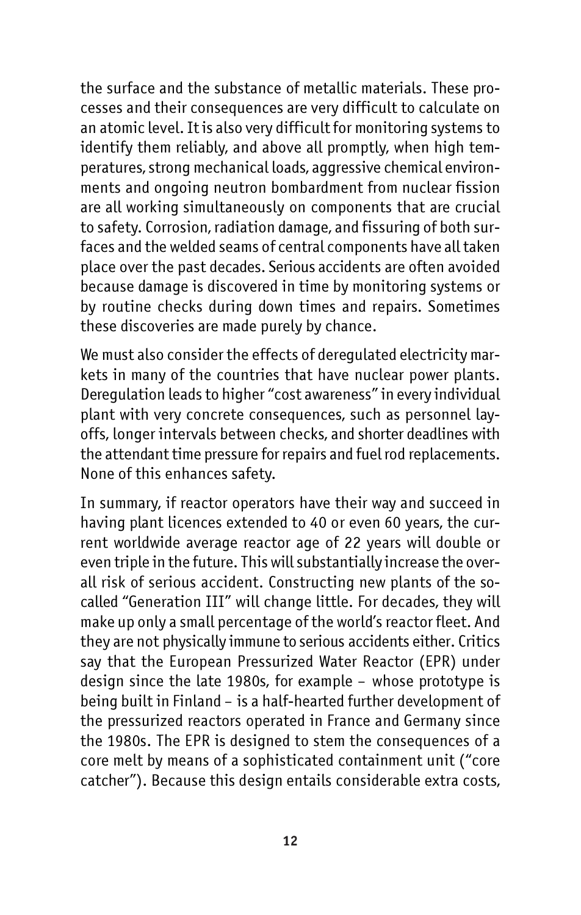the surface and the substance of metallic materials. These processes and their consequences are very difficult to calculate on an atomic level. It is also very difficult for monitoring systems to identify them reliably, and above all promptly, when high temperatures, strong mechanical loads, aggressive chemical environments and ongoing neutron bombardment from nuclear fission are all working simultaneously on components that are crucial to safety. Corrosion, radiation damage, and fissuring of both surfaces and the welded seams of central components have all taken place over the past decades. Serious accidents are often avoided because damage is discovered in time by monitoring systems or by routine checks during down times and repairs. Sometimes these discoveries are made purely by chance.

We must also consider the effects of deregulated electricity markets in many of the countries that have nuclear power plants. Deregulation leads to higher "cost awareness" in every individual plant with very concrete consequences, such as personnel layoffs, longer intervals between checks, and shorter deadlines with the attendant time pressure for repairs and fuel rod replacements. None of this enhances safety.

In summary, if reactor operators have their way and succeed in having plant licences extended to 40 or even 60 years, the current worldwide average reactor age of 22 years will double or even triple in the future. This will substantially increase the overall risk of serious accident. Constructing new plants of the so-called "Generation III" will change little. For decades, they will make up only a small percentage of the world's reactor fleet. And they are not physically immune to serious accidents either. Critics say that the European Pressurized Water Reactor (EPR) under design since the late 1980s, for example – whose prototype is being built in Finland – is a half-hearted further development of the pressurized reactors operated in France and Germany since the 1980s. The EPR is designed to stem the consequences of a core melt by means of a sophisticated containment unit ("core catcher"). Because this design entails considerable extra costs,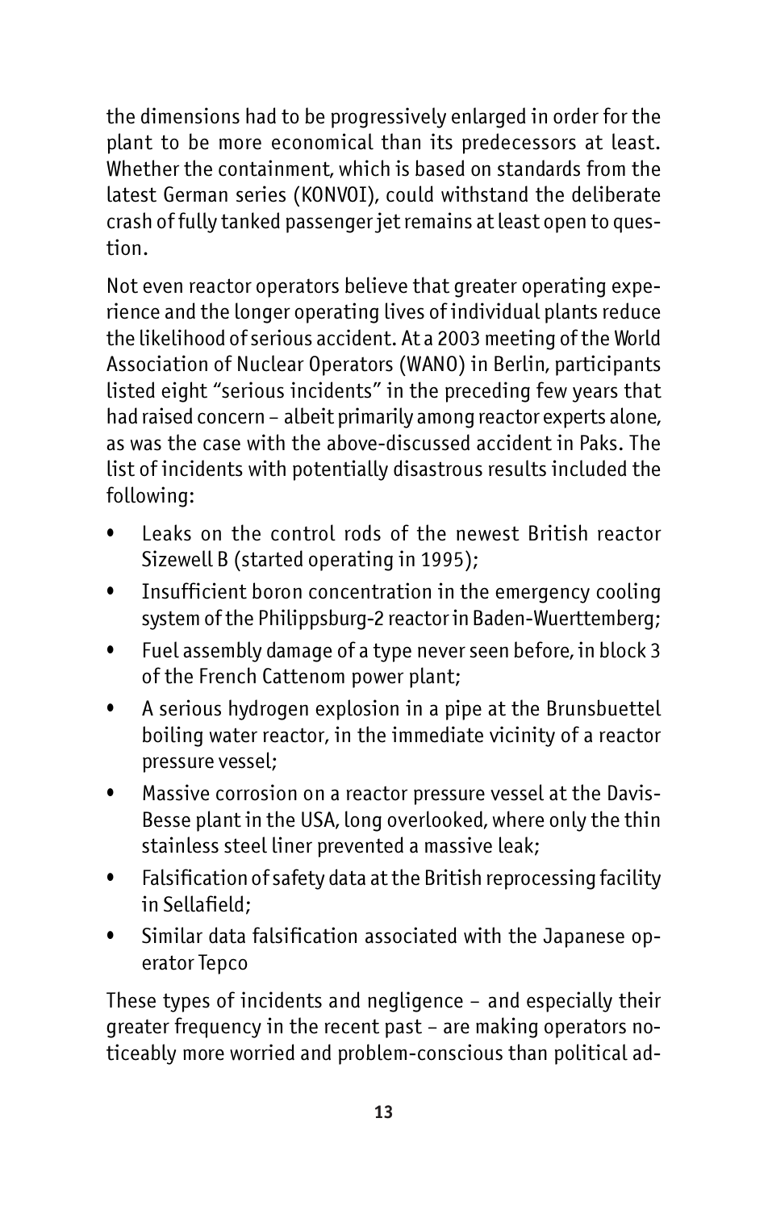the dimensions had to be progressively enlarged in order for the plant to be more economical than its predecessors at least. Whether the containment, which is based on standards from the latest German series (KONVOI), could withstand the deliberate crash of fully tanked passenger jet remains at least open to question.

Not even reactor operators believe that greater operating experience and the longer operating lives of individual plants reduce the likelihood of serious accident. At a 2003 meeting of the World Association of Nuclear Operators (WANO) in Berlin, participants listed eight "serious incidents" in the preceding few years that had raised concern – albeit primarily among reactor experts alone, as was the case with the above-discussed accident in Paks. The list of incidents with potentially disastrous results included the following:

- Leaks on the control rods of the newest British reactor Sizewell B (started operating in 1995);
- Insufficient boron concentration in the emergency cooling system of the Philippsburg-2 reactor in Baden-Wuerttemberg;
- Fuel assembly damage of a type never seen before, in block 3 of the French Cattenom power plant;
- A serious hydrogen explosion in a pipe at the Brunsbuettel boiling water reactor, in the immediate vicinity of a reactor pressure vessel;
- Massive corrosion on a reactor pressure vessel at the Davis-Besse plant in the USA, long overlooked, where only the thin stainless steel liner prevented a massive leak;
- Falsification of safety data at the British reprocessing facility in Sellafield;
- Similar data falsification associated with the Japanese operator Tepco

These types of incidents and negligence – and especially their greater frequency in the recent past – are making operators noticeably more worried and problem-conscious than political ad-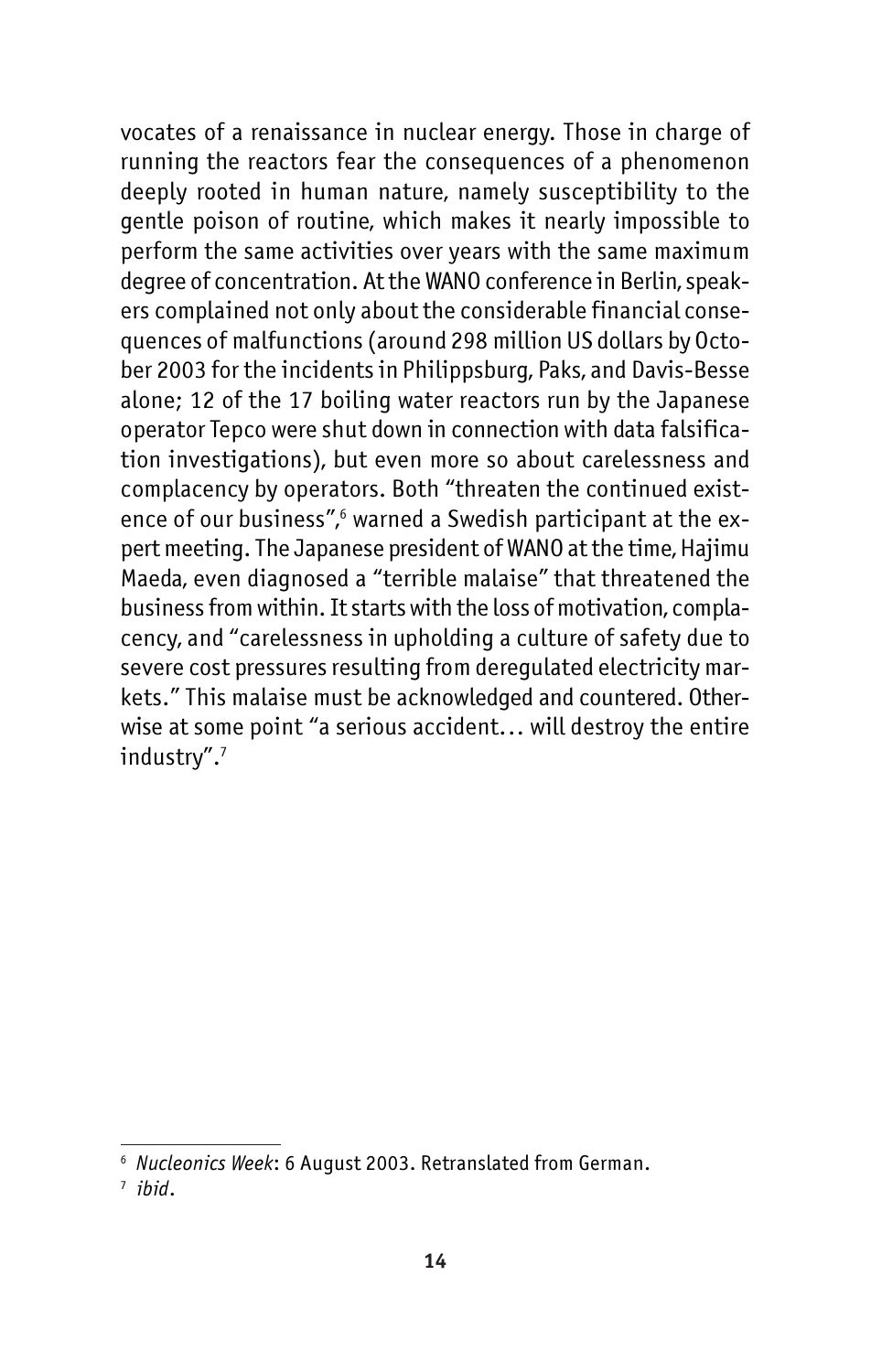vocates of a renaissance in nuclear energy. Those in charge of running the reactors fear the consequences of a phenomenon deeply rooted in human nature, namely susceptibility to the gentle poison of routine, which makes it nearly impossible to perform the same activities over years with the same maximum degree of concentration. At the WANO conference in Berlin, speakers complained not only about the considerable financial consequences of malfunctions (around 298 million US dollars by October 2003 for the incidents in Philippsburg, Paks, and Davis-Besse alone; 12 of the 17 boiling water reactors run by the Japanese operator Tepco were shut down in connection with data falsification investigations), but even more so about carelessness and complacency by operators. Both "threaten the continued existence of our business",[6] warned a Swedish participant at the expert meeting. The Japanese president of WANO at the time, Hajimu Maeda, even diagnosed a "terrible malaise" that threatened the business from within. It starts with the loss of motivation, complacency, and "carelessness in upholding a culture of safety due to severe cost pressures resulting from deregulated electricity markets." This malaise must be acknowledged and countered. Otherwise at some point "a serious accident… will destroy the entire industry".[7]

---

[6] *Nucleonics Week*: 6 August 2003. Retranslated from German.

[7] *ibid*.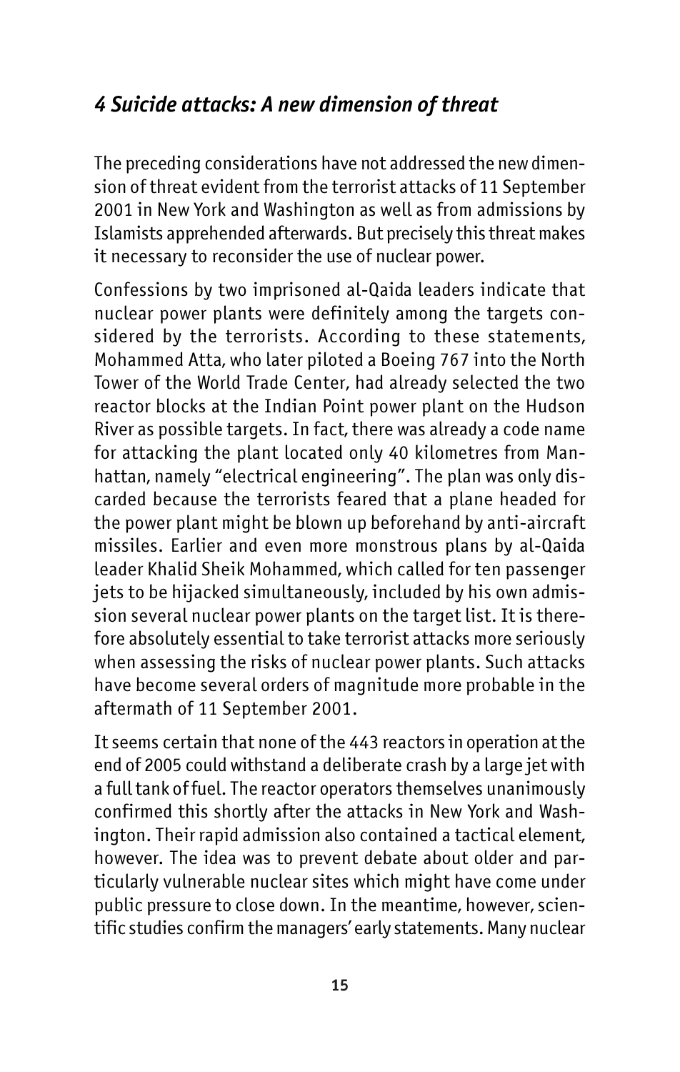## *4 Suicide attacks: A new dimension of threat*

The preceding considerations have not addressed the new dimension of threat evident from the terrorist attacks of 11 September 2001 in New York and Washington as well as from admissions by Islamists apprehended afterwards. But precisely this threat makes it necessary to reconsider the use of nuclear power.

Confessions by two imprisoned al-Qaida leaders indicate that nuclear power plants were definitely among the targets considered by the terrorists. According to these statements, Mohammed Atta, who later piloted a Boeing 767 into the North Tower of the World Trade Center, had already selected the two reactor blocks at the Indian Point power plant on the Hudson River as possible targets. In fact, there was already a code name for attacking the plant located only 40 kilometres from Manhattan, namely "electrical engineering". The plan was only discarded because the terrorists feared that a plane headed for the power plant might be blown up beforehand by anti-aircraft missiles. Earlier and even more monstrous plans by al-Qaida leader Khalid Sheik Mohammed, which called for ten passenger jets to be hijacked simultaneously, included by his own admission several nuclear power plants on the target list. It is therefore absolutely essential to take terrorist attacks more seriously when assessing the risks of nuclear power plants. Such attacks have become several orders of magnitude more probable in the aftermath of 11 September 2001.

It seems certain that none of the 443 reactors in operation at the end of 2005 could withstand a deliberate crash by a large jet with a full tank of fuel. The reactor operators themselves unanimously confirmed this shortly after the attacks in New York and Washington. Their rapid admission also contained a tactical element, however. The idea was to prevent debate about older and particularly vulnerable nuclear sites which might have come under public pressure to close down. In the meantime, however, scientific studies confirm the managers' early statements. Many nuclear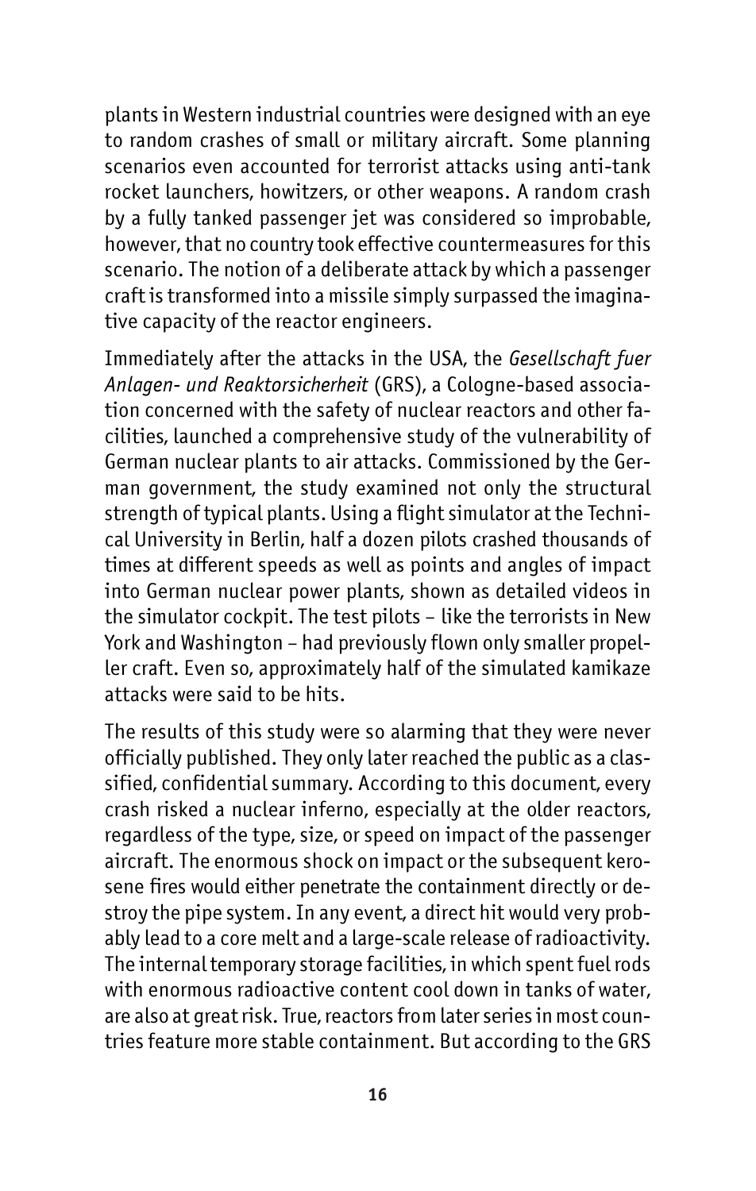plants in Western industrial countries were designed with an eye to random crashes of small or military aircraft. Some planning scenarios even accounted for terrorist attacks using anti-tank rocket launchers, howitzers, or other weapons. A random crash by a fully tanked passenger jet was considered so improbable, however, that no country took effective countermeasures for this scenario. The notion of a deliberate attack by which a passenger craft is transformed into a missile simply surpassed the imaginative capacity of the reactor engineers.

Immediately after the attacks in the USA, the *Gesellschaft fuer Anlagen- und Reaktorsicherheit* (GRS), a Cologne-based association concerned with the safety of nuclear reactors and other facilities, launched a comprehensive study of the vulnerability of German nuclear plants to air attacks. Commissioned by the German government, the study examined not only the structural strength of typical plants. Using a flight simulator at the Technical University in Berlin, half a dozen pilots crashed thousands of times at different speeds as well as points and angles of impact into German nuclear power plants, shown as detailed videos in the simulator cockpit. The test pilots – like the terrorists in New York and Washington – had previously flown only smaller propeller craft. Even so, approximately half of the simulated kamikaze attacks were said to be hits.

The results of this study were so alarming that they were never officially published. They only later reached the public as a classified, confidential summary. According to this document, every crash risked a nuclear inferno, especially at the older reactors, regardless of the type, size, or speed on impact of the passenger aircraft. The enormous shock on impact or the subsequent kerosene fires would either penetrate the containment directly or destroy the pipe system. In any event, a direct hit would very probably lead to a core melt and a large-scale release of radioactivity. The internal temporary storage facilities, in which spent fuel rods with enormous radioactive content cool down in tanks of water, are also at great risk. True, reactors from later series in most countries feature more stable containment. But according to the GRS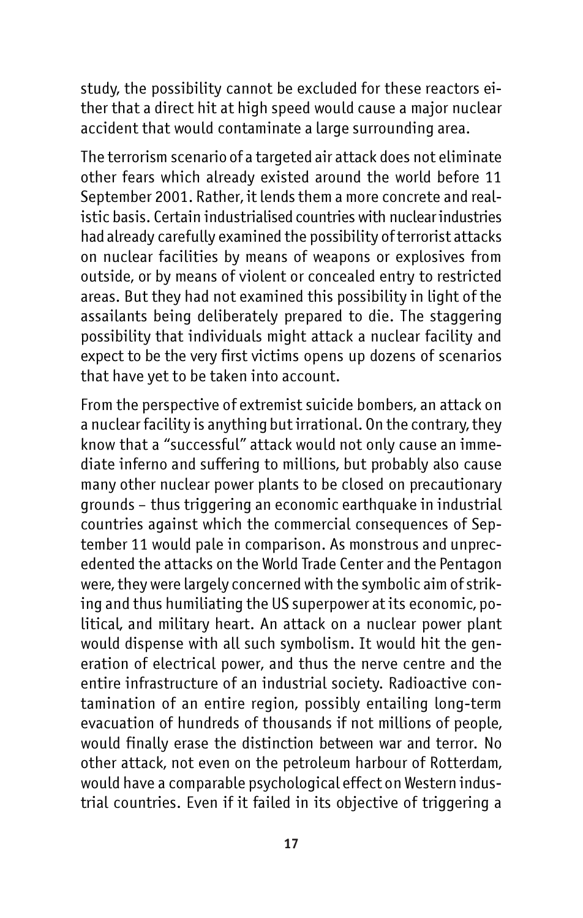study, the possibility cannot be excluded for these reactors either that a direct hit at high speed would cause a major nuclear accident that would contaminate a large surrounding area.

The terrorism scenario of a targeted air attack does not eliminate other fears which already existed around the world before 11 September 2001. Rather, it lends them a more concrete and realistic basis. Certain industrialised countries with nuclear industries had already carefully examined the possibility of terrorist attacks on nuclear facilities by means of weapons or explosives from outside, or by means of violent or concealed entry to restricted areas. But they had not examined this possibility in light of the assailants being deliberately prepared to die. The staggering possibility that individuals might attack a nuclear facility and expect to be the very first victims opens up dozens of scenarios that have yet to be taken into account.

From the perspective of extremist suicide bombers, an attack on a nuclear facility is anything but irrational. On the contrary, they know that a "successful" attack would not only cause an immediate inferno and suffering to millions, but probably also cause many other nuclear power plants to be closed on precautionary grounds – thus triggering an economic earthquake in industrial countries against which the commercial consequences of September 11 would pale in comparison. As monstrous and unprecedented the attacks on the World Trade Center and the Pentagon were, they were largely concerned with the symbolic aim of striking and thus humiliating the US superpower at its economic, political, and military heart. An attack on a nuclear power plant would dispense with all such symbolism. It would hit the generation of electrical power, and thus the nerve centre and the entire infrastructure of an industrial society. Radioactive contamination of an entire region, possibly entailing long-term evacuation of hundreds of thousands if not millions of people, would finally erase the distinction between war and terror. No other attack, not even on the petroleum harbour of Rotterdam, would have a comparable psychological effect on Western industrial countries. Even if it failed in its objective of triggering a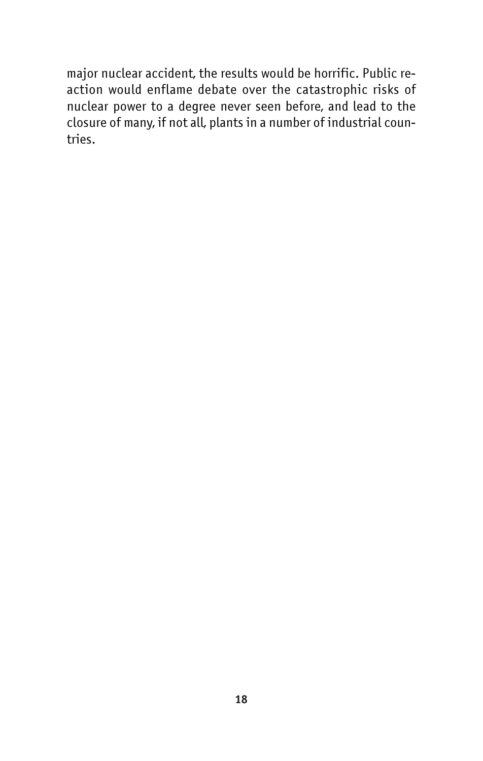major nuclear accident, the results would be horrific. Public reaction would enflame debate over the catastrophic risks of nuclear power to a degree never seen before, and lead to the closure of many, if not all, plants in a number of industrial countries.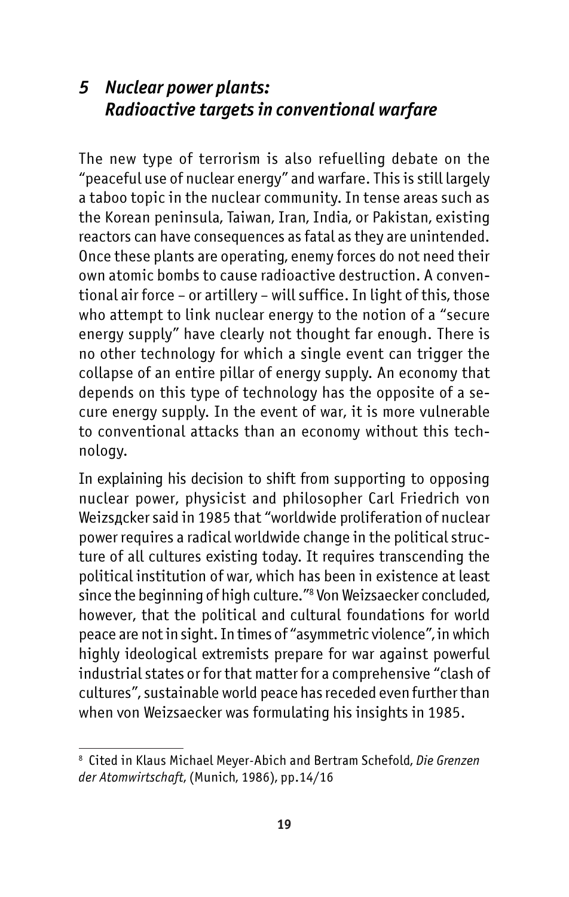## 5 *Nuclear power plants: Radioactive targets in conventional warfare*

The new type of terrorism is also refuelling debate on the "peaceful use of nuclear energy" and warfare. This is still largely a taboo topic in the nuclear community. In tense areas such as the Korean peninsula, Taiwan, Iran, India, or Pakistan, existing reactors can have consequences as fatal as they are unintended. Once these plants are operating, enemy forces do not need their own atomic bombs to cause radioactive destruction. A conventional air force – or artillery – will suffice. In light of this, those who attempt to link nuclear energy to the notion of a "secure energy supply" have clearly not thought far enough. There is no other technology for which a single event can trigger the collapse of an entire pillar of energy supply. An economy that depends on this type of technology has the opposite of a secure energy supply. In the event of war, it is more vulnerable to conventional attacks than an economy without this technology.

In explaining his decision to shift from supporting to opposing nuclear power, physicist and philosopher Carl Friedrich von Weizsдcker said in 1985 that "worldwide proliferation of nuclear power requires a radical worldwide change in the political structure of all cultures existing today. It requires transcending the political institution of war, which has been in existence at least since the beginning of high culture."[8] Von Weizsaecker concluded, however, that the political and cultural foundations for world peace are not in sight. In times of "asymmetric violence", in which highly ideological extremists prepare for war against powerful industrial states or for that matter for a comprehensive "clash of cultures", sustainable world peace has receded even further than when von Weizsaecker was formulating his insights in 1985.

---

[8] Cited in Klaus Michael Meyer-Abich and Bertram Schefold, *Die Grenzen der Atomwirtschaft*, (Munich, 1986), pp.14/16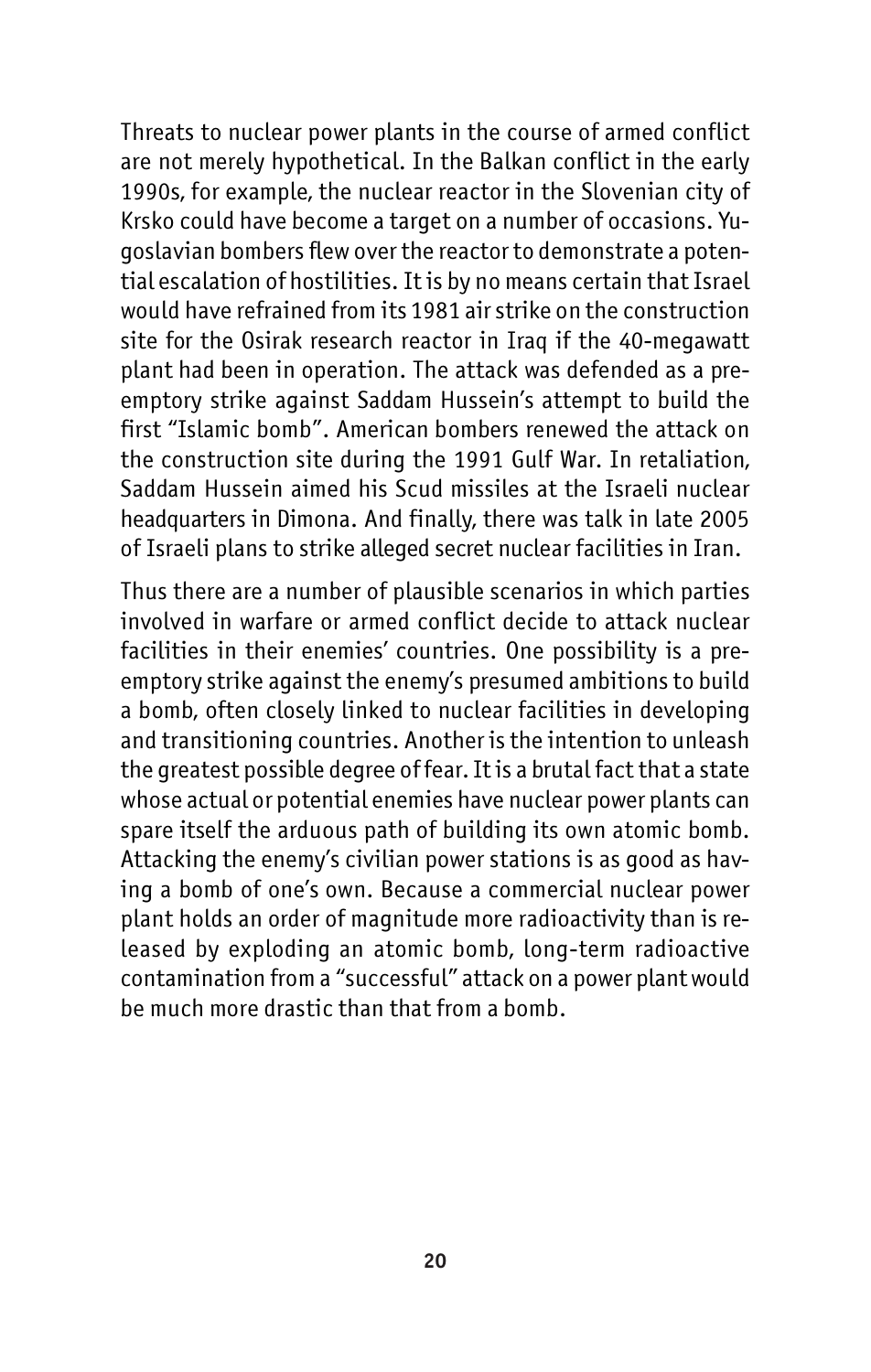Threats to nuclear power plants in the course of armed conflict are not merely hypothetical. In the Balkan conflict in the early 1990s, for example, the nuclear reactor in the Slovenian city of Krsko could have become a target on a number of occasions. Yugoslavian bombers flew over the reactor to demonstrate a potential escalation of hostilities. It is by no means certain that Israel would have refrained from its 1981 air strike on the construction site for the Osirak research reactor in Iraq if the 40-megawatt plant had been in operation. The attack was defended as a preemptory strike against Saddam Hussein's attempt to build the first "Islamic bomb". American bombers renewed the attack on the construction site during the 1991 Gulf War. In retaliation, Saddam Hussein aimed his Scud missiles at the Israeli nuclear headquarters in Dimona. And finally, there was talk in late 2005 of Israeli plans to strike alleged secret nuclear facilities in Iran.

Thus there are a number of plausible scenarios in which parties involved in warfare or armed conflict decide to attack nuclear facilities in their enemies' countries. One possibility is a preemptory strike against the enemy's presumed ambitions to build a bomb, often closely linked to nuclear facilities in developing and transitioning countries. Another is the intention to unleash the greatest possible degree of fear. It is a brutal fact that a state whose actual or potential enemies have nuclear power plants can spare itself the arduous path of building its own atomic bomb. Attacking the enemy's civilian power stations is as good as having a bomb of one's own. Because a commercial nuclear power plant holds an order of magnitude more radioactivity than is released by exploding an atomic bomb, long-term radioactive contamination from a "successful" attack on a power plant would be much more drastic than that from a bomb.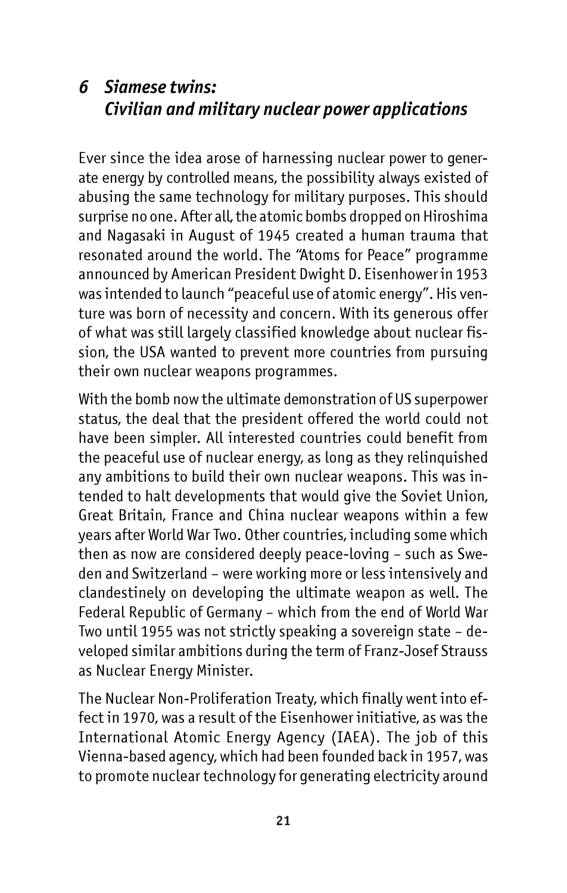## *6 Siamese twins: Civilian and military nuclear power applications*

Ever since the idea arose of harnessing nuclear power to generate energy by controlled means, the possibility always existed of abusing the same technology for military purposes. This should surprise no one. After all, the atomic bombs dropped on Hiroshima and Nagasaki in August of 1945 created a human trauma that resonated around the world. The "Atoms for Peace" programme announced by American President Dwight D. Eisenhower in 1953 was intended to launch "peaceful use of atomic energy". His venture was born of necessity and concern. With its generous offer of what was still largely classified knowledge about nuclear fission, the USA wanted to prevent more countries from pursuing their own nuclear weapons programmes.

With the bomb now the ultimate demonstration of US superpower status, the deal that the president offered the world could not have been simpler. All interested countries could benefit from the peaceful use of nuclear energy, as long as they relinquished any ambitions to build their own nuclear weapons. This was intended to halt developments that would give the Soviet Union, Great Britain, France and China nuclear weapons within a few years after World War Two. Other countries, including some which then as now are considered deeply peace-loving – such as Sweden and Switzerland – were working more or less intensively and clandestinely on developing the ultimate weapon as well. The Federal Republic of Germany – which from the end of World War Two until 1955 was not strictly speaking a sovereign state – developed similar ambitions during the term of Franz-Josef Strauss as Nuclear Energy Minister.

The Nuclear Non-Proliferation Treaty, which finally went into effect in 1970, was a result of the Eisenhower initiative, as was the International Atomic Energy Agency (IAEA). The job of this Vienna-based agency, which had been founded back in 1957, was to promote nuclear technology for generating electricity around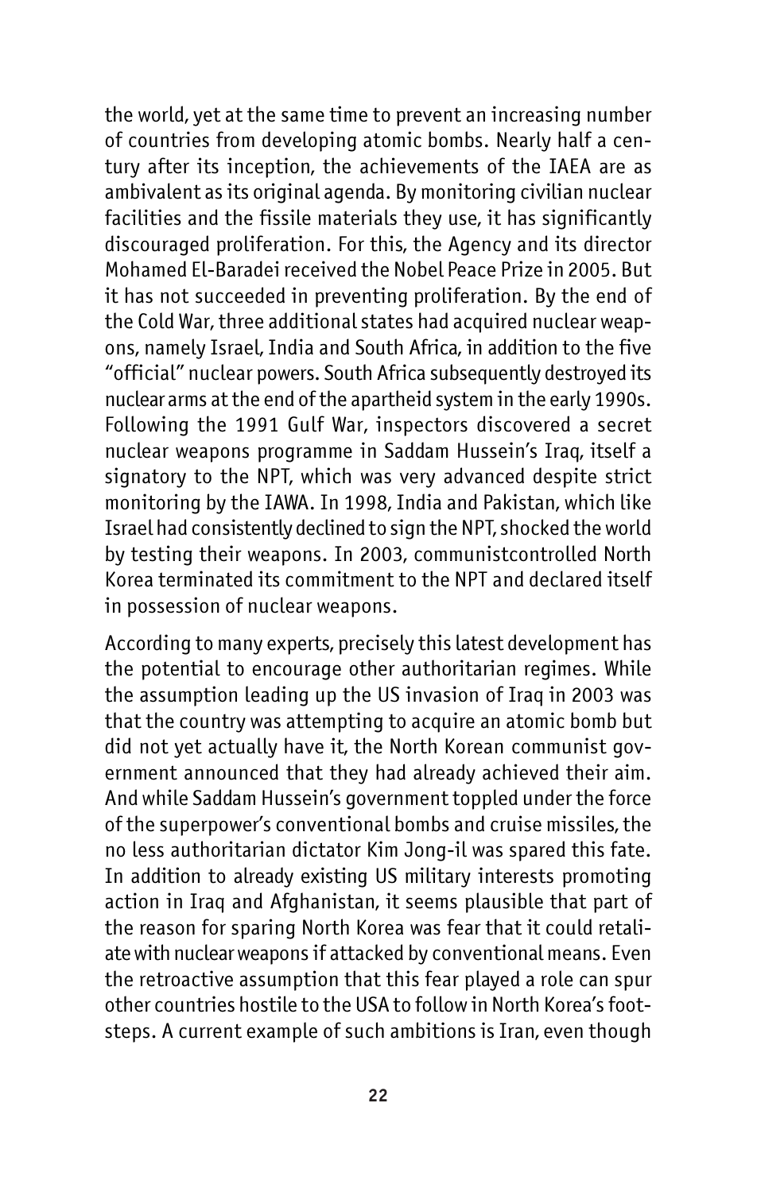the world, yet at the same time to prevent an increasing number of countries from developing atomic bombs. Nearly half a century after its inception, the achievements of the IAEA are as ambivalent as its original agenda. By monitoring civilian nuclear facilities and the fissile materials they use, it has significantly discouraged proliferation. For this, the Agency and its director Mohamed El-Baradei received the Nobel Peace Prize in 2005. But it has not succeeded in preventing proliferation. By the end of the Cold War, three additional states had acquired nuclear weapons, namely Israel, India and South Africa, in addition to the five "official" nuclear powers. South Africa subsequently destroyed its nuclear arms at the end of the apartheid system in the early 1990s. Following the 1991 Gulf War, inspectors discovered a secret nuclear weapons programme in Saddam Hussein's Iraq, itself a signatory to the NPT, which was very advanced despite strict monitoring by the IAWA. In 1998, India and Pakistan, which like Israel had consistently declined to sign the NPT, shocked the world by testing their weapons. In 2003, communistcontrolled North Korea terminated its commitment to the NPT and declared itself in possession of nuclear weapons.

According to many experts, precisely this latest development has the potential to encourage other authoritarian regimes. While the assumption leading up the US invasion of Iraq in 2003 was that the country was attempting to acquire an atomic bomb but did not yet actually have it, the North Korean communist government announced that they had already achieved their aim. And while Saddam Hussein's government toppled under the force of the superpower's conventional bombs and cruise missiles, the no less authoritarian dictator Kim Jong-il was spared this fate. In addition to already existing US military interests promoting action in Iraq and Afghanistan, it seems plausible that part of the reason for sparing North Korea was fear that it could retaliate with nuclear weapons if attacked by conventional means. Even the retroactive assumption that this fear played a role can spur other countries hostile to the USA to follow in North Korea's footsteps. A current example of such ambitions is Iran, even though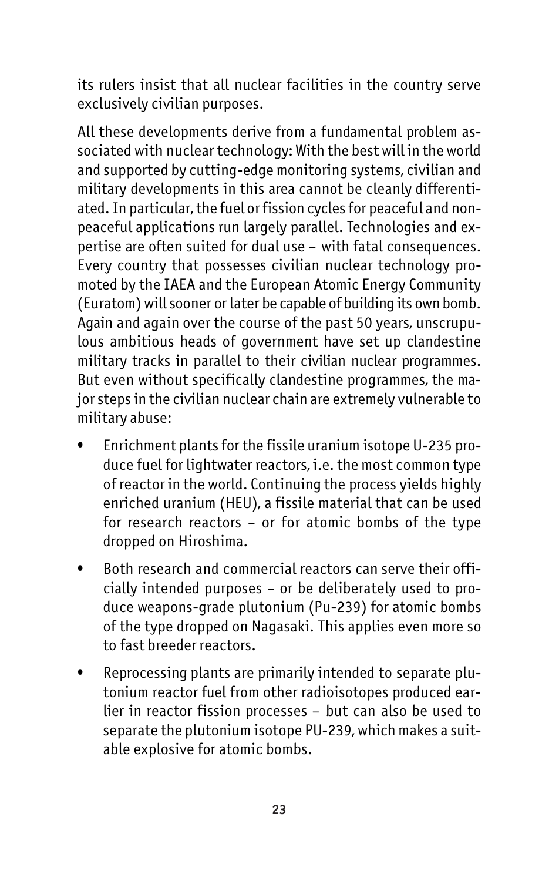its rulers insist that all nuclear facilities in the country serve exclusively civilian purposes.

All these developments derive from a fundamental problem associated with nuclear technology: With the best will in the world and supported by cutting-edge monitoring systems, civilian and military developments in this area cannot be cleanly differentiated. In particular, the fuel or fission cycles for peaceful and non-peaceful applications run largely parallel. Technologies and expertise are often suited for dual use – with fatal consequences. Every country that possesses civilian nuclear technology promoted by the IAEA and the European Atomic Energy Community (Euratom) will sooner or later be capable of building its own bomb. Again and again over the course of the past 50 years, unscrupulous ambitious heads of government have set up clandestine military tracks in parallel to their civilian nuclear programmes. But even without specifically clandestine programmes, the major steps in the civilian nuclear chain are extremely vulnerable to military abuse:

- Enrichment plants for the fissile uranium isotope U-235 produce fuel for lightwater reactors, i.e. the most common type of reactor in the world. Continuing the process yields highly enriched uranium (HEU), a fissile material that can be used for research reactors – or for atomic bombs of the type dropped on Hiroshima.
- Both research and commercial reactors can serve their officially intended purposes – or be deliberately used to produce weapons-grade plutonium (Pu-239) for atomic bombs of the type dropped on Nagasaki. This applies even more so to fast breeder reactors.
- Reprocessing plants are primarily intended to separate plutonium reactor fuel from other radioisotopes produced earlier in reactor fission processes – but can also be used to separate the plutonium isotope PU-239, which makes a suitable explosive for atomic bombs.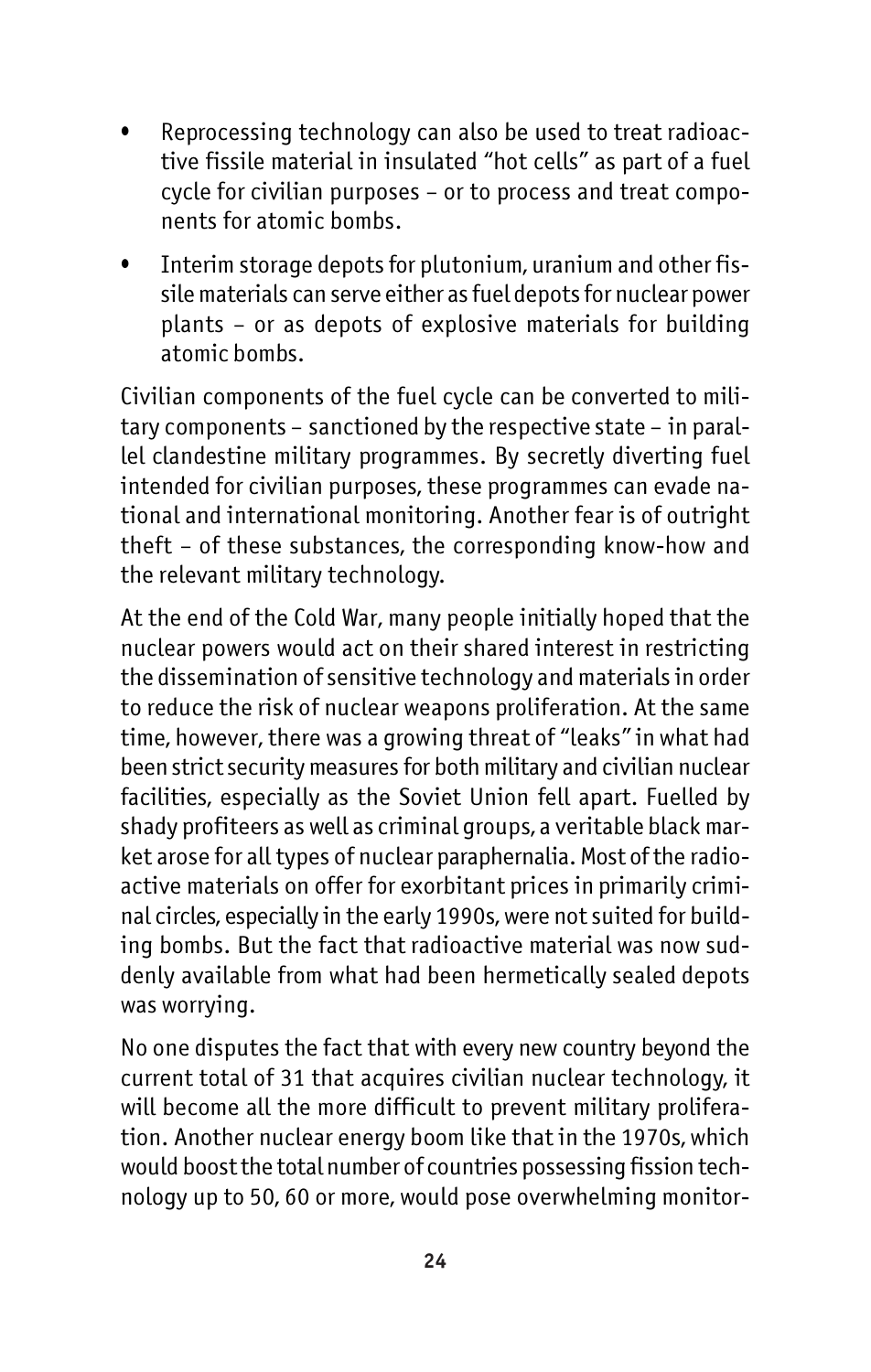- Reprocessing technology can also be used to treat radioactive fissile material in insulated "hot cells" as part of a fuel cycle for civilian purposes – or to process and treat components for atomic bombs.
- Interim storage depots for plutonium, uranium and other fissile materials can serve either as fuel depots for nuclear power plants – or as depots of explosive materials for building atomic bombs.

Civilian components of the fuel cycle can be converted to military components – sanctioned by the respective state – in parallel clandestine military programmes. By secretly diverting fuel intended for civilian purposes, these programmes can evade national and international monitoring. Another fear is of outright theft – of these substances, the corresponding know-how and the relevant military technology.

At the end of the Cold War, many people initially hoped that the nuclear powers would act on their shared interest in restricting the dissemination of sensitive technology and materials in order to reduce the risk of nuclear weapons proliferation. At the same time, however, there was a growing threat of "leaks" in what had been strict security measures for both military and civilian nuclear facilities, especially as the Soviet Union fell apart. Fuelled by shady profiteers as well as criminal groups, a veritable black market arose for all types of nuclear paraphernalia. Most of the radioactive materials on offer for exorbitant prices in primarily criminal circles, especially in the early 1990s, were not suited for building bombs. But the fact that radioactive material was now suddenly available from what had been hermetically sealed depots was worrying.

No one disputes the fact that with every new country beyond the current total of 31 that acquires civilian nuclear technology, it will become all the more difficult to prevent military proliferation. Another nuclear energy boom like that in the 1970s, which would boost the total number of countries possessing fission technology up to 50, 60 or more, would pose overwhelming monitor-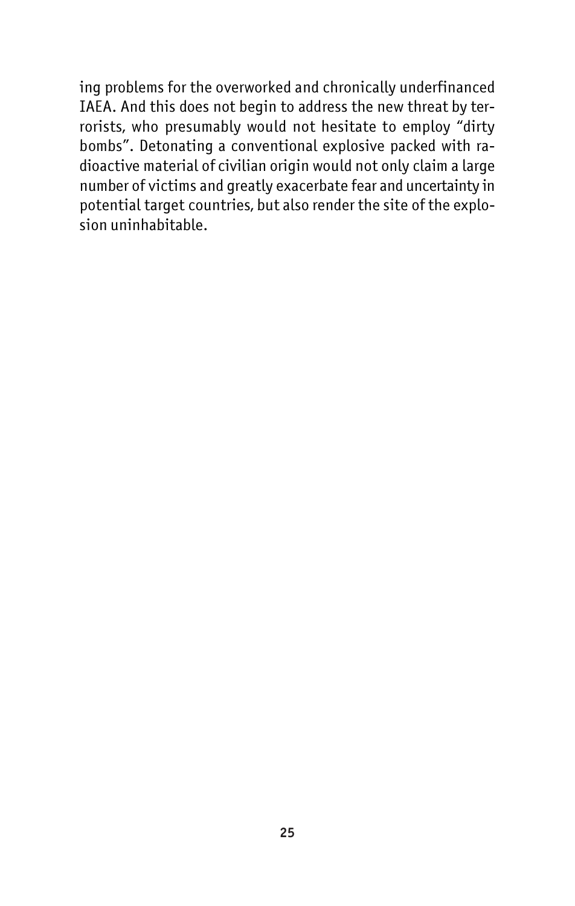ing problems for the overworked and chronically underfinanced IAEA. And this does not begin to address the new threat by terrorists, who presumably would not hesitate to employ "dirty bombs". Detonating a conventional explosive packed with radioactive material of civilian origin would not only claim a large number of victims and greatly exacerbate fear and uncertainty in potential target countries, but also render the site of the explosion uninhabitable.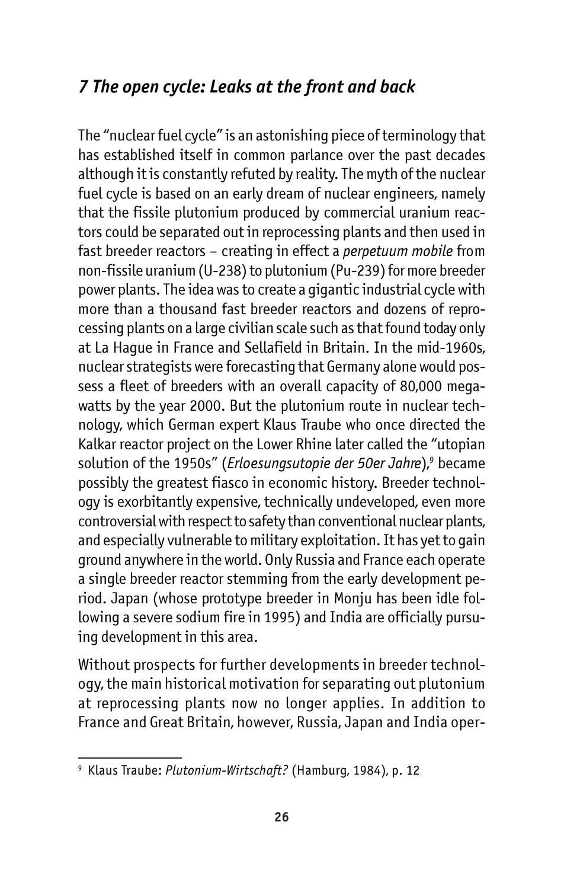## *7 The open cycle: Leaks at the front and back*

The "nuclear fuel cycle" is an astonishing piece of terminology that has established itself in common parlance over the past decades although it is constantly refuted by reality. The myth of the nuclear fuel cycle is based on an early dream of nuclear engineers, namely that the fissile plutonium produced by commercial uranium reactors could be separated out in reprocessing plants and then used in fast breeder reactors – creating in effect a *perpetuum mobile* from non-fissile uranium (U-238) to plutonium (Pu-239) for more breeder power plants. The idea was to create a gigantic industrial cycle with more than a thousand fast breeder reactors and dozens of reprocessing plants on a large civilian scale such as that found today only at La Hague in France and Sellafield in Britain. In the mid-1960s, nuclear strategists were forecasting that Germany alone would possess a fleet of breeders with an overall capacity of 80,000 megawatts by the year 2000. But the plutonium route in nuclear technology, which German expert Klaus Traube who once directed the Kalkar reactor project on the Lower Rhine later called the "utopian solution of the 1950s" (*Erloesungsutopie der 50er Jahre*),[9] became possibly the greatest fiasco in economic history. Breeder technology is exorbitantly expensive, technically undeveloped, even more controversial with respect to safety than conventional nuclear plants, and especially vulnerable to military exploitation. It has yet to gain ground anywhere in the world. Only Russia and France each operate a single breeder reactor stemming from the early development period. Japan (whose prototype breeder in Monju has been idle following a severe sodium fire in 1995) and India are officially pursuing development in this area.

Without prospects for further developments in breeder technology, the main historical motivation for separating out plutonium at reprocessing plants now no longer applies. In addition to France and Great Britain, however, Russia, Japan and India oper-

[9] Klaus Traube: *Plutonium-Wirtschaft?* (Hamburg, 1984), p. 12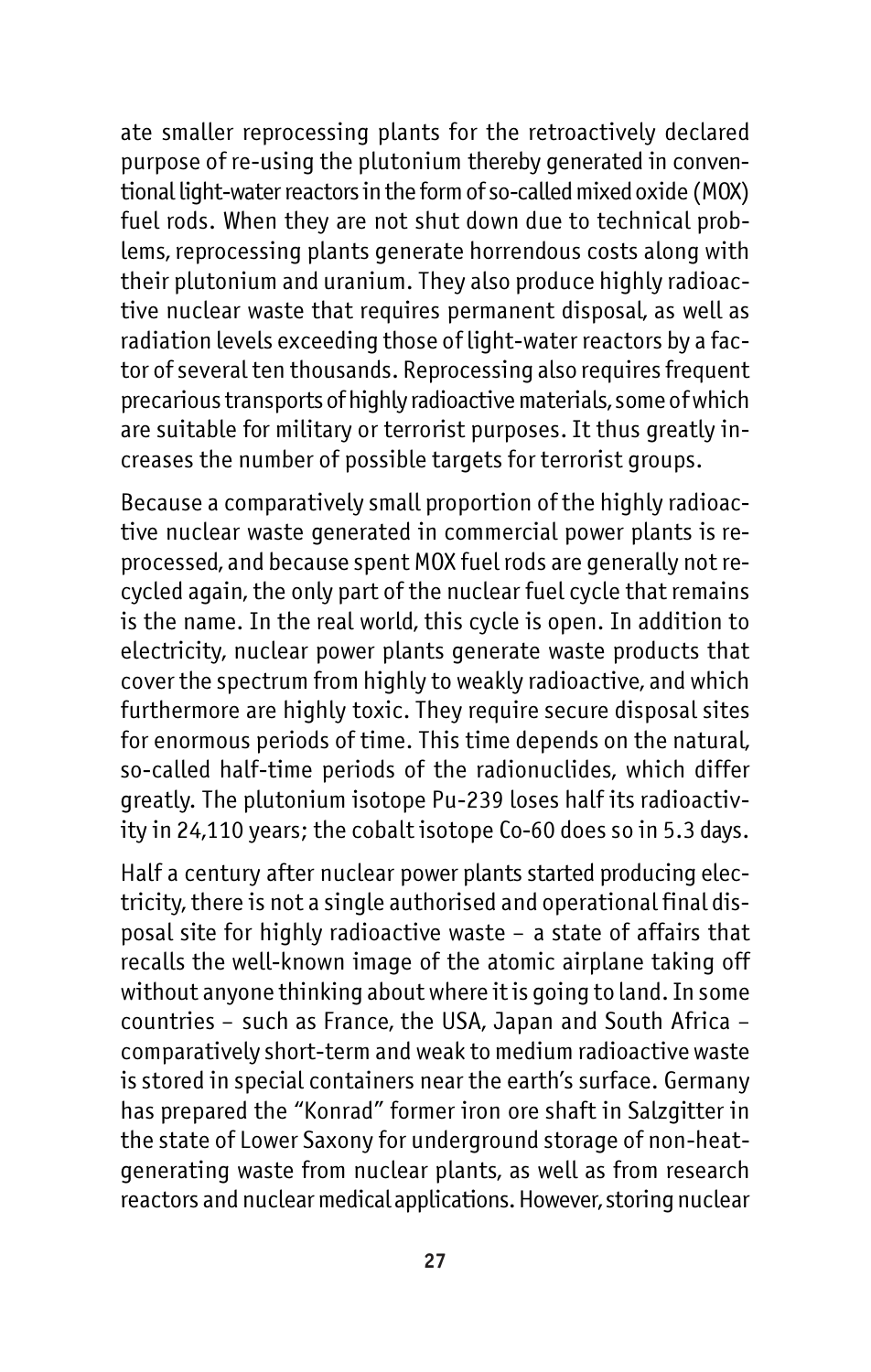ate smaller reprocessing plants for the retroactively declared purpose of re-using the plutonium thereby generated in conventional light-water reactors in the form of so-called mixed oxide (MOX) fuel rods. When they are not shut down due to technical problems, reprocessing plants generate horrendous costs along with their plutonium and uranium. They also produce highly radioactive nuclear waste that requires permanent disposal, as well as radiation levels exceeding those of light-water reactors by a factor of several ten thousands. Reprocessing also requires frequent precarious transports of highly radioactive materials, some of which are suitable for military or terrorist purposes. It thus greatly increases the number of possible targets for terrorist groups.

Because a comparatively small proportion of the highly radioactive nuclear waste generated in commercial power plants is reprocessed, and because spent MOX fuel rods are generally not recycled again, the only part of the nuclear fuel cycle that remains is the name. In the real world, this cycle is open. In addition to electricity, nuclear power plants generate waste products that cover the spectrum from highly to weakly radioactive, and which furthermore are highly toxic. They require secure disposal sites for enormous periods of time. This time depends on the natural, so-called half-time periods of the radionuclides, which differ greatly. The plutonium isotope Pu-239 loses half its radioactivity in 24,110 years; the cobalt isotope Co-60 does so in 5.3 days.

Half a century after nuclear power plants started producing electricity, there is not a single authorised and operational final disposal site for highly radioactive waste – a state of affairs that recalls the well-known image of the atomic airplane taking off without anyone thinking about where it is going to land. In some countries – such as France, the USA, Japan and South Africa – comparatively short-term and weak to medium radioactive waste is stored in special containers near the earth's surface. Germany has prepared the "Konrad" former iron ore shaft in Salzgitter in the state of Lower Saxony for underground storage of non-heat-generating waste from nuclear plants, as well as from research reactors and nuclear medical applications. However, storing nuclear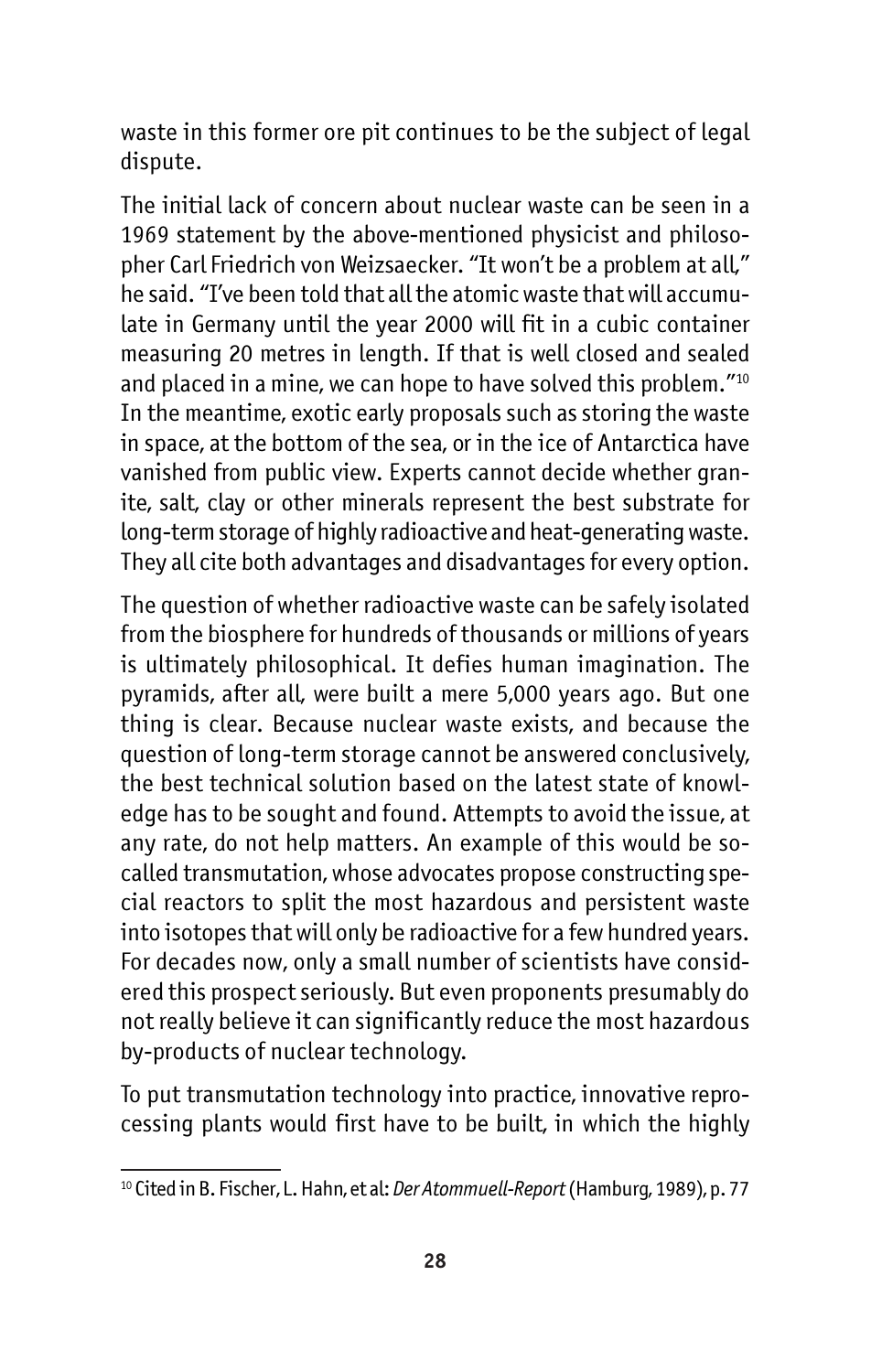waste in this former ore pit continues to be the subject of legal dispute.

The initial lack of concern about nuclear waste can be seen in a 1969 statement by the above-mentioned physicist and philosopher Carl Friedrich von Weizsaecker. "It won't be a problem at all," he said. "I've been told that all the atomic waste that will accumulate in Germany until the year 2000 will fit in a cubic container measuring 20 metres in length. If that is well closed and sealed and placed in a mine, we can hope to have solved this problem."[10] In the meantime, exotic early proposals such as storing the waste in space, at the bottom of the sea, or in the ice of Antarctica have vanished from public view. Experts cannot decide whether granite, salt, clay or other minerals represent the best substrate for long-term storage of highly radioactive and heat-generating waste. They all cite both advantages and disadvantages for every option.

The question of whether radioactive waste can be safely isolated from the biosphere for hundreds of thousands or millions of years is ultimately philosophical. It defies human imagination. The pyramids, after all, were built a mere 5,000 years ago. But one thing is clear. Because nuclear waste exists, and because the question of long-term storage cannot be answered conclusively, the best technical solution based on the latest state of knowledge has to be sought and found. Attempts to avoid the issue, at any rate, do not help matters. An example of this would be so-called transmutation, whose advocates propose constructing special reactors to split the most hazardous and persistent waste into isotopes that will only be radioactive for a few hundred years. For decades now, only a small number of scientists have considered this prospect seriously. But even proponents presumably do not really believe it can significantly reduce the most hazardous by-products of nuclear technology.

To put transmutation technology into practice, innovative reprocessing plants would first have to be built, in which the highly

---

[10] Cited in B. Fischer, L. Hahn, et al: *Der Atommuell-Report* (Hamburg, 1989), p. 77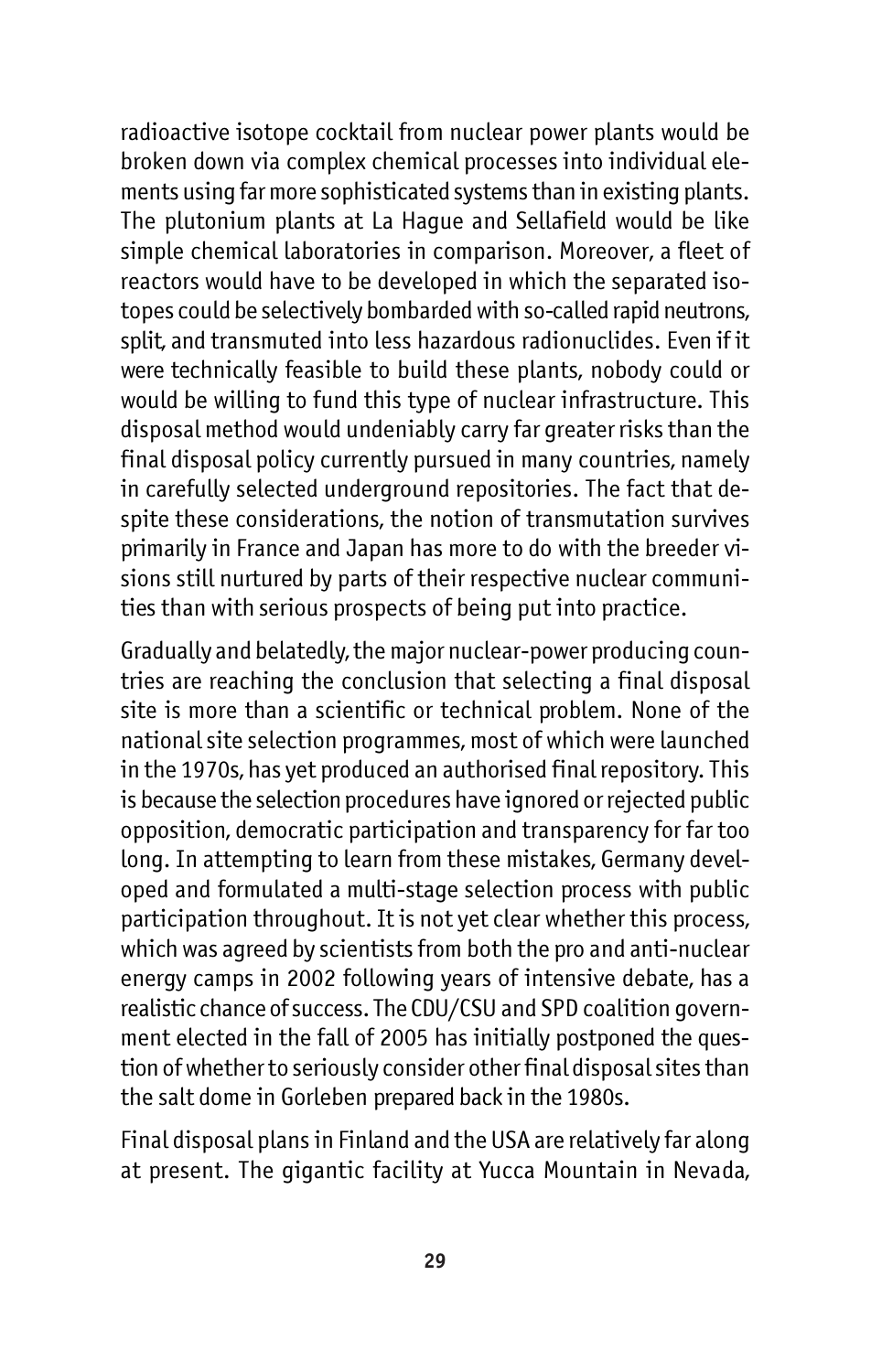radioactive isotope cocktail from nuclear power plants would be broken down via complex chemical processes into individual elements using far more sophisticated systems than in existing plants. The plutonium plants at La Hague and Sellafield would be like simple chemical laboratories in comparison. Moreover, a fleet of reactors would have to be developed in which the separated isotopes could be selectively bombarded with so-called rapid neutrons, split, and transmuted into less hazardous radionuclides. Even if it were technically feasible to build these plants, nobody could or would be willing to fund this type of nuclear infrastructure. This disposal method would undeniably carry far greater risks than the final disposal policy currently pursued in many countries, namely in carefully selected underground repositories. The fact that despite these considerations, the notion of transmutation survives primarily in France and Japan has more to do with the breeder visions still nurtured by parts of their respective nuclear communities than with serious prospects of being put into practice.

Gradually and belatedly, the major nuclear-power producing countries are reaching the conclusion that selecting a final disposal site is more than a scientific or technical problem. None of the national site selection programmes, most of which were launched in the 1970s, has yet produced an authorised final repository. This is because the selection procedures have ignored or rejected public opposition, democratic participation and transparency for far too long. In attempting to learn from these mistakes, Germany developed and formulated a multi-stage selection process with public participation throughout. It is not yet clear whether this process, which was agreed by scientists from both the pro and anti-nuclear energy camps in 2002 following years of intensive debate, has a realistic chance of success. The CDU/CSU and SPD coalition government elected in the fall of 2005 has initially postponed the question of whether to seriously consider other final disposal sites than the salt dome in Gorleben prepared back in the 1980s.

Final disposal plans in Finland and the USA are relatively far along at present. The gigantic facility at Yucca Mountain in Nevada,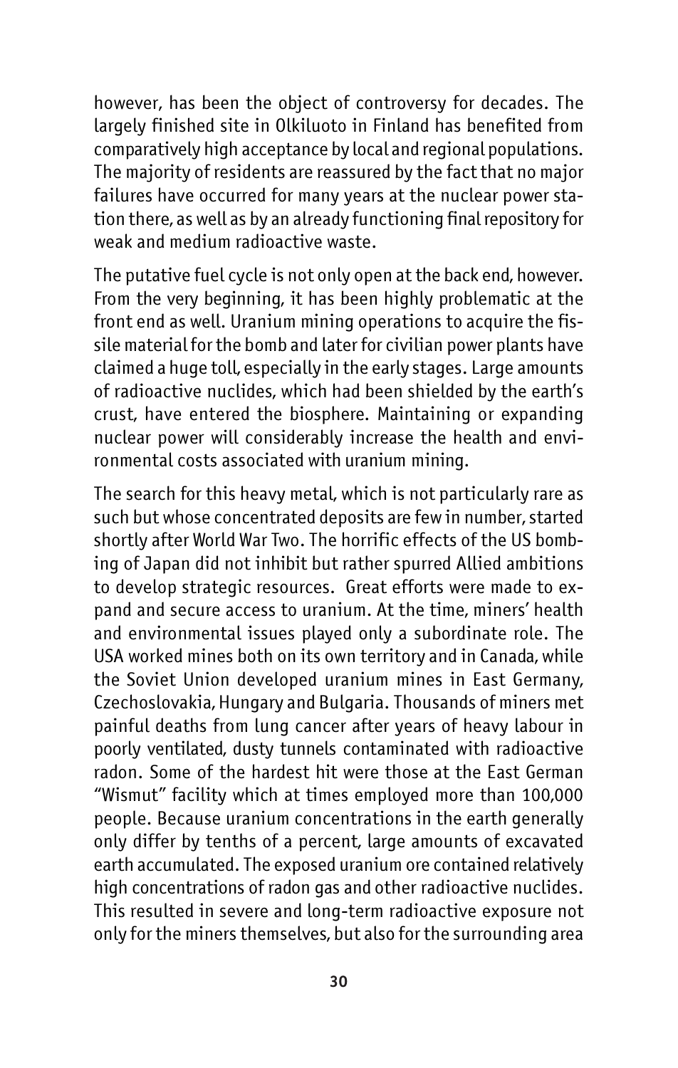however, has been the object of controversy for decades. The largely finished site in Olkiluoto in Finland has benefited from comparatively high acceptance by local and regional populations. The majority of residents are reassured by the fact that no major failures have occurred for many years at the nuclear power station there, as well as by an already functioning final repository for weak and medium radioactive waste.

The putative fuel cycle is not only open at the back end, however. From the very beginning, it has been highly problematic at the front end as well. Uranium mining operations to acquire the fissile material for the bomb and later for civilian power plants have claimed a huge toll, especially in the early stages. Large amounts of radioactive nuclides, which had been shielded by the earth's crust, have entered the biosphere. Maintaining or expanding nuclear power will considerably increase the health and environmental costs associated with uranium mining.

The search for this heavy metal, which is not particularly rare as such but whose concentrated deposits are few in number, started shortly after World War Two. The horrific effects of the US bombing of Japan did not inhibit but rather spurred Allied ambitions to develop strategic resources. Great efforts were made to expand and secure access to uranium. At the time, miners' health and environmental issues played only a subordinate role. The USA worked mines both on its own territory and in Canada, while the Soviet Union developed uranium mines in East Germany, Czechoslovakia, Hungary and Bulgaria. Thousands of miners met painful deaths from lung cancer after years of heavy labour in poorly ventilated, dusty tunnels contaminated with radioactive radon. Some of the hardest hit were those at the East German "Wismut" facility which at times employed more than 100,000 people. Because uranium concentrations in the earth generally only differ by tenths of a percent, large amounts of excavated earth accumulated. The exposed uranium ore contained relatively high concentrations of radon gas and other radioactive nuclides. This resulted in severe and long-term radioactive exposure not only for the miners themselves, but also for the surrounding area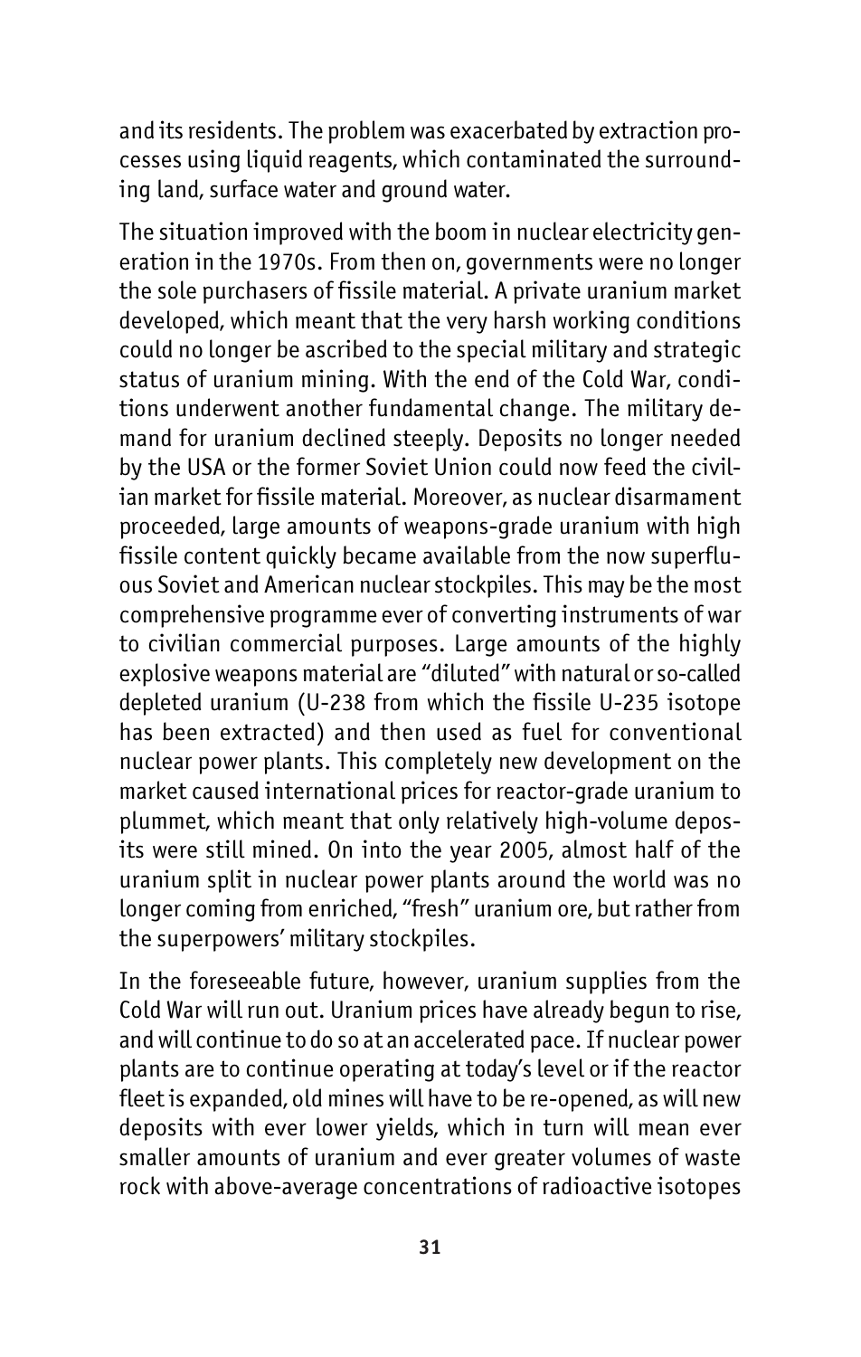and its residents. The problem was exacerbated by extraction processes using liquid reagents, which contaminated the surrounding land, surface water and ground water.

The situation improved with the boom in nuclear electricity generation in the 1970s. From then on, governments were no longer the sole purchasers of fissile material. A private uranium market developed, which meant that the very harsh working conditions could no longer be ascribed to the special military and strategic status of uranium mining. With the end of the Cold War, conditions underwent another fundamental change. The military demand for uranium declined steeply. Deposits no longer needed by the USA or the former Soviet Union could now feed the civilian market for fissile material. Moreover, as nuclear disarmament proceeded, large amounts of weapons-grade uranium with high fissile content quickly became available from the now superfluous Soviet and American nuclear stockpiles. This may be the most comprehensive programme ever of converting instruments of war to civilian commercial purposes. Large amounts of the highly explosive weapons material are "diluted" with natural or so-called depleted uranium (U-238 from which the fissile U-235 isotope has been extracted) and then used as fuel for conventional nuclear power plants. This completely new development on the market caused international prices for reactor-grade uranium to plummet, which meant that only relatively high-volume deposits were still mined. On into the year 2005, almost half of the uranium split in nuclear power plants around the world was no longer coming from enriched, "fresh" uranium ore, but rather from the superpowers' military stockpiles.

In the foreseeable future, however, uranium supplies from the Cold War will run out. Uranium prices have already begun to rise, and will continue to do so at an accelerated pace. If nuclear power plants are to continue operating at today's level or if the reactor fleet is expanded, old mines will have to be re-opened, as will new deposits with ever lower yields, which in turn will mean ever smaller amounts of uranium and ever greater volumes of waste rock with above-average concentrations of radioactive isotopes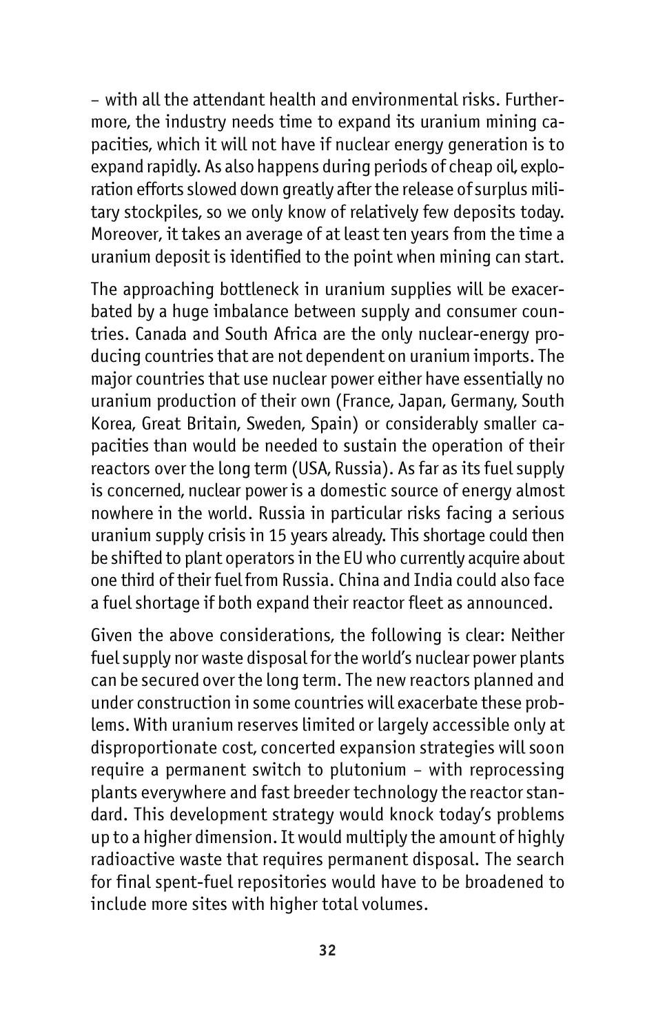– with all the attendant health and environmental risks. Furthermore, the industry needs time to expand its uranium mining capacities, which it will not have if nuclear energy generation is to expand rapidly. As also happens during periods of cheap oil, exploration efforts slowed down greatly after the release of surplus military stockpiles, so we only know of relatively few deposits today. Moreover, it takes an average of at least ten years from the time a uranium deposit is identified to the point when mining can start.

The approaching bottleneck in uranium supplies will be exacerbated by a huge imbalance between supply and consumer countries. Canada and South Africa are the only nuclear-energy producing countries that are not dependent on uranium imports. The major countries that use nuclear power either have essentially no uranium production of their own (France, Japan, Germany, South Korea, Great Britain, Sweden, Spain) or considerably smaller capacities than would be needed to sustain the operation of their reactors over the long term (USA, Russia). As far as its fuel supply is concerned, nuclear power is a domestic source of energy almost nowhere in the world. Russia in particular risks facing a serious uranium supply crisis in 15 years already. This shortage could then be shifted to plant operators in the EU who currently acquire about one third of their fuel from Russia. China and India could also face a fuel shortage if both expand their reactor fleet as announced.

Given the above considerations, the following is clear: Neither fuel supply nor waste disposal for the world's nuclear power plants can be secured over the long term. The new reactors planned and under construction in some countries will exacerbate these problems. With uranium reserves limited or largely accessible only at disproportionate cost, concerted expansion strategies will soon require a permanent switch to plutonium – with reprocessing plants everywhere and fast breeder technology the reactor standard. This development strategy would knock today's problems up to a higher dimension. It would multiply the amount of highly radioactive waste that requires permanent disposal. The search for final spent-fuel repositories would have to be broadened to include more sites with higher total volumes.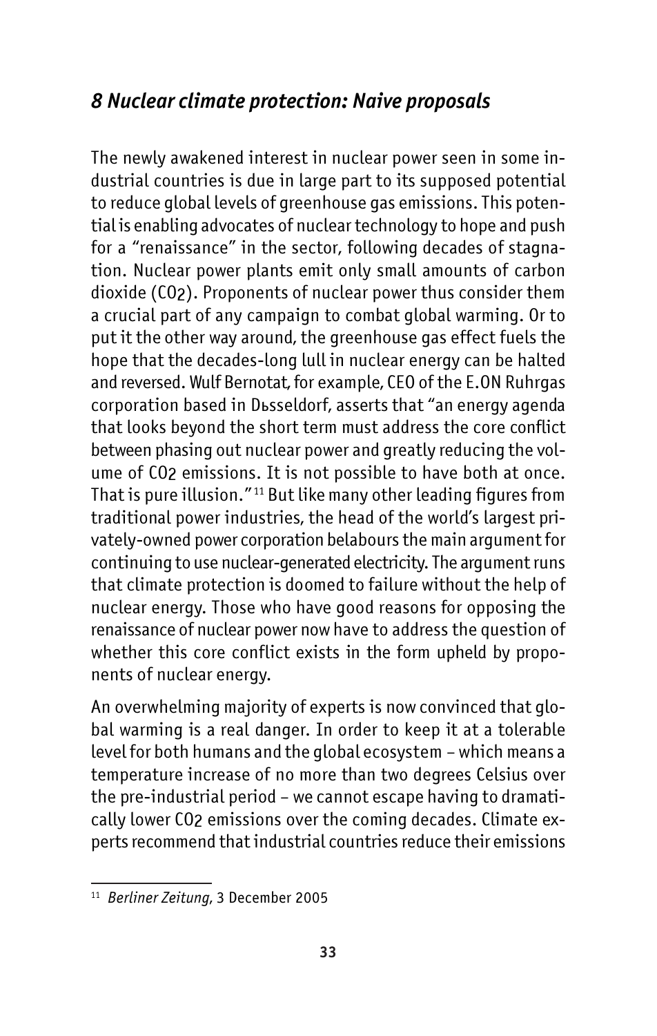## *8 Nuclear climate protection: Naive proposals*

The newly awakened interest in nuclear power seen in some industrial countries is due in large part to its supposed potential to reduce global levels of greenhouse gas emissions. This potential is enabling advocates of nuclear technology to hope and push for a "renaissance" in the sector, following decades of stagnation. Nuclear power plants emit only small amounts of carbon dioxide ($CO_2$). Proponents of nuclear power thus consider them a crucial part of any campaign to combat global warming. Or to put it the other way around, the greenhouse gas effect fuels the hope that the decades-long lull in nuclear energy can be halted and reversed. Wulf Bernotat, for example, CEO of the E.ON Ruhrgas corporation based in Dьsseldorf, asserts that "an energy agenda that looks beyond the short term must address the core conflict between phasing out nuclear power and greatly reducing the volume of $CO_2$ emissions. It is not possible to have both at once. That is pure illusion."[11] But like many other leading figures from traditional power industries, the head of the world's largest privately-owned power corporation belabours the main argument for continuing to use nuclear-generated electricity. The argument runs that climate protection is doomed to failure without the help of nuclear energy. Those who have good reasons for opposing the renaissance of nuclear power now have to address the question of whether this core conflict exists in the form upheld by proponents of nuclear energy.

An overwhelming majority of experts is now convinced that global warming is a real danger. In order to keep it at a tolerable level for both humans and the global ecosystem – which means a temperature increase of no more than two degrees Celsius over the pre-industrial period – we cannot escape having to dramatically lower $CO_2$ emissions over the coming decades. Climate experts recommend that industrial countries reduce their emissions

[11] *Berliner Zeitung*, 3 December 2005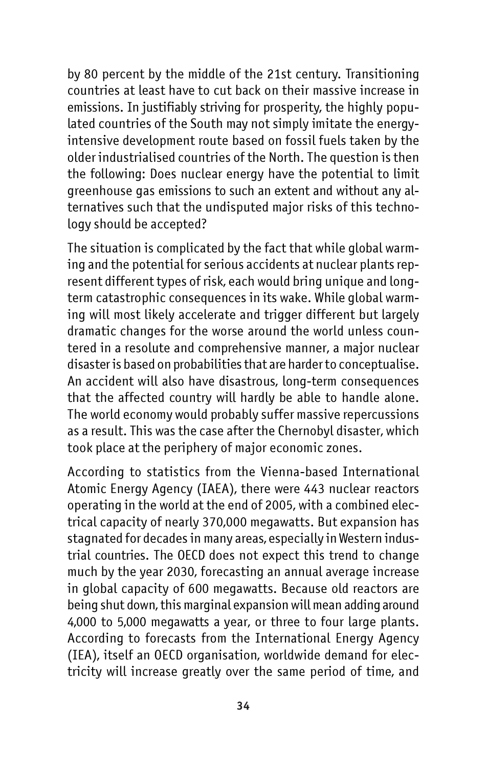by 80 percent by the middle of the 21st century. Transitioning countries at least have to cut back on their massive increase in emissions. In justifiably striving for prosperity, the highly populated countries of the South may not simply imitate the energy-intensive development route based on fossil fuels taken by the older industrialised countries of the North. The question is then the following: Does nuclear energy have the potential to limit greenhouse gas emissions to such an extent and without any alternatives such that the undisputed major risks of this technology should be accepted?

The situation is complicated by the fact that while global warming and the potential for serious accidents at nuclear plants represent different types of risk, each would bring unique and long-term catastrophic consequences in its wake. While global warming will most likely accelerate and trigger different but largely dramatic changes for the worse around the world unless countered in a resolute and comprehensive manner, a major nuclear disaster is based on probabilities that are harder to conceptualise. An accident will also have disastrous, long-term consequences that the affected country will hardly be able to handle alone. The world economy would probably suffer massive repercussions as a result. This was the case after the Chernobyl disaster, which took place at the periphery of major economic zones.

According to statistics from the Vienna-based International Atomic Energy Agency (IAEA), there were 443 nuclear reactors operating in the world at the end of 2005, with a combined electrical capacity of nearly 370,000 megawatts. But expansion has stagnated for decades in many areas, especially in Western industrial countries. The OECD does not expect this trend to change much by the year 2030, forecasting an annual average increase in global capacity of 600 megawatts. Because old reactors are being shut down, this marginal expansion will mean adding around 4,000 to 5,000 megawatts a year, or three to four large plants. According to forecasts from the International Energy Agency (IEA), itself an OECD organisation, worldwide demand for electricity will increase greatly over the same period of time, and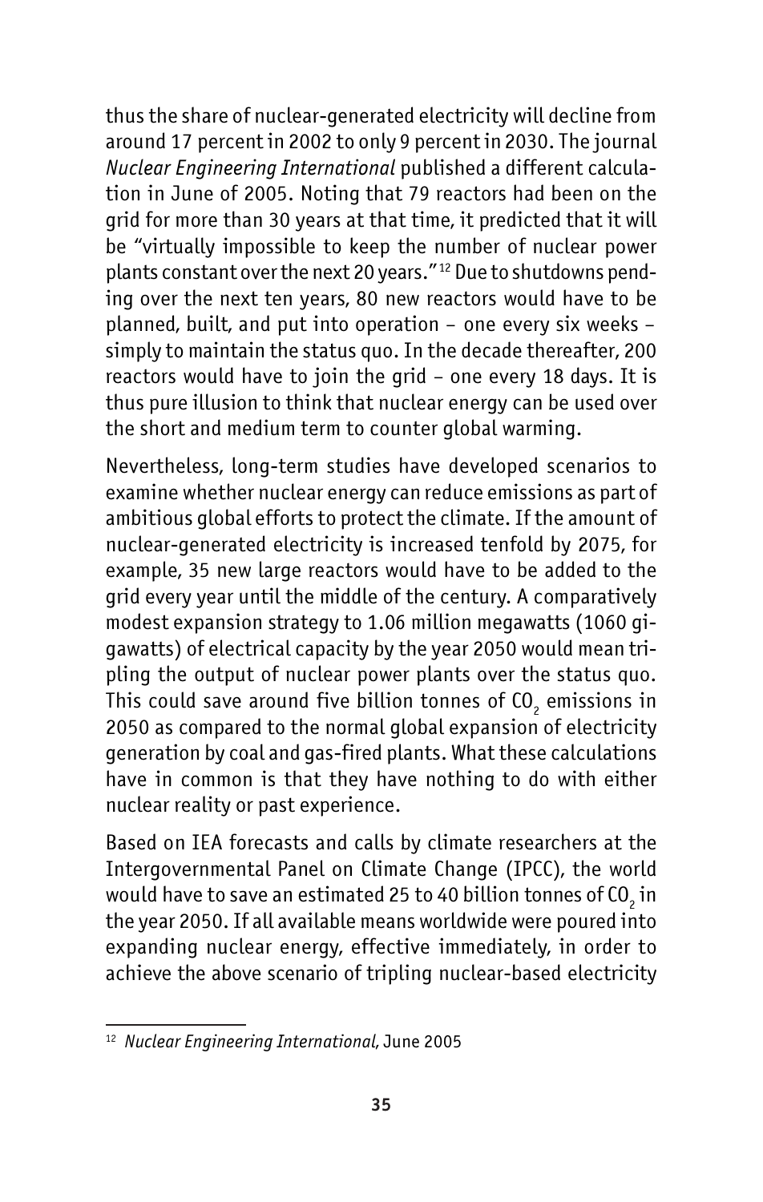thus the share of nuclear-generated electricity will decline from around 17 percent in 2002 to only 9 percent in 2030. The journal *Nuclear Engineering International* published a different calculation in June of 2005. Noting that 79 reactors had been on the grid for more than 30 years at that time, it predicted that it will be "virtually impossible to keep the number of nuclear power plants constant over the next 20 years."[12] Due to shutdowns pending over the next ten years, 80 new reactors would have to be planned, built, and put into operation – one every six weeks – simply to maintain the status quo. In the decade thereafter, 200 reactors would have to join the grid – one every 18 days. It is thus pure illusion to think that nuclear energy can be used over the short and medium term to counter global warming.

Nevertheless, long-term studies have developed scenarios to examine whether nuclear energy can reduce emissions as part of ambitious global efforts to protect the climate. If the amount of nuclear-generated electricity is increased tenfold by 2075, for example, 35 new large reactors would have to be added to the grid every year until the middle of the century. A comparatively modest expansion strategy to 1.06 million megawatts (1060 gigawatts) of electrical capacity by the year 2050 would mean tripling the output of nuclear power plants over the status quo. This could save around five billion tonnes of $CO_2$ emissions in 2050 as compared to the normal global expansion of electricity generation by coal and gas-fired plants. What these calculations have in common is that they have nothing to do with either nuclear reality or past experience.

Based on IEA forecasts and calls by climate researchers at the Intergovernmental Panel on Climate Change (IPCC), the world would have to save an estimated 25 to 40 billion tonnes of $CO_2$ in the year 2050. If all available means worldwide were poured into expanding nuclear energy, effective immediately, in order to achieve the above scenario of tripling nuclear-based electricity

[12] *Nuclear Engineering International*, June 2005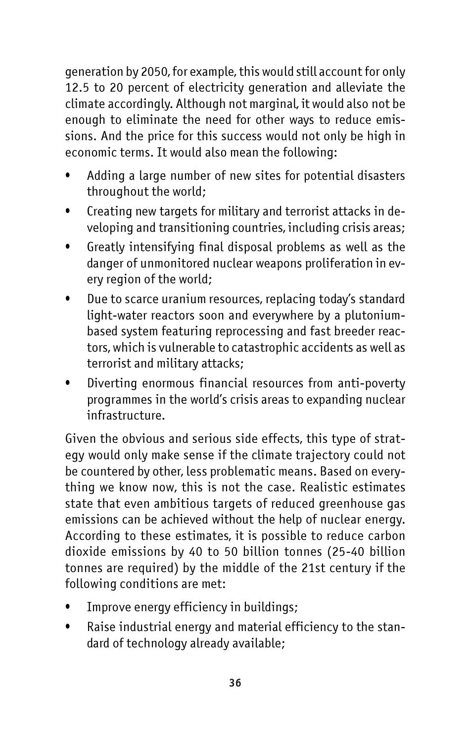generation by 2050, for example, this would still account for only 12.5 to 20 percent of electricity generation and alleviate the climate accordingly. Although not marginal, it would also not be enough to eliminate the need for other ways to reduce emissions. And the price for this success would not only be high in economic terms. It would also mean the following:

- Adding a large number of new sites for potential disasters throughout the world;
- Creating new targets for military and terrorist attacks in developing and transitioning countries, including crisis areas;
- Greatly intensifying final disposal problems as well as the danger of unmonitored nuclear weapons proliferation in every region of the world;
- Due to scarce uranium resources, replacing today's standard light-water reactors soon and everywhere by a plutonium-based system featuring reprocessing and fast breeder reactors, which is vulnerable to catastrophic accidents as well as terrorist and military attacks;
- Diverting enormous financial resources from anti-poverty programmes in the world's crisis areas to expanding nuclear infrastructure.

Given the obvious and serious side effects, this type of strategy would only make sense if the climate trajectory could not be countered by other, less problematic means. Based on everything we know now, this is not the case. Realistic estimates state that even ambitious targets of reduced greenhouse gas emissions can be achieved without the help of nuclear energy. According to these estimates, it is possible to reduce carbon dioxide emissions by 40 to 50 billion tonnes (25-40 billion tonnes are required) by the middle of the 21st century if the following conditions are met:

- Improve energy efficiency in buildings;
- Raise industrial energy and material efficiency to the standard of technology already available;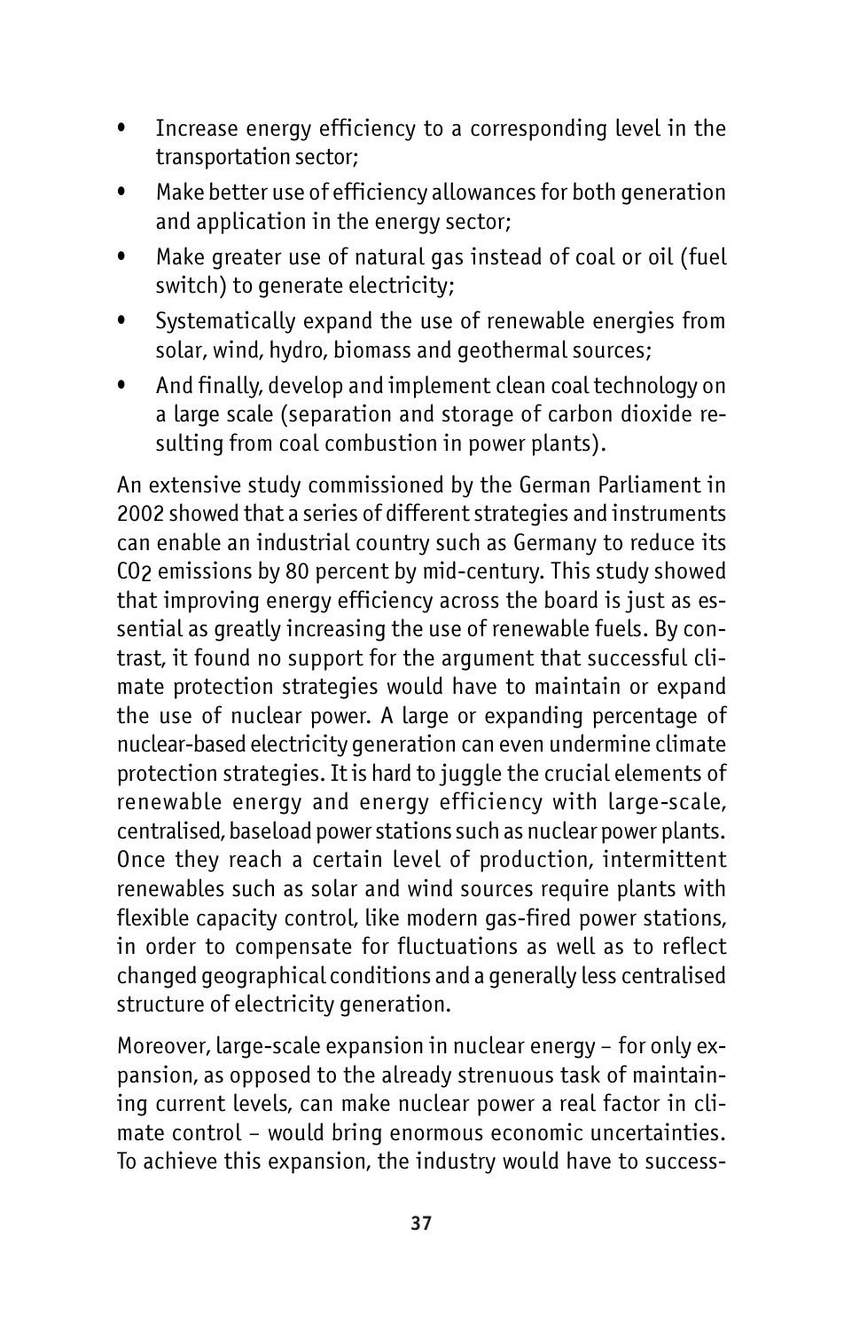- Increase energy efficiency to a corresponding level in the transportation sector;
- Make better use of efficiency allowances for both generation and application in the energy sector;
- Make greater use of natural gas instead of coal or oil (fuel switch) to generate electricity;
- Systematically expand the use of renewable energies from solar, wind, hydro, biomass and geothermal sources;
- And finally, develop and implement clean coal technology on a large scale (separation and storage of carbon dioxide resulting from coal combustion in power plants).

An extensive study commissioned by the German Parliament in 2002 showed that a series of different strategies and instruments can enable an industrial country such as Germany to reduce its $CO_2$ emissions by 80 percent by mid-century. This study showed that improving energy efficiency across the board is just as essential as greatly increasing the use of renewable fuels. By contrast, it found no support for the argument that successful climate protection strategies would have to maintain or expand the use of nuclear power. A large or expanding percentage of nuclear-based electricity generation can even undermine climate protection strategies. It is hard to juggle the crucial elements of renewable energy and energy efficiency with large-scale, centralised, baseload power stations such as nuclear power plants. Once they reach a certain level of production, intermittent renewables such as solar and wind sources require plants with flexible capacity control, like modern gas-fired power stations, in order to compensate for fluctuations as well as to reflect changed geographical conditions and a generally less centralised structure of electricity generation.

Moreover, large-scale expansion in nuclear energy – for only expansion, as opposed to the already strenuous task of maintaining current levels, can make nuclear power a real factor in climate control – would bring enormous economic uncertainties. To achieve this expansion, the industry would have to success-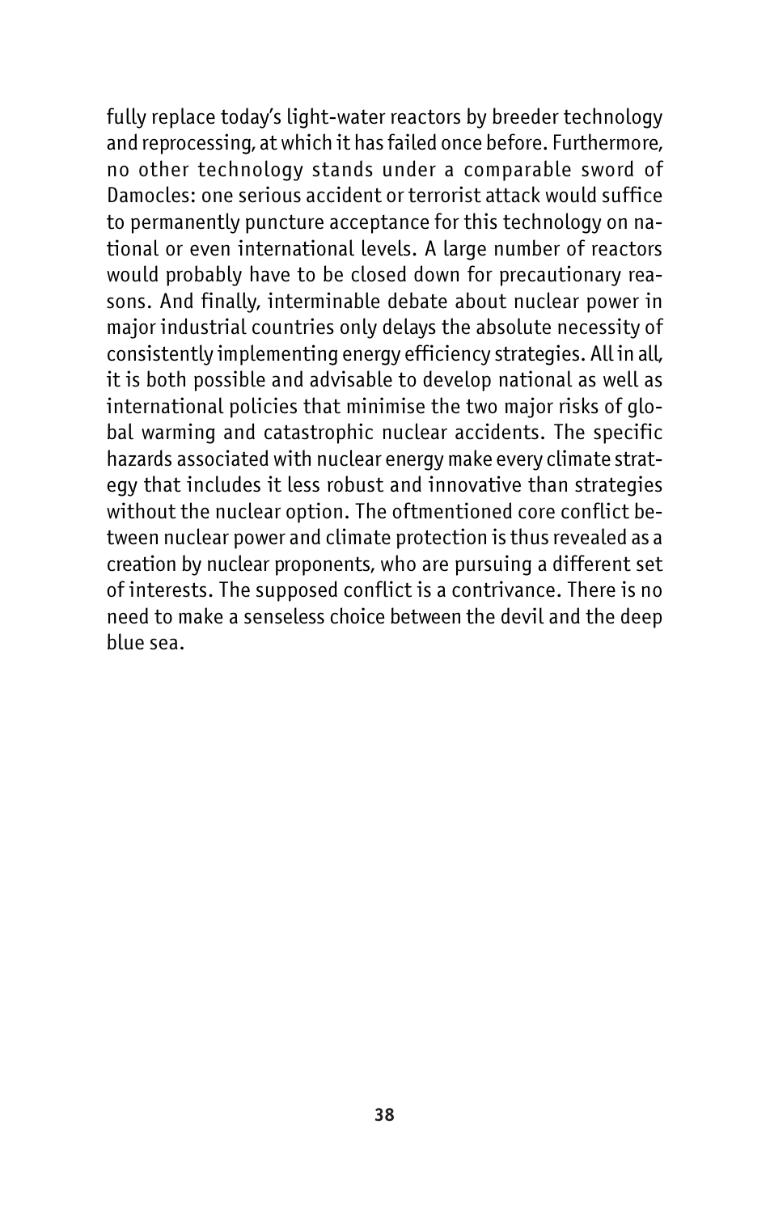fully replace today's light-water reactors by breeder technology and reprocessing, at which it has failed once before. Furthermore, no other technology stands under a comparable sword of Damocles: one serious accident or terrorist attack would suffice to permanently puncture acceptance for this technology on national or even international levels. A large number of reactors would probably have to be closed down for precautionary reasons. And finally, interminable debate about nuclear power in major industrial countries only delays the absolute necessity of consistently implementing energy efficiency strategies. All in all, it is both possible and advisable to develop national as well as international policies that minimise the two major risks of global warming and catastrophic nuclear accidents. The specific hazards associated with nuclear energy make every climate strategy that includes it less robust and innovative than strategies without the nuclear option. The oftmentioned core conflict between nuclear power and climate protection is thus revealed as a creation by nuclear proponents, who are pursuing a different set of interests. The supposed conflict is a contrivance. There is no need to make a senseless choice between the devil and the deep blue sea.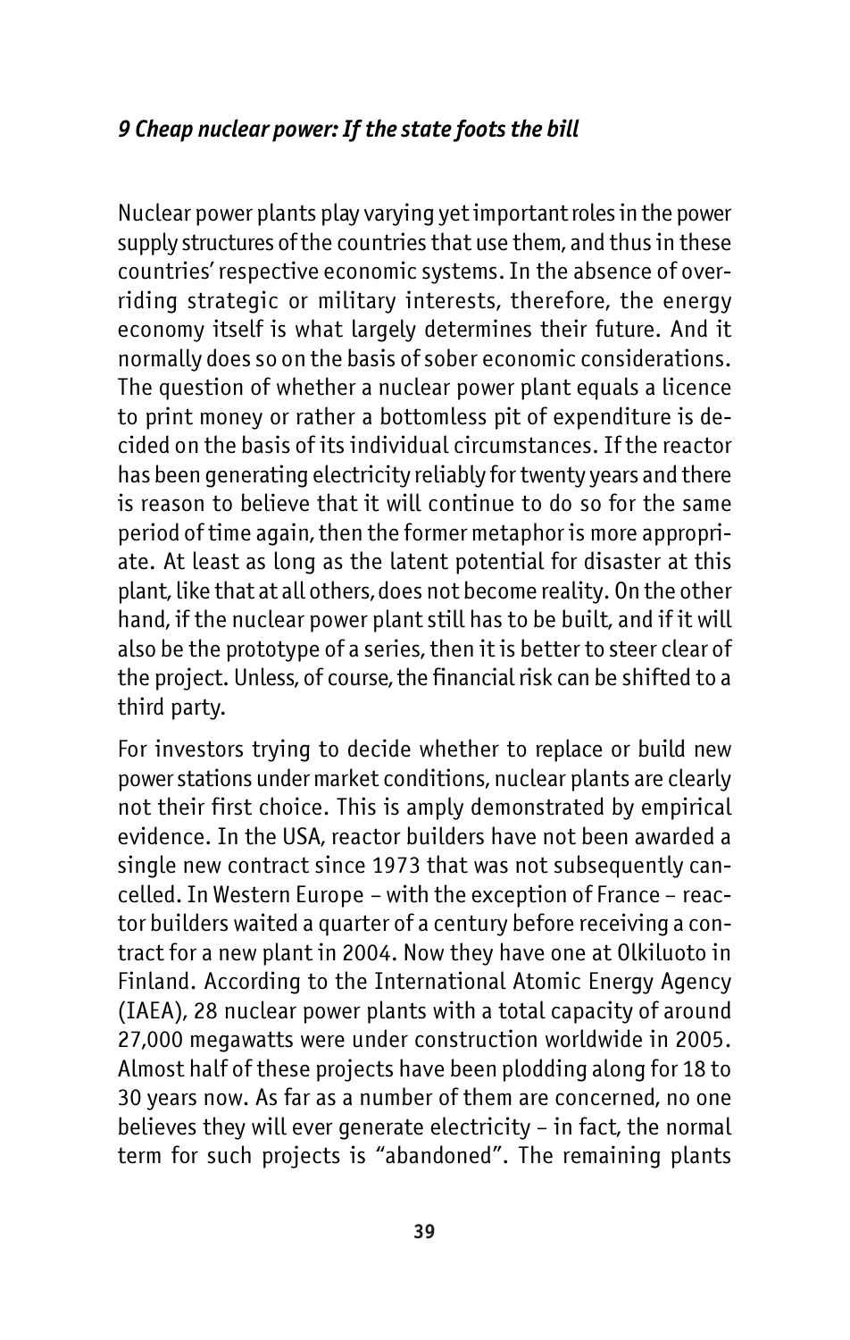## *9 Cheap nuclear power: If the state foots the bill*

Nuclear power plants play varying yet important roles in the power supply structures of the countries that use them, and thus in these countries' respective economic systems. In the absence of overriding strategic or military interests, therefore, the energy economy itself is what largely determines their future. And it normally does so on the basis of sober economic considerations. The question of whether a nuclear power plant equals a licence to print money or rather a bottomless pit of expenditure is decided on the basis of its individual circumstances. If the reactor has been generating electricity reliably for twenty years and there is reason to believe that it will continue to do so for the same period of time again, then the former metaphor is more appropriate. At least as long as the latent potential for disaster at this plant, like that at all others, does not become reality. On the other hand, if the nuclear power plant still has to be built, and if it will also be the prototype of a series, then it is better to steer clear of the project. Unless, of course, the financial risk can be shifted to a third party.

For investors trying to decide whether to replace or build new power stations under market conditions, nuclear plants are clearly not their first choice. This is amply demonstrated by empirical evidence. In the USA, reactor builders have not been awarded a single new contract since 1973 that was not subsequently cancelled. In Western Europe – with the exception of France – reactor builders waited a quarter of a century before receiving a contract for a new plant in 2004. Now they have one at Olkiluoto in Finland. According to the International Atomic Energy Agency (IAEA), 28 nuclear power plants with a total capacity of around 27,000 megawatts were under construction worldwide in 2005. Almost half of these projects have been plodding along for 18 to 30 years now. As far as a number of them are concerned, no one believes they will ever generate electricity – in fact, the normal term for such projects is "abandoned". The remaining plants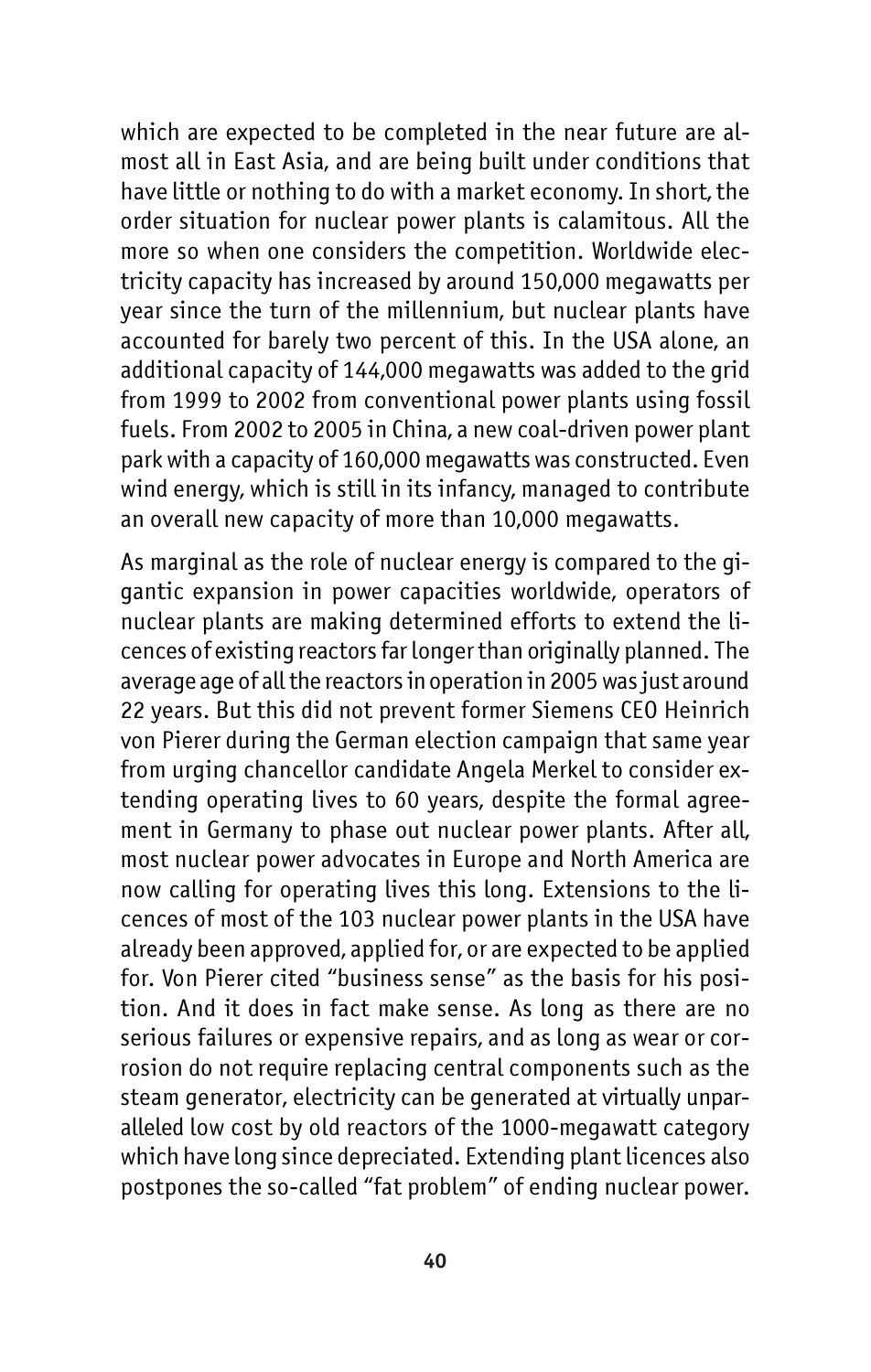which are expected to be completed in the near future are almost all in East Asia, and are being built under conditions that have little or nothing to do with a market economy. In short, the order situation for nuclear power plants is calamitous. All the more so when one considers the competition. Worldwide electricity capacity has increased by around 150,000 megawatts per year since the turn of the millennium, but nuclear plants have accounted for barely two percent of this. In the USA alone, an additional capacity of 144,000 megawatts was added to the grid from 1999 to 2002 from conventional power plants using fossil fuels. From 2002 to 2005 in China, a new coal-driven power plant park with a capacity of 160,000 megawatts was constructed. Even wind energy, which is still in its infancy, managed to contribute an overall new capacity of more than 10,000 megawatts.

As marginal as the role of nuclear energy is compared to the gigantic expansion in power capacities worldwide, operators of nuclear plants are making determined efforts to extend the licences of existing reactors far longer than originally planned. The average age of all the reactors in operation in 2005 was just around 22 years. But this did not prevent former Siemens CEO Heinrich von Pierer during the German election campaign that same year from urging chancellor candidate Angela Merkel to consider extending operating lives to 60 years, despite the formal agreement in Germany to phase out nuclear power plants. After all, most nuclear power advocates in Europe and North America are now calling for operating lives this long. Extensions to the licences of most of the 103 nuclear power plants in the USA have already been approved, applied for, or are expected to be applied for. Von Pierer cited "business sense" as the basis for his position. And it does in fact make sense. As long as there are no serious failures or expensive repairs, and as long as wear or corrosion do not require replacing central components such as the steam generator, electricity can be generated at virtually unparalleled low cost by old reactors of the 1000-megawatt category which have long since depreciated. Extending plant licences also postpones the so-called "fat problem" of ending nuclear power.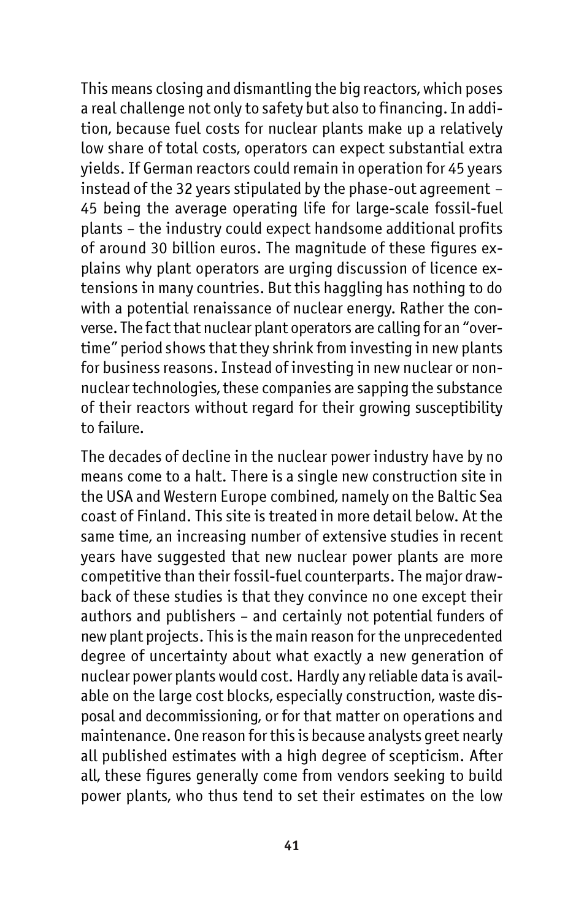This means closing and dismantling the big reactors, which poses a real challenge not only to safety but also to financing. In addition, because fuel costs for nuclear plants make up a relatively low share of total costs, operators can expect substantial extra yields. If German reactors could remain in operation for 45 years instead of the 32 years stipulated by the phase-out agreement – 45 being the average operating life for large-scale fossil-fuel plants – the industry could expect handsome additional profits of around 30 billion euros. The magnitude of these figures explains why plant operators are urging discussion of licence extensions in many countries. But this haggling has nothing to do with a potential renaissance of nuclear energy. Rather the converse. The fact that nuclear plant operators are calling for an "overtime" period shows that they shrink from investing in new plants for business reasons. Instead of investing in new nuclear or non-nuclear technologies, these companies are sapping the substance of their reactors without regard for their growing susceptibility to failure.

The decades of decline in the nuclear power industry have by no means come to a halt. There is a single new construction site in the USA and Western Europe combined, namely on the Baltic Sea coast of Finland. This site is treated in more detail below. At the same time, an increasing number of extensive studies in recent years have suggested that new nuclear power plants are more competitive than their fossil-fuel counterparts. The major drawback of these studies is that they convince no one except their authors and publishers – and certainly not potential funders of new plant projects. This is the main reason for the unprecedented degree of uncertainty about what exactly a new generation of nuclear power plants would cost. Hardly any reliable data is available on the large cost blocks, especially construction, waste disposal and decommissioning, or for that matter on operations and maintenance. One reason for this is because analysts greet nearly all published estimates with a high degree of scepticism. After all, these figures generally come from vendors seeking to build power plants, who thus tend to set their estimates on the low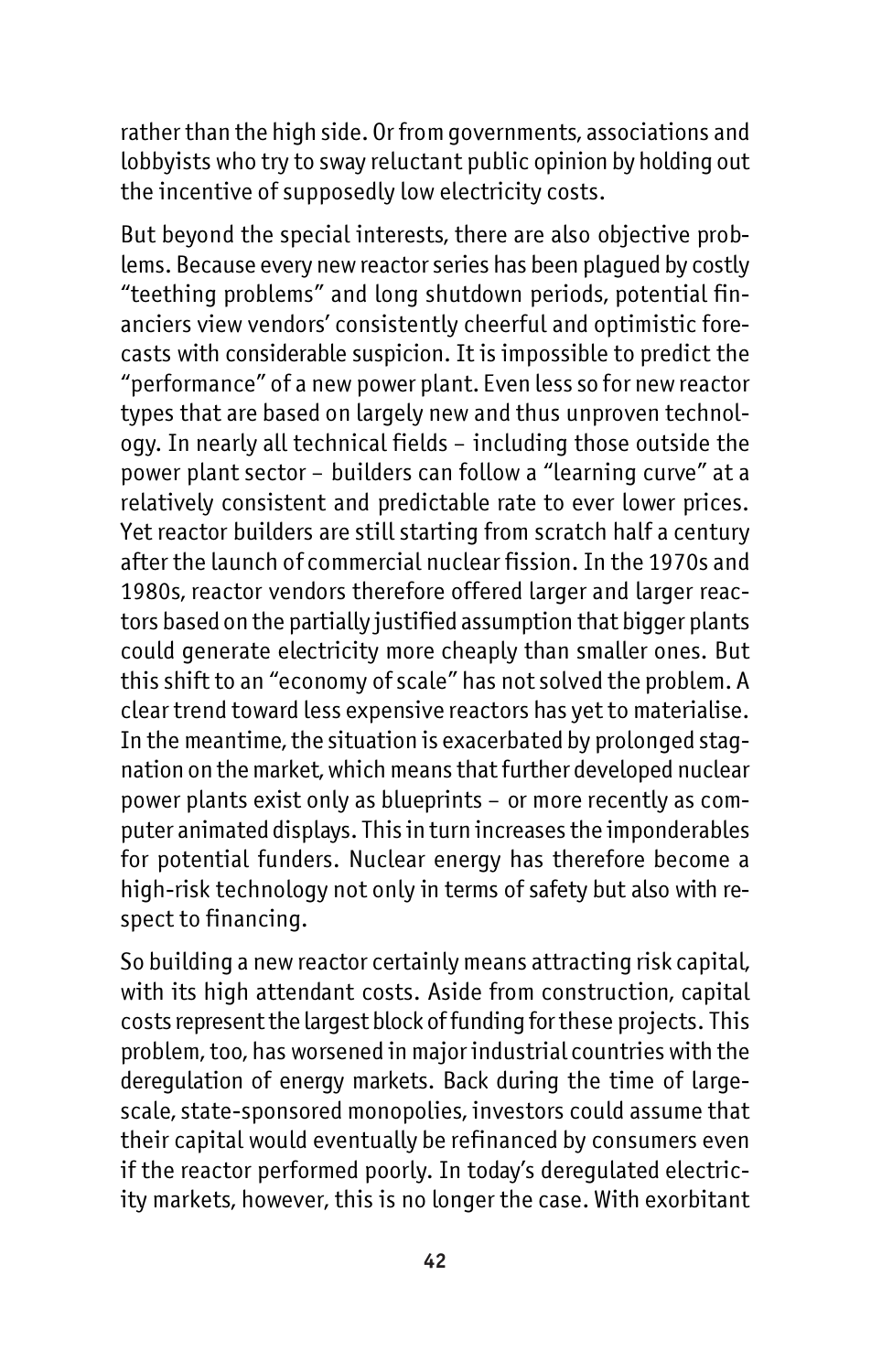rather than the high side. Or from governments, associations and lobbyists who try to sway reluctant public opinion by holding out the incentive of supposedly low electricity costs.

But beyond the special interests, there are also objective problems. Because every new reactor series has been plagued by costly "teething problems" and long shutdown periods, potential financiers view vendors' consistently cheerful and optimistic forecasts with considerable suspicion. It is impossible to predict the "performance" of a new power plant. Even less so for new reactor types that are based on largely new and thus unproven technology. In nearly all technical fields – including those outside the power plant sector – builders can follow a "learning curve" at a relatively consistent and predictable rate to ever lower prices. Yet reactor builders are still starting from scratch half a century after the launch of commercial nuclear fission. In the 1970s and 1980s, reactor vendors therefore offered larger and larger reactors based on the partially justified assumption that bigger plants could generate electricity more cheaply than smaller ones. But this shift to an "economy of scale" has not solved the problem. A clear trend toward less expensive reactors has yet to materialise. In the meantime, the situation is exacerbated by prolonged stagnation on the market, which means that further developed nuclear power plants exist only as blueprints – or more recently as computer animated displays. This in turn increases the imponderables for potential funders. Nuclear energy has therefore become a high-risk technology not only in terms of safety but also with respect to financing.

So building a new reactor certainly means attracting risk capital, with its high attendant costs. Aside from construction, capital costs represent the largest block of funding for these projects. This problem, too, has worsened in major industrial countries with the deregulation of energy markets. Back during the time of large-scale, state-sponsored monopolies, investors could assume that their capital would eventually be refinanced by consumers even if the reactor performed poorly. In today's deregulated electricity markets, however, this is no longer the case. With exorbitant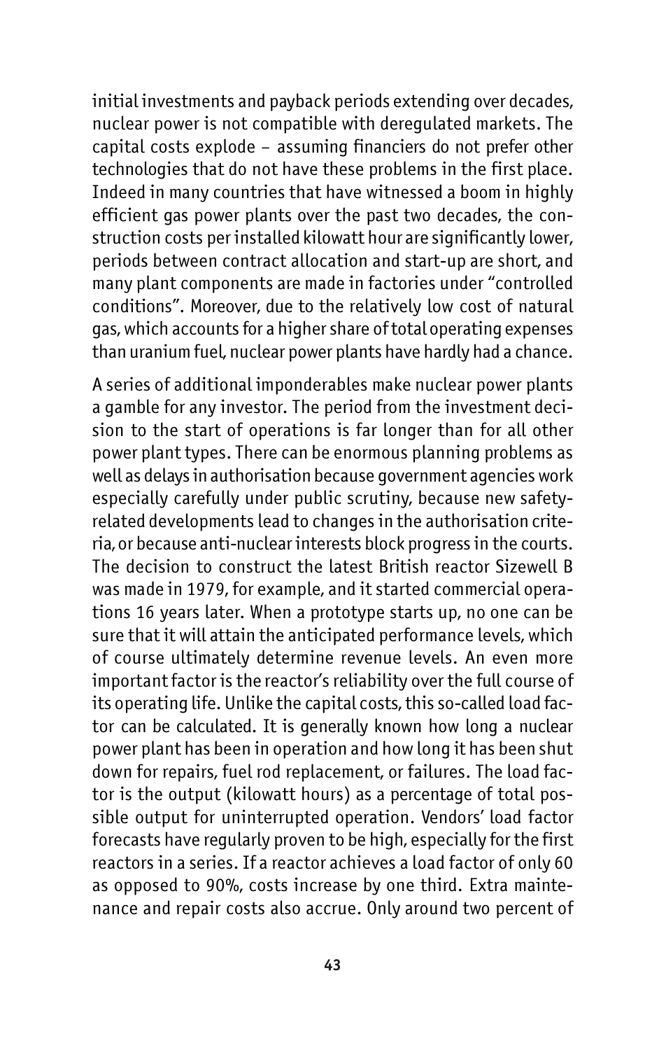initial investments and payback periods extending over decades, nuclear power is not compatible with deregulated markets. The capital costs explode – assuming financiers do not prefer other technologies that do not have these problems in the first place. Indeed in many countries that have witnessed a boom in highly efficient gas power plants over the past two decades, the construction costs per installed kilowatt hour are significantly lower, periods between contract allocation and start-up are short, and many plant components are made in factories under "controlled conditions". Moreover, due to the relatively low cost of natural gas, which accounts for a higher share of total operating expenses than uranium fuel, nuclear power plants have hardly had a chance.

A series of additional imponderables make nuclear power plants a gamble for any investor. The period from the investment decision to the start of operations is far longer than for all other power plant types. There can be enormous planning problems as well as delays in authorisation because government agencies work especially carefully under public scrutiny, because new safety-related developments lead to changes in the authorisation criteria, or because anti-nuclear interests block progress in the courts. The decision to construct the latest British reactor Sizewell B was made in 1979, for example, and it started commercial operations 16 years later. When a prototype starts up, no one can be sure that it will attain the anticipated performance levels, which of course ultimately determine revenue levels. An even more important factor is the reactor's reliability over the full course of its operating life. Unlike the capital costs, this so-called load factor can be calculated. It is generally known how long a nuclear power plant has been in operation and how long it has been shut down for repairs, fuel rod replacement, or failures. The load factor is the output (kilowatt hours) as a percentage of total possible output for uninterrupted operation. Vendors' load factor forecasts have regularly proven to be high, especially for the first reactors in a series. If a reactor achieves a load factor of only 60 as opposed to 90%, costs increase by one third. Extra maintenance and repair costs also accrue. Only around two percent of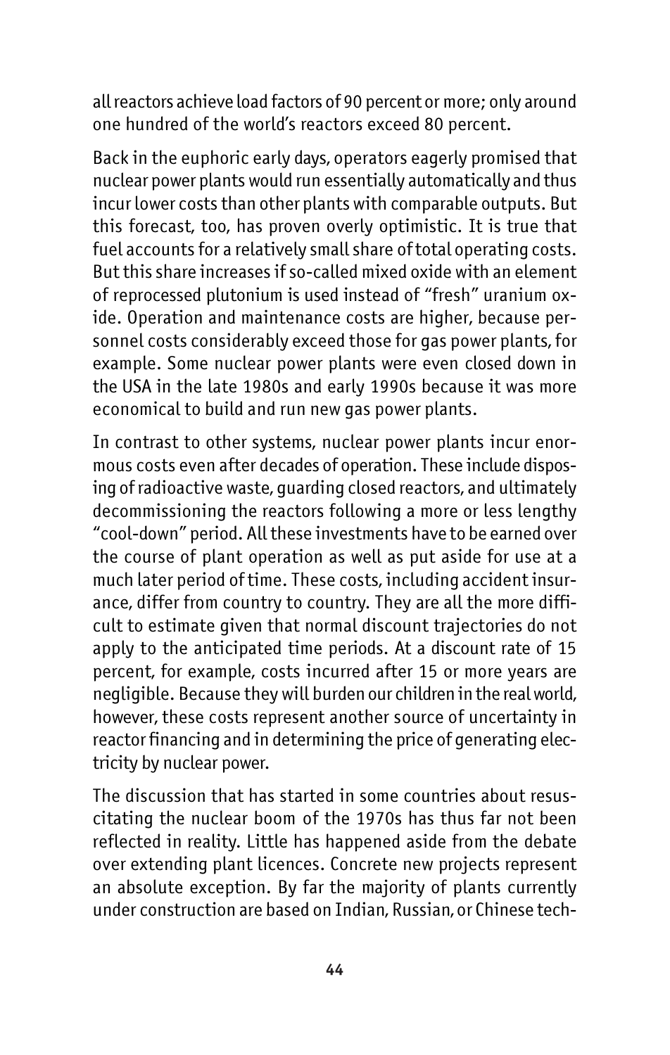all reactors achieve load factors of 90 percent or more; only around one hundred of the world's reactors exceed 80 percent.

Back in the euphoric early days, operators eagerly promised that nuclear power plants would run essentially automatically and thus incur lower costs than other plants with comparable outputs. But this forecast, too, has proven overly optimistic. It is true that fuel accounts for a relatively small share of total operating costs. But this share increases if so-called mixed oxide with an element of reprocessed plutonium is used instead of "fresh" uranium oxide. Operation and maintenance costs are higher, because personnel costs considerably exceed those for gas power plants, for example. Some nuclear power plants were even closed down in the USA in the late 1980s and early 1990s because it was more economical to build and run new gas power plants.

In contrast to other systems, nuclear power plants incur enormous costs even after decades of operation. These include disposing of radioactive waste, guarding closed reactors, and ultimately decommissioning the reactors following a more or less lengthy "cool-down" period. All these investments have to be earned over the course of plant operation as well as put aside for use at a much later period of time. These costs, including accident insurance, differ from country to country. They are all the more difficult to estimate given that normal discount trajectories do not apply to the anticipated time periods. At a discount rate of 15 percent, for example, costs incurred after 15 or more years are negligible. Because they will burden our children in the real world, however, these costs represent another source of uncertainty in reactor financing and in determining the price of generating electricity by nuclear power.

The discussion that has started in some countries about resuscitating the nuclear boom of the 1970s has thus far not been reflected in reality. Little has happened aside from the debate over extending plant licences. Concrete new projects represent an absolute exception. By far the majority of plants currently under construction are based on Indian, Russian, or Chinese tech-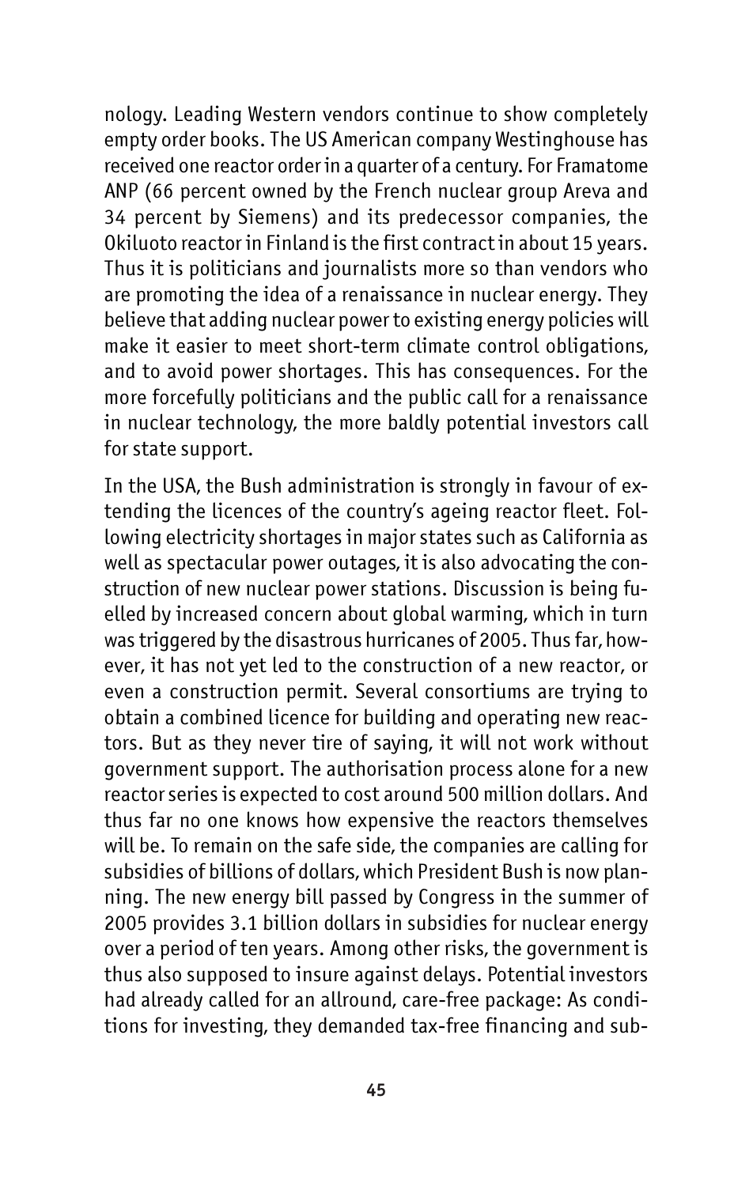nology. Leading Western vendors continue to show completely empty order books. The US American company Westinghouse has received one reactor order in a quarter of a century. For Framatome ANP (66 percent owned by the French nuclear group Areva and 34 percent by Siemens) and its predecessor companies, the Okiluoto reactor in Finland is the first contract in about 15 years. Thus it is politicians and journalists more so than vendors who are promoting the idea of a renaissance in nuclear energy. They believe that adding nuclear power to existing energy policies will make it easier to meet short-term climate control obligations, and to avoid power shortages. This has consequences. For the more forcefully politicians and the public call for a renaissance in nuclear technology, the more baldly potential investors call for state support.

In the USA, the Bush administration is strongly in favour of extending the licences of the country's ageing reactor fleet. Following electricity shortages in major states such as California as well as spectacular power outages, it is also advocating the construction of new nuclear power stations. Discussion is being fuelled by increased concern about global warming, which in turn was triggered by the disastrous hurricanes of 2005. Thus far, however, it has not yet led to the construction of a new reactor, or even a construction permit. Several consortiums are trying to obtain a combined licence for building and operating new reactors. But as they never tire of saying, it will not work without government support. The authorisation process alone for a new reactor series is expected to cost around 500 million dollars. And thus far no one knows how expensive the reactors themselves will be. To remain on the safe side, the companies are calling for subsidies of billions of dollars, which President Bush is now planning. The new energy bill passed by Congress in the summer of 2005 provides 3.1 billion dollars in subsidies for nuclear energy over a period of ten years. Among other risks, the government is thus also supposed to insure against delays. Potential investors had already called for an allround, care-free package: As conditions for investing, they demanded tax-free financing and sub-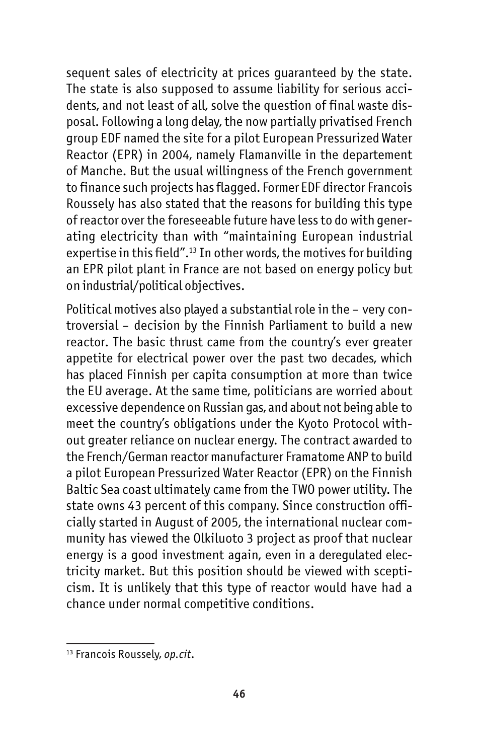sequent sales of electricity at prices guaranteed by the state. The state is also supposed to assume liability for serious accidents, and not least of all, solve the question of final waste disposal. Following a long delay, the now partially privatised French group EDF named the site for a pilot European Pressurized Water Reactor (EPR) in 2004, namely Flamanville in the departement of Manche. But the usual willingness of the French government to finance such projects has flagged. Former EDF director Francois Roussely has also stated that the reasons for building this type of reactor over the foreseeable future have less to do with generating electricity than with "maintaining European industrial expertise in this field".[13] In other words, the motives for building an EPR pilot plant in France are not based on energy policy but on industrial/political objectives.

Political motives also played a substantial role in the – very controversial – decision by the Finnish Parliament to build a new reactor. The basic thrust came from the country's ever greater appetite for electrical power over the past two decades, which has placed Finnish per capita consumption at more than twice the EU average. At the same time, politicians are worried about excessive dependence on Russian gas, and about not being able to meet the country's obligations under the Kyoto Protocol without greater reliance on nuclear energy. The contract awarded to the French/German reactor manufacturer Framatome ANP to build a pilot European Pressurized Water Reactor (EPR) on the Finnish Baltic Sea coast ultimately came from the TWO power utility. The state owns 43 percent of this company. Since construction officially started in August of 2005, the international nuclear community has viewed the Olkiluoto 3 project as proof that nuclear energy is a good investment again, even in a deregulated electricity market. But this position should be viewed with scepticism. It is unlikely that this type of reactor would have had a chance under normal competitive conditions.

---

[13] Francois Roussely, *op.cit*.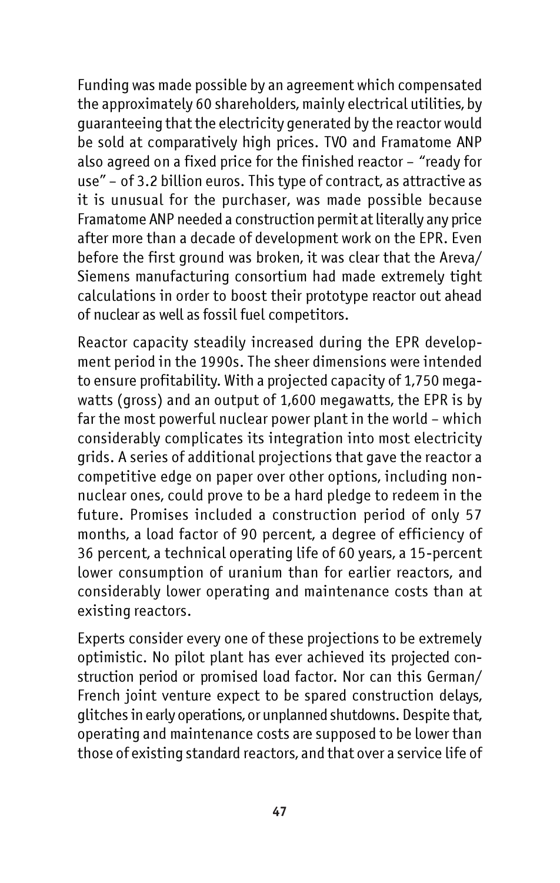Funding was made possible by an agreement which compensated the approximately 60 shareholders, mainly electrical utilities, by guaranteeing that the electricity generated by the reactor would be sold at comparatively high prices. TVO and Framatome ANP also agreed on a fixed price for the finished reactor – "ready for use" – of 3.2 billion euros. This type of contract, as attractive as it is unusual for the purchaser, was made possible because Framatome ANP needed a construction permit at literally any price after more than a decade of development work on the EPR. Even before the first ground was broken, it was clear that the Areva/ Siemens manufacturing consortium had made extremely tight calculations in order to boost their prototype reactor out ahead of nuclear as well as fossil fuel competitors.

Reactor capacity steadily increased during the EPR development period in the 1990s. The sheer dimensions were intended to ensure profitability. With a projected capacity of 1,750 megawatts (gross) and an output of 1,600 megawatts, the EPR is by far the most powerful nuclear power plant in the world – which considerably complicates its integration into most electricity grids. A series of additional projections that gave the reactor a competitive edge on paper over other options, including non-nuclear ones, could prove to be a hard pledge to redeem in the future. Promises included a construction period of only 57 months, a load factor of 90 percent, a degree of efficiency of 36 percent, a technical operating life of 60 years, a 15-percent lower consumption of uranium than for earlier reactors, and considerably lower operating and maintenance costs than at existing reactors.

Experts consider every one of these projections to be extremely optimistic. No pilot plant has ever achieved its projected construction period or promised load factor. Nor can this German/ French joint venture expect to be spared construction delays, glitches in early operations, or unplanned shutdowns. Despite that, operating and maintenance costs are supposed to be lower than those of existing standard reactors, and that over a service life of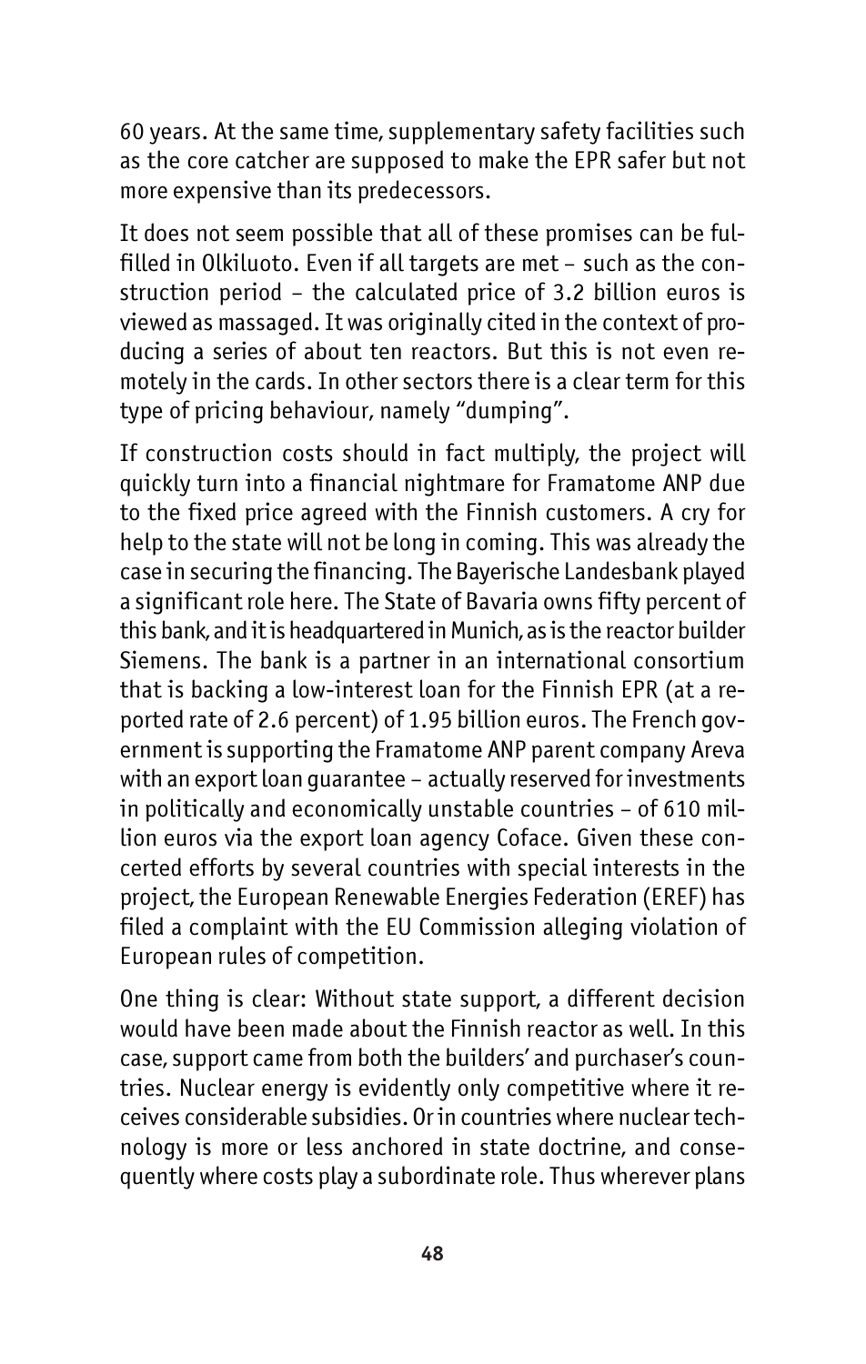60 years. At the same time, supplementary safety facilities such as the core catcher are supposed to make the EPR safer but not more expensive than its predecessors.

It does not seem possible that all of these promises can be fulfilled in Olkiluoto. Even if all targets are met – such as the construction period – the calculated price of 3.2 billion euros is viewed as massaged. It was originally cited in the context of producing a series of about ten reactors. But this is not even remotely in the cards. In other sectors there is a clear term for this type of pricing behaviour, namely "dumping".

If construction costs should in fact multiply, the project will quickly turn into a financial nightmare for Framatome ANP due to the fixed price agreed with the Finnish customers. A cry for help to the state will not be long in coming. This was already the case in securing the financing. The Bayerische Landesbank played a significant role here. The State of Bavaria owns fifty percent of this bank, and it is headquartered in Munich, as is the reactor builder Siemens. The bank is a partner in an international consortium that is backing a low-interest loan for the Finnish EPR (at a reported rate of 2.6 percent) of 1.95 billion euros. The French government is supporting the Framatome ANP parent company Areva with an export loan guarantee – actually reserved for investments in politically and economically unstable countries – of 610 million euros via the export loan agency Coface. Given these concerted efforts by several countries with special interests in the project, the European Renewable Energies Federation (EREF) has filed a complaint with the EU Commission alleging violation of European rules of competition.

One thing is clear: Without state support, a different decision would have been made about the Finnish reactor as well. In this case, support came from both the builders' and purchaser's countries. Nuclear energy is evidently only competitive where it receives considerable subsidies. Or in countries where nuclear technology is more or less anchored in state doctrine, and consequently where costs play a subordinate role. Thus wherever plans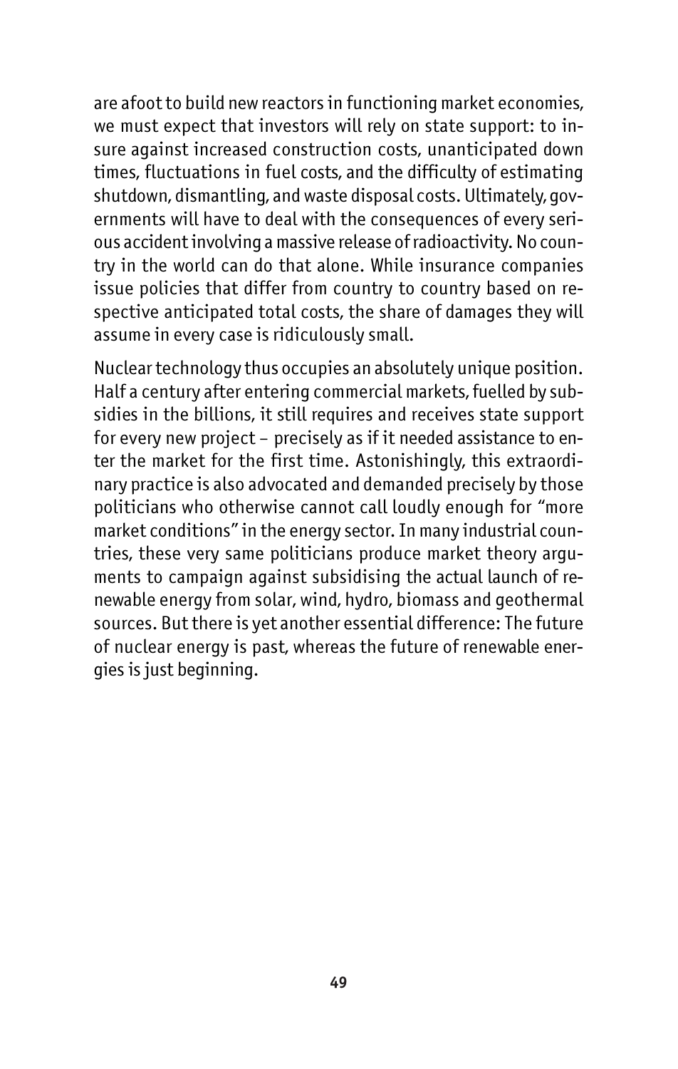are afoot to build new reactors in functioning market economies, we must expect that investors will rely on state support: to insure against increased construction costs, unanticipated down times, fluctuations in fuel costs, and the difficulty of estimating shutdown, dismantling, and waste disposal costs. Ultimately, governments will have to deal with the consequences of every serious accident involving a massive release of radioactivity. No country in the world can do that alone. While insurance companies issue policies that differ from country to country based on respective anticipated total costs, the share of damages they will assume in every case is ridiculously small.

Nuclear technology thus occupies an absolutely unique position. Half a century after entering commercial markets, fuelled by subsidies in the billions, it still requires and receives state support for every new project – precisely as if it needed assistance to enter the market for the first time. Astonishingly, this extraordinary practice is also advocated and demanded precisely by those politicians who otherwise cannot call loudly enough for "more market conditions" in the energy sector. In many industrial countries, these very same politicians produce market theory arguments to campaign against subsidising the actual launch of renewable energy from solar, wind, hydro, biomass and geothermal sources. But there is yet another essential difference: The future of nuclear energy is past, whereas the future of renewable energies is just beginning.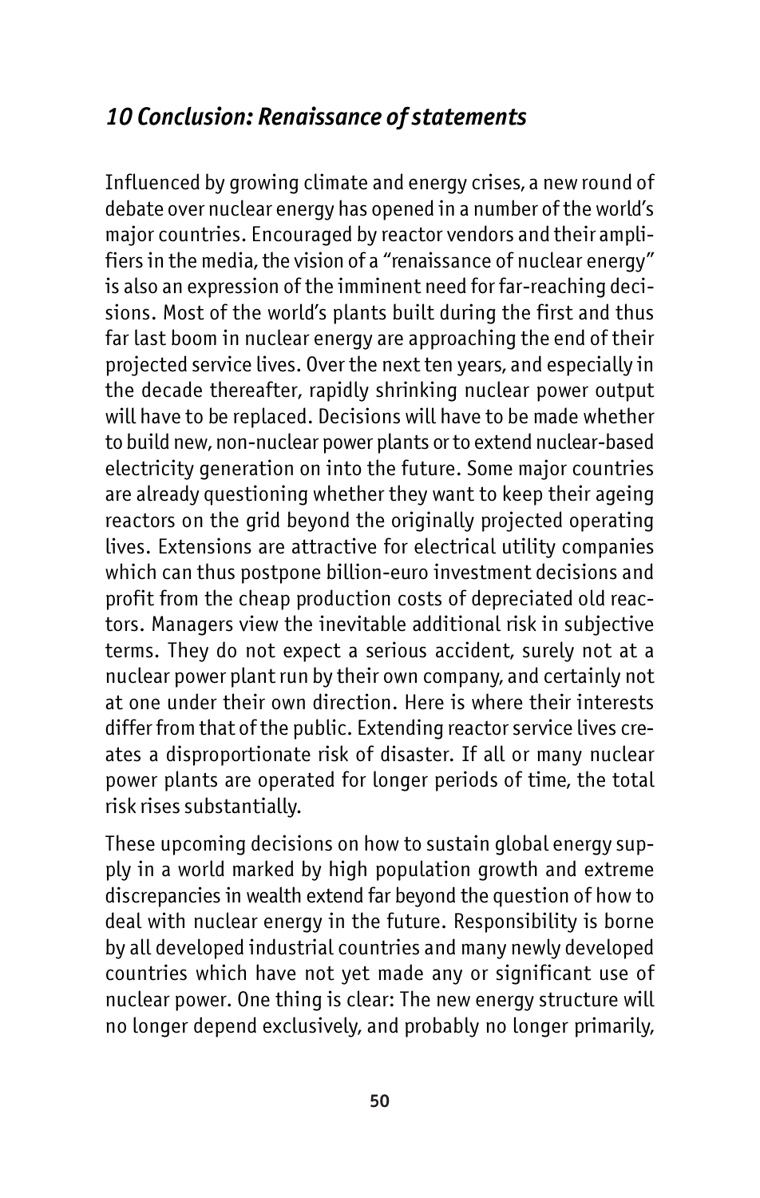## *10 Conclusion: Renaissance of statements*

Influenced by growing climate and energy crises, a new round of debate over nuclear energy has opened in a number of the world's major countries. Encouraged by reactor vendors and their amplifiers in the media, the vision of a "renaissance of nuclear energy" is also an expression of the imminent need for far-reaching decisions. Most of the world's plants built during the first and thus far last boom in nuclear energy are approaching the end of their projected service lives. Over the next ten years, and especially in the decade thereafter, rapidly shrinking nuclear power output will have to be replaced. Decisions will have to be made whether to build new, non-nuclear power plants or to extend nuclear-based electricity generation on into the future. Some major countries are already questioning whether they want to keep their ageing reactors on the grid beyond the originally projected operating lives. Extensions are attractive for electrical utility companies which can thus postpone billion-euro investment decisions and profit from the cheap production costs of depreciated old reactors. Managers view the inevitable additional risk in subjective terms. They do not expect a serious accident, surely not at a nuclear power plant run by their own company, and certainly not at one under their own direction. Here is where their interests differ from that of the public. Extending reactor service lives creates a disproportionate risk of disaster. If all or many nuclear power plants are operated for longer periods of time, the total risk rises substantially.

These upcoming decisions on how to sustain global energy supply in a world marked by high population growth and extreme discrepancies in wealth extend far beyond the question of how to deal with nuclear energy in the future. Responsibility is borne by all developed industrial countries and many newly developed countries which have not yet made any or significant use of nuclear power. One thing is clear: The new energy structure will no longer depend exclusively, and probably no longer primarily,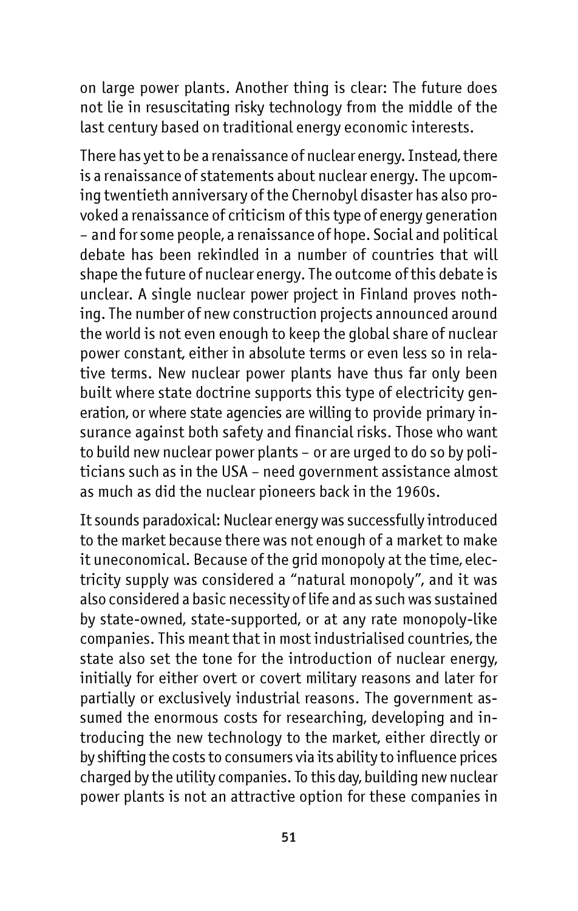on large power plants. Another thing is clear: The future does not lie in resuscitating risky technology from the middle of the last century based on traditional energy economic interests.

There has yet to be a renaissance of nuclear energy. Instead, there is a renaissance of statements about nuclear energy. The upcoming twentieth anniversary of the Chernobyl disaster has also provoked a renaissance of criticism of this type of energy generation – and for some people, a renaissance of hope. Social and political debate has been rekindled in a number of countries that will shape the future of nuclear energy. The outcome of this debate is unclear. A single nuclear power project in Finland proves nothing. The number of new construction projects announced around the world is not even enough to keep the global share of nuclear power constant, either in absolute terms or even less so in relative terms. New nuclear power plants have thus far only been built where state doctrine supports this type of electricity generation, or where state agencies are willing to provide primary insurance against both safety and financial risks. Those who want to build new nuclear power plants – or are urged to do so by politicians such as in the USA – need government assistance almost as much as did the nuclear pioneers back in the 1960s.

It sounds paradoxical: Nuclear energy was successfully introduced to the market because there was not enough of a market to make it uneconomical. Because of the grid monopoly at the time, electricity supply was considered a "natural monopoly", and it was also considered a basic necessity of life and as such was sustained by state-owned, state-supported, or at any rate monopoly-like companies. This meant that in most industrialised countries, the state also set the tone for the introduction of nuclear energy, initially for either overt or covert military reasons and later for partially or exclusively industrial reasons. The government assumed the enormous costs for researching, developing and introducing the new technology to the market, either directly or by shifting the costs to consumers via its ability to influence prices charged by the utility companies. To this day, building new nuclear power plants is not an attractive option for these companies in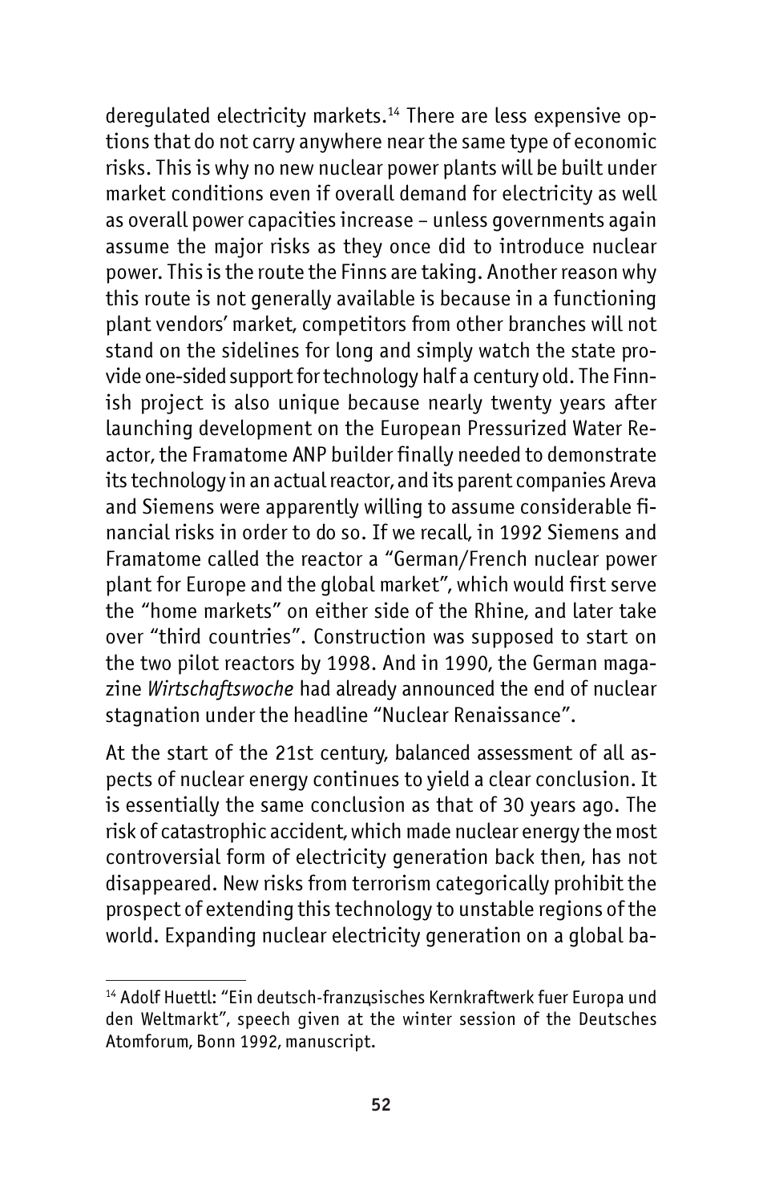deregulated electricity markets.[14] There are less expensive options that do not carry anywhere near the same type of economic risks. This is why no new nuclear power plants will be built under market conditions even if overall demand for electricity as well as overall power capacities increase – unless governments again assume the major risks as they once did to introduce nuclear power. This is the route the Finns are taking. Another reason why this route is not generally available is because in a functioning plant vendors' market, competitors from other branches will not stand on the sidelines for long and simply watch the state provide one-sided support for technology half a century old. The Finnish project is also unique because nearly twenty years after launching development on the European Pressurized Water Reactor, the Framatome ANP builder finally needed to demonstrate its technology in an actual reactor, and its parent companies Areva and Siemens were apparently willing to assume considerable financial risks in order to do so. If we recall, in 1992 Siemens and Framatome called the reactor a "German/French nuclear power plant for Europe and the global market", which would first serve the "home markets" on either side of the Rhine, and later take over "third countries". Construction was supposed to start on the two pilot reactors by 1998. And in 1990, the German magazine *Wirtschaftswoche* had already announced the end of nuclear stagnation under the headline "Nuclear Renaissance".

At the start of the 21st century, balanced assessment of all aspects of nuclear energy continues to yield a clear conclusion. It is essentially the same conclusion as that of 30 years ago. The risk of catastrophic accident, which made nuclear energy the most controversial form of electricity generation back then, has not disappeared. New risks from terrorism categorically prohibit the prospect of extending this technology to unstable regions of the world. Expanding nuclear electricity generation on a global ba-

---

[14] Adolf Huettl: "Ein deutsch-franzцsisches Kernkraftwerk fuer Europa und den Weltmarkt", speech given at the winter session of the Deutsches Atomforum, Bonn 1992, manuscript.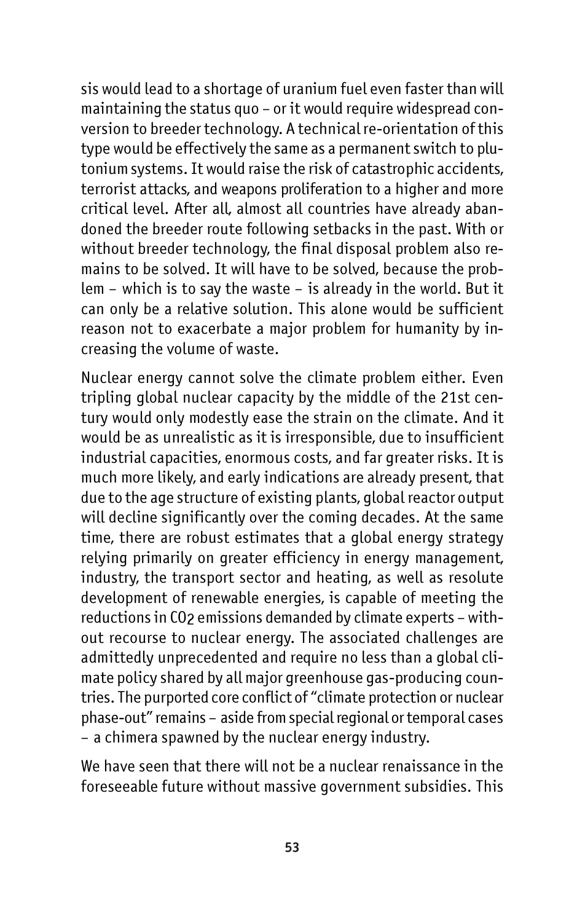sis would lead to a shortage of uranium fuel even faster than will maintaining the status quo – or it would require widespread conversion to breeder technology. A technical re-orientation of this type would be effectively the same as a permanent switch to plutonium systems. It would raise the risk of catastrophic accidents, terrorist attacks, and weapons proliferation to a higher and more critical level. After all, almost all countries have already abandoned the breeder route following setbacks in the past. With or without breeder technology, the final disposal problem also remains to be solved. It will have to be solved, because the problem – which is to say the waste – is already in the world. But it can only be a relative solution. This alone would be sufficient reason not to exacerbate a major problem for humanity by increasing the volume of waste.

Nuclear energy cannot solve the climate problem either. Even tripling global nuclear capacity by the middle of the 21st century would only modestly ease the strain on the climate. And it would be as unrealistic as it is irresponsible, due to insufficient industrial capacities, enormous costs, and far greater risks. It is much more likely, and early indications are already present, that due to the age structure of existing plants, global reactor output will decline significantly over the coming decades. At the same time, there are robust estimates that a global energy strategy relying primarily on greater efficiency in energy management, industry, the transport sector and heating, as well as resolute development of renewable energies, is capable of meeting the reductions in $CO_2$ emissions demanded by climate experts – without recourse to nuclear energy. The associated challenges are admittedly unprecedented and require no less than a global climate policy shared by all major greenhouse gas-producing countries. The purported core conflict of "climate protection or nuclear phase-out" remains – aside from special regional or temporal cases – a chimera spawned by the nuclear energy industry.

We have seen that there will not be a nuclear renaissance in the foreseeable future without massive government subsidies. This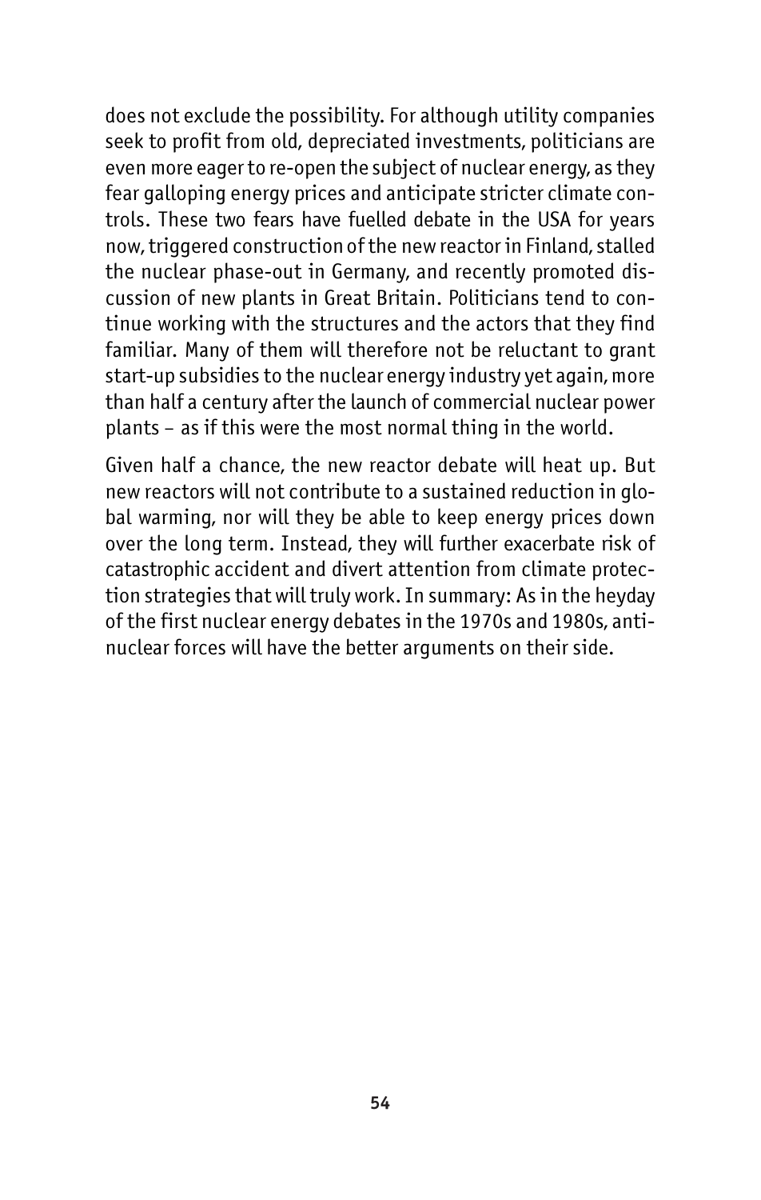does not exclude the possibility. For although utility companies seek to profit from old, depreciated investments, politicians are even more eager to re-open the subject of nuclear energy, as they fear galloping energy prices and anticipate stricter climate controls. These two fears have fuelled debate in the USA for years now, triggered construction of the new reactor in Finland, stalled the nuclear phase-out in Germany, and recently promoted discussion of new plants in Great Britain. Politicians tend to continue working with the structures and the actors that they find familiar. Many of them will therefore not be reluctant to grant start-up subsidies to the nuclear energy industry yet again, more than half a century after the launch of commercial nuclear power plants – as if this were the most normal thing in the world.

Given half a chance, the new reactor debate will heat up. But new reactors will not contribute to a sustained reduction in global warming, nor will they be able to keep energy prices down over the long term. Instead, they will further exacerbate risk of catastrophic accident and divert attention from climate protection strategies that will truly work. In summary: As in the heyday of the first nuclear energy debates in the 1970s and 1980s, anti-nuclear forces will have the better arguments on their side.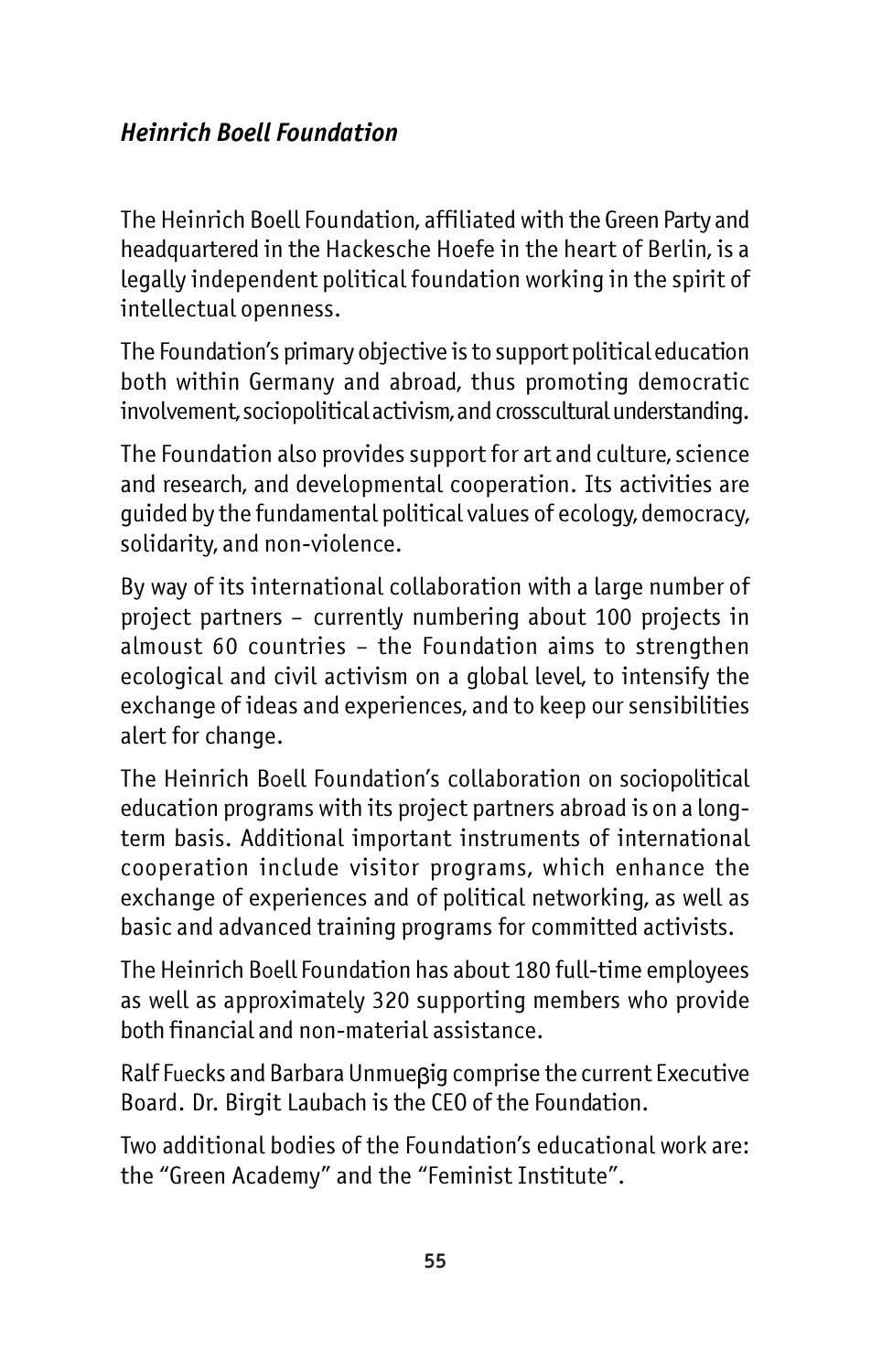### *Heinrich Boell Foundation*

The Heinrich Boell Foundation, affiliated with the Green Party and headquartered in the Hackesche Hoefe in the heart of Berlin, is a legally independent political foundation working in the spirit of intellectual openness.

The Foundation's primary objective is to support political education both within Germany and abroad, thus promoting democratic involvement, sociopolitical activism, and crosscultural understanding.

The Foundation also provides support for art and culture, science and research, and developmental cooperation. Its activities are guided by the fundamental political values of ecology, democracy, solidarity, and non-violence.

By way of its international collaboration with a large number of project partners – currently numbering about 100 projects in almost 60 countries – the Foundation aims to strengthen ecological and civil activism on a global level, to intensify the exchange of ideas and experiences, and to keep our sensibilities alert for change.

The Heinrich Boell Foundation's collaboration on sociopolitical education programs with its project partners abroad is on a long-term basis. Additional important instruments of international cooperation include visitor programs, which enhance the exchange of experiences and of political networking, as well as basic and advanced training programs for committed activists.

The Heinrich Boell Foundation has about 180 full-time employees as well as approximately 320 supporting members who provide both financial and non-material assistance.

Ralf Fuecks and Barbara Unmueßig comprise the current Executive Board. Dr. Birgit Laubach is the CEO of the Foundation.

Two additional bodies of the Foundation's educational work are: the "Green Academy" and the "Feminist Institute".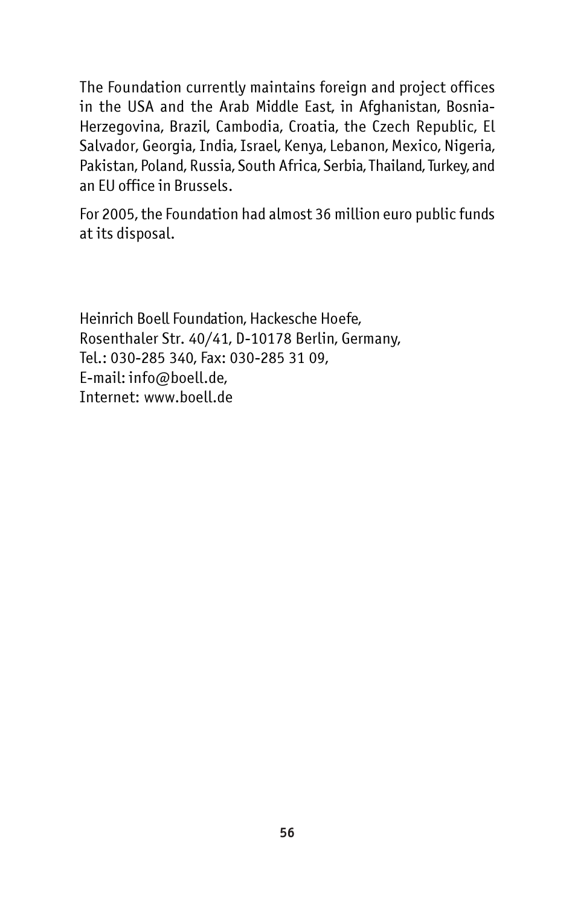The Foundation currently maintains foreign and project offices in the USA and the Arab Middle East, in Afghanistan, Bosnia-Herzegovina, Brazil, Cambodia, Croatia, the Czech Republic, El Salvador, Georgia, India, Israel, Kenya, Lebanon, Mexico, Nigeria, Pakistan, Poland, Russia, South Africa, Serbia, Thailand, Turkey, and an EU office in Brussels.

For 2005, the Foundation had almost 36 million euro public funds at its disposal.

Heinrich Boell Foundation, Hackesche Hoefe,
Rosenthaler Str. 40/41, D-10178 Berlin, Germany,
Tel.: 030-285 340, Fax: 030-285 31 09,
E-mail: info@boell.de,
Internet: www.boell.de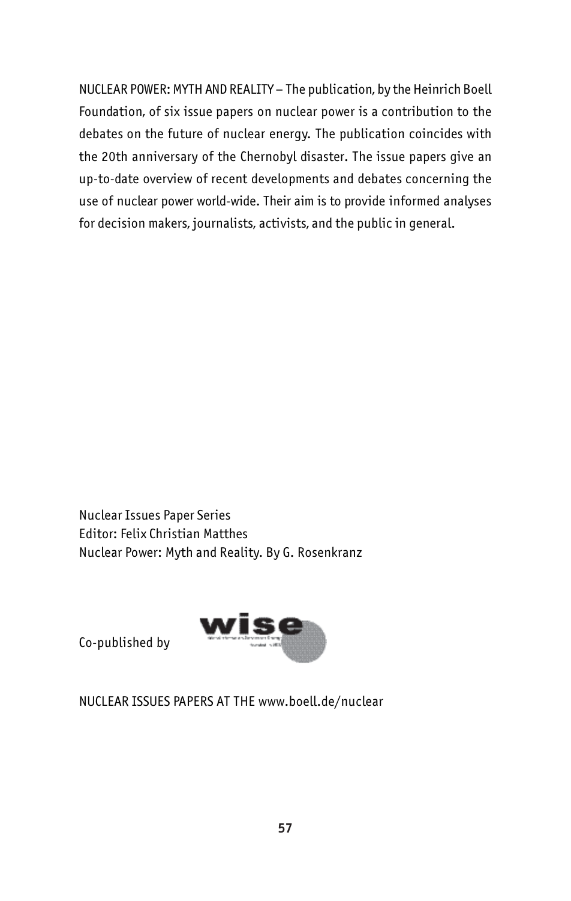NUCLEAR POWER: MYTH AND REALITY – The publication, by the Heinrich Boell Foundation, of six issue papers on nuclear power is a contribution to the debates on the future of nuclear energy. The publication coincides with the 20th anniversary of the Chernobyl disaster. The issue papers give an up-to-date overview of recent developments and debates concerning the use of nuclear power world-wide. Their aim is to provide informed analyses for decision makers, journalists, activists, and the public in general.

Nuclear Issues Paper Series
Editor: Felix Christian Matthes
Nuclear Power: Myth and Reality. By G. Rosenkranz

Co-published by wise

NUCLEAR ISSUES PAPERS AT THE www.boell.de/nuclear